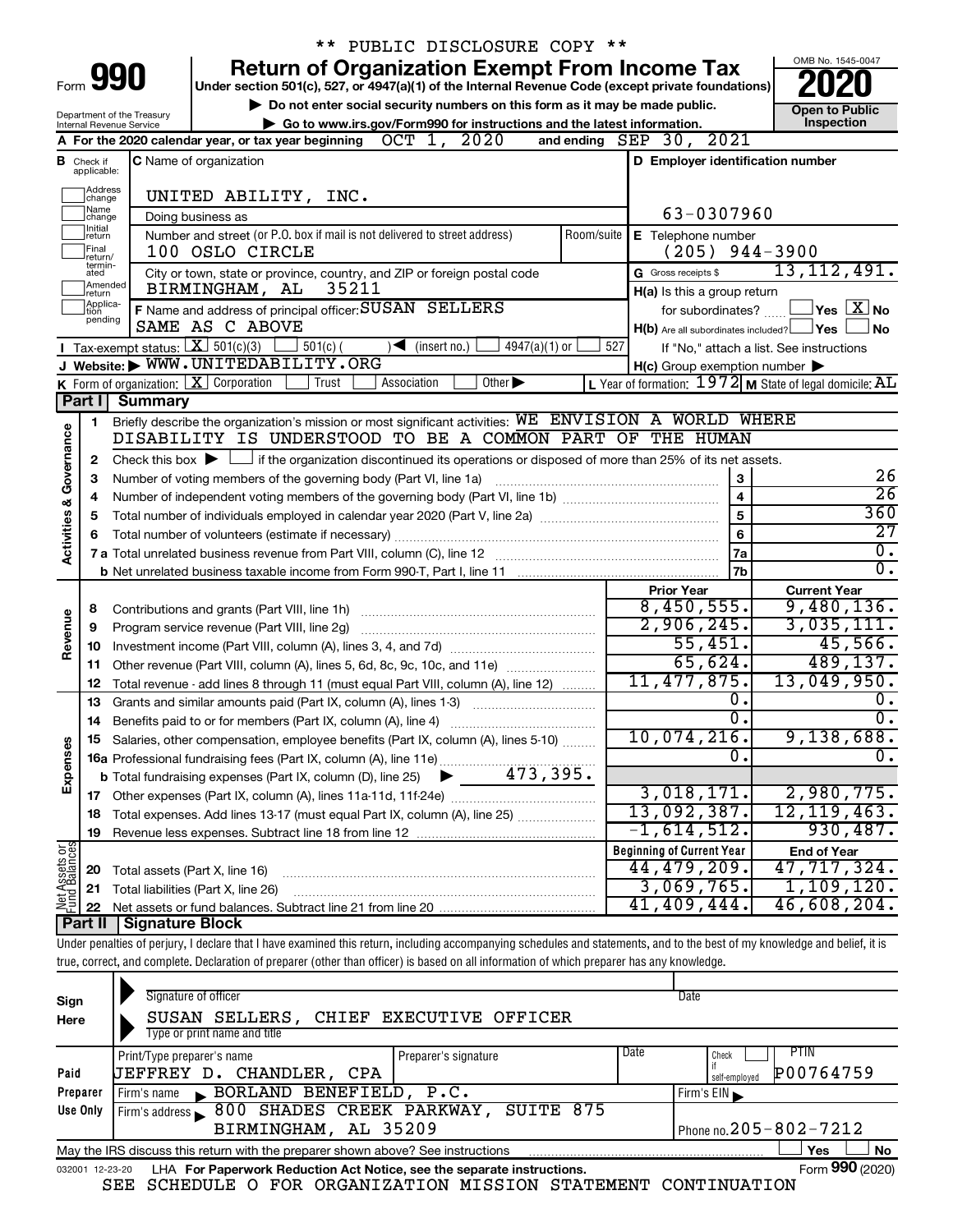** PUBLIC DISCLOSURE COPY **

# Form 990 — Return of Organization Exempt From Income Tax (2020)

Under section 501(c), 527, or 4947(a)(1) of the Internal Revenue Code (except private foundations)

▶ Do not enter social security numbers on this form as it may be made public.

▶ Go to www.irs.gov/Form990 for instructions and the latest information.

Department of the Treasury, Internal Revenue Service

OMB No. 1545-0047 | 2020 | Open to Public Inspection

**A** For the 2020 calendar year, or tax year beginning OCT 1, 2020 and ending SEP 30, 2021

**B** Check if applicable: Address change, Name change, Initial return, Final return/terminated, Amended return, Application pending

**C** Name of organization: UNITED ABILITY, INC.

Doing business as

Number and street (or P.O. box if mail is not delivered to street address): 100 OSLO CIRCLE | Room/suite

City or town, state or province, country, and ZIP or foreign postal code: BIRMINGHAM, AL 35211

**D** Employer identification number: 63-0307960

**E** Telephone number: (205) 944-3900

**G** Gross receipts $ 13,112,491.

**F** Name and address of principal officer: SUSAN SELLERS, SAME AS C ABOVE

**H(a)** Is this a group return for subordinates? Yes [ ] No [X]

**H(b)** Are all subordinates included? Yes [ ] No [ ] If "No," attach a list. See instructions

**H(c)** Group exemption number ▶

**I** Tax-exempt status: [X] 501(c)(3) [ ] 501(c) ( ) ◀ (insert no.) [ ] 4947(a)(1) or [ ] 527

**J** Website: ▶ WWW.UNITEDABILITY.ORG

**K** Form of organization: [X] Corporation [ ] Trust [ ] Association [ ] Other ▶

**L** Year of formation: 1972 **M** State of legal domicile: AL

## Part I Summary

### Activities & Governance

1. Briefly describe the organization's mission or most significant activities: WE ENVISION A WORLD WHERE DISABILITY IS UNDERSTOOD TO BE A COMMON PART OF THE HUMAN
2. Check this box ▶ [ ] if the organization discontinued its operations or disposed of more than 25% of its net assets.

| Line | Description | | Value |
|---|---|---|---|
| 3 | Number of voting members of the governing body (Part VI, line 1a) | 3 | 26 |
| 4 | Number of independent voting members of the governing body (Part VI, line 1b) | 4 | 26 |
| 5 | Total number of individuals employed in calendar year 2020 (Part V, line 2a) | 5 | 360 |
| 6 | Total number of volunteers (estimate if necessary) | 6 | 27 |
| 7a | Total unrelated business revenue from Part VIII, column (C), line 12 | 7a | 0. |
| 7b | Net unrelated business taxable income from Form 990-T, Part I, line 11 | 7b | 0. |

### Revenue / Expenses / Net Assets

| Line | Description | Prior Year | Current Year |
|---|---|---|---|
| 8 | Contributions and grants (Part VIII, line 1h) | 8,450,555. | 9,480,136. |
| 9 | Program service revenue (Part VIII, line 2g) | 2,906,245. | 3,035,111. |
| 10 | Investment income (Part VIII, column (A), lines 3, 4, and 7d) | 55,451. | 45,566. |
| 11 | Other revenue (Part VIII, column (A), lines 5, 6d, 8c, 9c, 10c, and 11e) | 65,624. | 489,137. |
| 12 | Total revenue - add lines 8 through 11 (must equal Part VIII, column (A), line 12) | 11,477,875. | 13,049,950. |
| 13 | Grants and similar amounts paid (Part IX, column (A), lines 1-3) | 0. | 0. |
| 14 | Benefits paid to or for members (Part IX, column (A), line 4) | 0. | 0. |
| 15 | Salaries, other compensation, employee benefits (Part IX, column (A), lines 5-10) | 10,074,216. | 9,138,688. |
| 16a | Professional fundraising fees (Part IX, column (A), line 11e) | 0. | 0. |
| b | Total fundraising expenses (Part IX, column (D), line 25) ▶ 473,395. | | |
| 17 | Other expenses (Part IX, column (A), lines 11a-11d, 11f-24e) | 3,018,171. | 2,980,775. |
| 18 | Total expenses. Add lines 13-17 (must equal Part IX, column (A), line 25) | 13,092,387. | 12,119,463. |
| 19 | Revenue less expenses. Subtract line 18 from line 12 | -1,614,512. | 930,487. |

| Line | Description | Beginning of Current Year | End of Year |
|---|---|---|---|
| 20 | Total assets (Part X, line 16) | 44,479,209. | 47,717,324. |
| 21 | Total liabilities (Part X, line 26) | 3,069,765. | 1,109,120. |
| 22 | Net assets or fund balances. Subtract line 21 from line 20 | 41,409,444. | 46,608,204. |

## Part II Signature Block

Under penalties of perjury, I declare that I have examined this return, including accompanying schedules and statements, and to the best of my knowledge and belief, it is true, correct, and complete. Declaration of preparer (other than officer) is based on all information of which preparer has any knowledge.

**Sign Here**

Signature of officer | Date

SUSAN SELLERS, CHIEF EXECUTIVE OFFICER

Type or print name and title

**Paid Preparer Use Only**

| Print/Type preparer's name | Preparer's signature | Date | Check if self-employed | PTIN |
|---|---|---|---|---|
| JEFFREY D. CHANDLER, CPA | | | [ ] | P00764759 |

Firm's name ▶ BORLAND BENEFIELD, P.C. | Firm's EIN ▶

Firm's address ▶ 800 SHADES CREEK PARKWAY, SUITE 875, BIRMINGHAM, AL 35209 | Phone no. 205-802-7212

May the IRS discuss this return with the preparer shown above? See instructions [ ] Yes [ ] No

032001 12-23-20 LHA For Paperwork Reduction Act Notice, see the separate instructions. Form **990** (2020)

SEE SCHEDULE O FOR ORGANIZATION MISSION STATEMENT CONTINUATION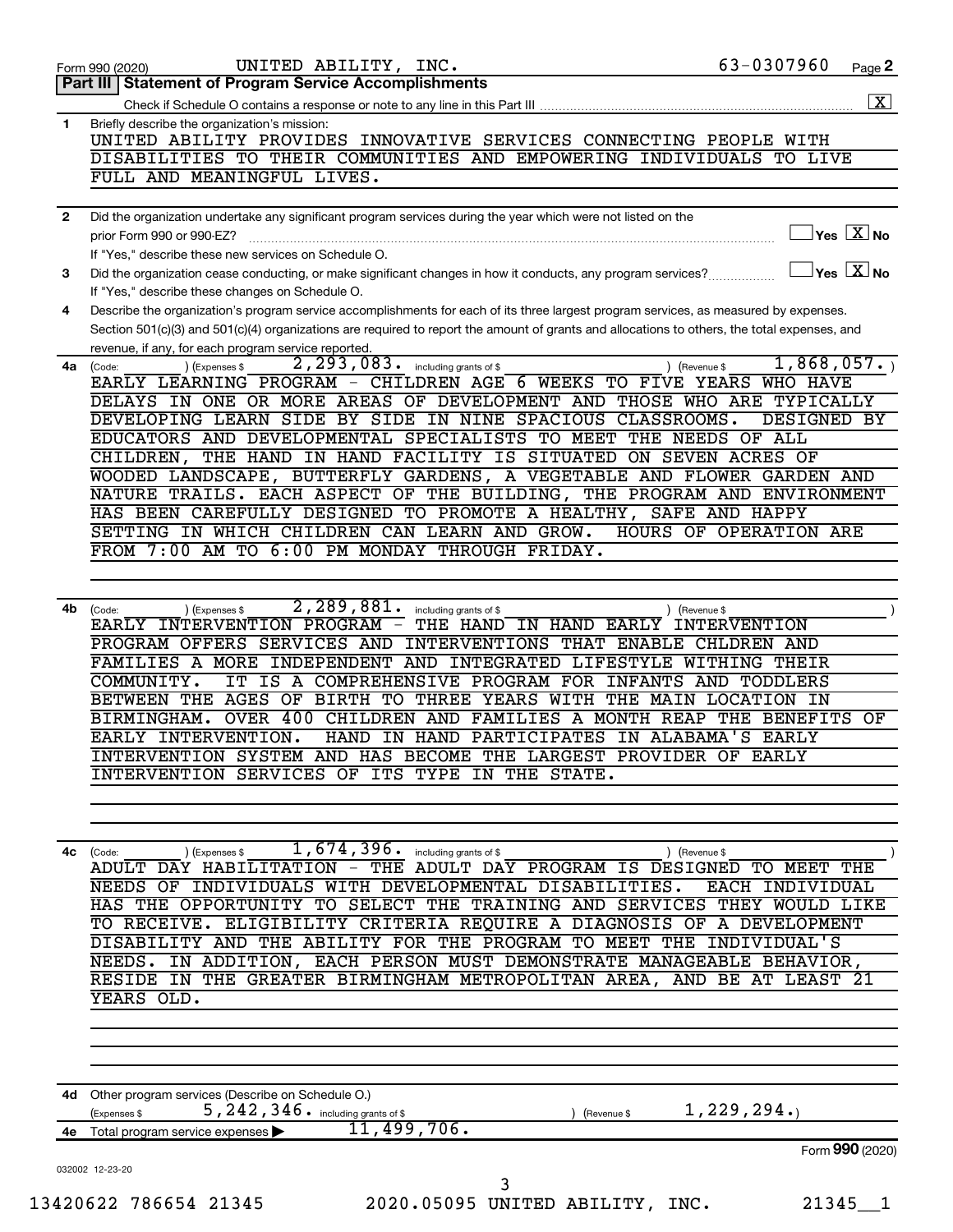Form 990 (2020) UNITED ABILITY, INC. 63-0307960

## Part III | Statement of Program Service Accomplishments

Check if Schedule O contains a response or note to any line in this Part III ..... [X]

**1** Briefly describe the organization's mission:

UNITED ABILITY PROVIDES INNOVATIVE SERVICES CONNECTING PEOPLE WITH DISABILITIES TO THEIR COMMUNITIES AND EMPOWERING INDIVIDUALS TO LIVE FULL AND MEANINGFUL LIVES.

**2** Did the organization undertake any significant program services during the year which were not listed on the prior Form 990 or 990-EZ? ..... [ ] Yes [X] No

If "Yes," describe these new services on Schedule O.

**3** Did the organization cease conducting, or make significant changes in how it conducts, any program services? ..... [ ] Yes [X] No

If "Yes," describe these changes on Schedule O.

**4** Describe the organization's program service accomplishments for each of its three largest program services, as measured by expenses. Section 501(c)(3) and 501(c)(4) organizations are required to report the amount of grants and allocations to others, the total expenses, and revenue, if any, for each program service reported.

**4a** (Code: ) (Expenses $ 2,293,083. including grants of $ ) (Revenue $ 1,868,057.)

EARLY LEARNING PROGRAM - CHILDREN AGE 6 WEEKS TO FIVE YEARS WHO HAVE DELAYS IN ONE OR MORE AREAS OF DEVELOPMENT AND THOSE WHO ARE TYPICALLY DEVELOPING LEARN SIDE BY SIDE IN NINE SPACIOUS CLASSROOMS. DESIGNED BY EDUCATORS AND DEVELOPMENTAL SPECIALISTS TO MEET THE NEEDS OF ALL CHILDREN, THE HAND IN HAND FACILITY IS SITUATED ON SEVEN ACRES OF WOODED LANDSCAPE, BUTTERFLY GARDENS, A VEGETABLE AND FLOWER GARDEN AND NATURE TRAILS. EACH ASPECT OF THE BUILDING, THE PROGRAM AND ENVIRONMENT HAS BEEN CAREFULLY DESIGNED TO PROMOTE A HEALTHY, SAFE AND HAPPY SETTING IN WHICH CHILDREN CAN LEARN AND GROW. HOURS OF OPERATION ARE FROM 7:00 AM TO 6:00 PM MONDAY THROUGH FRIDAY.

**4b** (Code: ) (Expenses $ 2,289,881. including grants of $ ) (Revenue $ )

EARLY INTERVENTION PROGRAM - THE HAND IN HAND EARLY INTERVENTION PROGRAM OFFERS SERVICES AND INTERVENTIONS THAT ENABLE CHLDREN AND FAMILIES A MORE INDEPENDENT AND INTEGRATED LIFESTYLE WITHING THEIR COMMUNITY. IT IS A COMPREHENSIVE PROGRAM FOR INFANTS AND TODDLERS BETWEEN THE AGES OF BIRTH TO THREE YEARS WITH THE MAIN LOCATION IN BIRMINGHAM. OVER 400 CHILDREN AND FAMILIES A MONTH REAP THE BENEFITS OF EARLY INTERVENTION. HAND IN HAND PARTICIPATES IN ALABAMA'S EARLY INTERVENTION SYSTEM AND HAS BECOME THE LARGEST PROVIDER OF EARLY INTERVENTION SERVICES OF ITS TYPE IN THE STATE.

**4c** (Code: ) (Expenses $ 1,674,396. including grants of $ ) (Revenue $ )

ADULT DAY HABILITATION - THE ADULT DAY PROGRAM IS DESIGNED TO MEET THE NEEDS OF INDIVIDUALS WITH DEVELOPMENTAL DISABILITIES. EACH INDIVIDUAL HAS THE OPPORTUNITY TO SELECT THE TRAINING AND SERVICES THEY WOULD LIKE TO RECEIVE. ELIGIBILITY CRITERIA REQUIRE A DIAGNOSIS OF A DEVELOPMENT DISABILITY AND THE ABILITY FOR THE PROGRAM TO MEET THE INDIVIDUAL'S NEEDS. IN ADDITION, EACH PERSON MUST DEMONSTRATE MANAGEABLE BEHAVIOR, RESIDE IN THE GREATER BIRMINGHAM METROPOLITAN AREA, AND BE AT LEAST 21 YEARS OLD.

**4d** Other program services (Describe on Schedule O.)

(Expenses $ 5,242,346. including grants of $ ) (Revenue $ 1,229,294.)

**4e** Total program service expenses ▶ 11,499,706.

Form **990** (2020)

032002 12-23-20

13420622 786654 21345 2020.05095 UNITED ABILITY, INC. 21345__1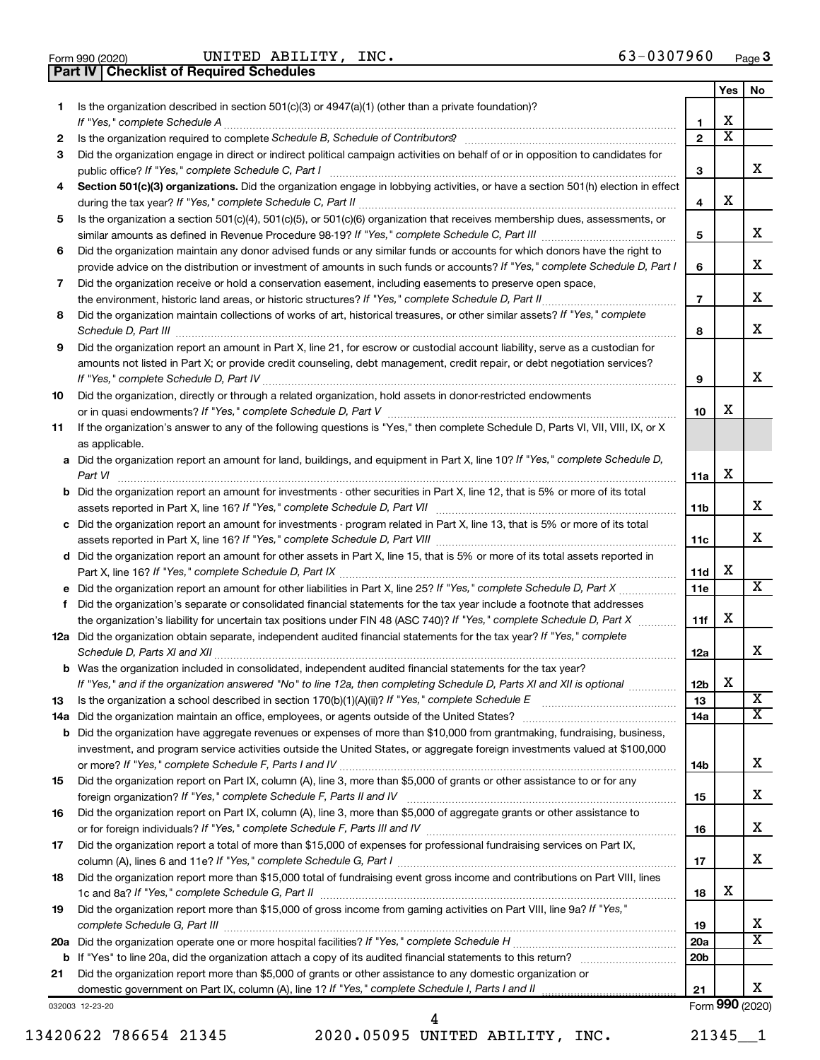Form 990 (2020) UNITED ABILITY, INC. 63-0307960 Page 3

**Part IV | Checklist of Required Schedules**

| | | | Yes | No |
|---|---|---|---|---|
| 1 | Is the organization described in section 501(c)(3) or 4947(a)(1) (other than a private foundation)? *If "Yes," complete Schedule A* | 1 | X | |
| 2 | Is the organization required to complete *Schedule B, Schedule of Contributors*? | 2 | X | |
| 3 | Did the organization engage in direct or indirect political campaign activities on behalf of or in opposition to candidates for public office? *If "Yes," complete Schedule C, Part I* | 3 | | X |
| 4 | **Section 501(c)(3) organizations.** Did the organization engage in lobbying activities, or have a section 501(h) election in effect during the tax year? *If "Yes," complete Schedule C, Part II* | 4 | X | |
| 5 | Is the organization a section 501(c)(4), 501(c)(5), or 501(c)(6) organization that receives membership dues, assessments, or similar amounts as defined in Revenue Procedure 98-19? *If "Yes," complete Schedule C, Part III* | 5 | | X |
| 6 | Did the organization maintain any donor advised funds or any similar funds or accounts for which donors have the right to provide advice on the distribution or investment of amounts in such funds or accounts? *If "Yes," complete Schedule D, Part I* | 6 | | X |
| 7 | Did the organization receive or hold a conservation easement, including easements to preserve open space, the environment, historic land areas, or historic structures? *If "Yes," complete Schedule D, Part II* | 7 | | X |
| 8 | Did the organization maintain collections of works of art, historical treasures, or other similar assets? *If "Yes," complete Schedule D, Part III* | 8 | | X |
| 9 | Did the organization report an amount in Part X, line 21, for escrow or custodial account liability, serve as a custodian for amounts not listed in Part X; or provide credit counseling, debt management, credit repair, or debt negotiation services? *If "Yes," complete Schedule D, Part IV* | 9 | | X |
| 10 | Did the organization, directly or through a related organization, hold assets in donor-restricted endowments or in quasi endowments? *If "Yes," complete Schedule D, Part V* | 10 | X | |
| 11 | If the organization's answer to any of the following questions is "Yes," then complete Schedule D, Parts VI, VII, VIII, IX, or X as applicable. | | | |
| a | Did the organization report an amount for land, buildings, and equipment in Part X, line 10? *If "Yes," complete Schedule D, Part VI* | 11a | X | |
| b | Did the organization report an amount for investments - other securities in Part X, line 12, that is 5% or more of its total assets reported in Part X, line 16? *If "Yes," complete Schedule D, Part VII* | 11b | | X |
| c | Did the organization report an amount for investments - program related in Part X, line 13, that is 5% or more of its total assets reported in Part X, line 16? *If "Yes," complete Schedule D, Part VIII* | 11c | | X |
| d | Did the organization report an amount for other assets in Part X, line 15, that is 5% or more of its total assets reported in Part X, line 16? *If "Yes," complete Schedule D, Part IX* | 11d | X | |
| e | Did the organization report an amount for other liabilities in Part X, line 25? *If "Yes," complete Schedule D, Part X* | 11e | | X |
| f | Did the organization's separate or consolidated financial statements for the tax year include a footnote that addresses the organization's liability for uncertain tax positions under FIN 48 (ASC 740)? *If "Yes," complete Schedule D, Part X* | 11f | X | |
| 12a | Did the organization obtain separate, independent audited financial statements for the tax year? *If "Yes," complete Schedule D, Parts XI and XII* | 12a | | X |
| b | Was the organization included in consolidated, independent audited financial statements for the tax year? *If "Yes," and if the organization answered "No" to line 12a, then completing Schedule D, Parts XI and XII is optional* | 12b | X | |
| 13 | Is the organization a school described in section 170(b)(1)(A)(ii)? *If "Yes," complete Schedule E* | 13 | | X |
| 14a | Did the organization maintain an office, employees, or agents outside of the United States? | 14a | | X |
| b | Did the organization have aggregate revenues or expenses of more than $10,000 from grantmaking, fundraising, business, investment, and program service activities outside the United States, or aggregate foreign investments valued at $100,000 or more? *If "Yes," complete Schedule F, Parts I and IV* | 14b | | X |
| 15 | Did the organization report on Part IX, column (A), line 3, more than $5,000 of grants or other assistance to or for any foreign organization? *If "Yes," complete Schedule F, Parts II and IV* | 15 | | X |
| 16 | Did the organization report on Part IX, column (A), line 3, more than $5,000 of aggregate grants or other assistance to or for foreign individuals? *If "Yes," complete Schedule F, Parts III and IV* | 16 | | X |
| 17 | Did the organization report a total of more than $15,000 of expenses for professional fundraising services on Part IX, column (A), lines 6 and 11e? *If "Yes," complete Schedule G, Part I* | 17 | | X |
| 18 | Did the organization report more than $15,000 total of fundraising event gross income and contributions on Part VIII, lines 1c and 8a? *If "Yes," complete Schedule G, Part II* | 18 | X | |
| 19 | Did the organization report more than $15,000 of gross income from gaming activities on Part VIII, line 9a? *If "Yes," complete Schedule G, Part III* | 19 | | X |
| 20a | Did the organization operate one or more hospital facilities? *If "Yes," complete Schedule H* | 20a | | X |
| b | If "Yes" to line 20a, did the organization attach a copy of its audited financial statements to this return? | 20b | | |
| 21 | Did the organization report more than $5,000 of grants or other assistance to any domestic organization or domestic government on Part IX, column (A), line 1? *If "Yes," complete Schedule I, Parts I and II* | 21 | | X |

032003 12-23-20 Form 990 (2020)

13420622 786654 21345 2020.05095 UNITED ABILITY, INC. 21345__1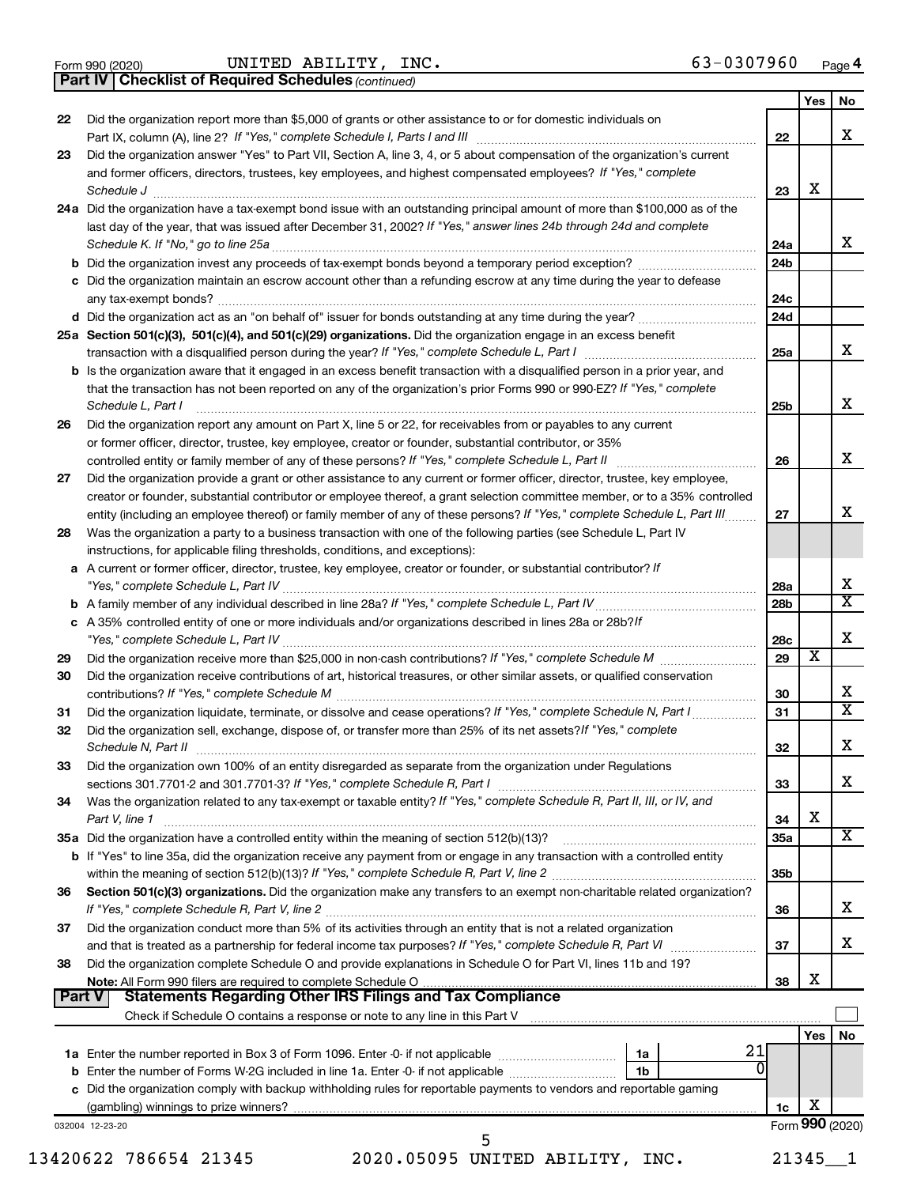Form 990 (2020) UNITED ABILITY, INC. 63-0307960 Page **4**

**Part IV | Checklist of Required Schedules** *(continued)*

| | | | Yes | No |
|---|---|---|---|---|
| 22 | Did the organization report more than $5,000 of grants or other assistance to or for domestic individuals on Part IX, column (A), line 2? *If "Yes," complete Schedule I, Parts I and III* | 22 | | X |
| 23 | Did the organization answer "Yes" to Part VII, Section A, line 3, 4, or 5 about compensation of the organization's current and former officers, directors, trustees, key employees, and highest compensated employees? *If "Yes," complete Schedule J* | 23 | X | |
| 24a | Did the organization have a tax-exempt bond issue with an outstanding principal amount of more than $100,000 as of the last day of the year, that was issued after December 31, 2002? *If "Yes," answer lines 24b through 24d and complete Schedule K. If "No," go to line 25a* | 24a | | X |
| b | Did the organization invest any proceeds of tax-exempt bonds beyond a temporary period exception? | 24b | | |
| c | Did the organization maintain an escrow account other than a refunding escrow at any time during the year to defease any tax-exempt bonds? | 24c | | |
| d | Did the organization act as an "on behalf of" issuer for bonds outstanding at any time during the year? | 24d | | |
| 25a | **Section 501(c)(3), 501(c)(4), and 501(c)(29) organizations.** Did the organization engage in an excess benefit transaction with a disqualified person during the year? *If "Yes," complete Schedule L, Part I* | 25a | | X |
| b | Is the organization aware that it engaged in an excess benefit transaction with a disqualified person in a prior year, and that the transaction has not been reported on any of the organization's prior Forms 990 or 990-EZ? *If "Yes," complete Schedule L, Part I* | 25b | | X |
| 26 | Did the organization report any amount on Part X, line 5 or 22, for receivables from or payables to any current or former officer, director, trustee, key employee, creator or founder, substantial contributor, or 35% controlled entity or family member of any of these persons? *If "Yes," complete Schedule L, Part II* | 26 | | X |
| 27 | Did the organization provide a grant or other assistance to any current or former officer, director, trustee, key employee, creator or founder, substantial contributor or employee thereof, a grant selection committee member, or to a 35% controlled entity (including an employee thereof) or family member of any of these persons? *If "Yes," complete Schedule L, Part III* | 27 | | X |
| 28 | Was the organization a party to a business transaction with one of the following parties (see Schedule L, Part IV instructions, for applicable filing thresholds, conditions, and exceptions): | | | |
| a | A current or former officer, director, trustee, key employee, creator or founder, or substantial contributor? *If "Yes," complete Schedule L, Part IV* | 28a | | X |
| b | A family member of any individual described in line 28a? *If "Yes," complete Schedule L, Part IV* | 28b | | X |
| c | A 35% controlled entity of one or more individuals and/or organizations described in lines 28a or 28b? *If "Yes," complete Schedule L, Part IV* | 28c | | X |
| 29 | Did the organization receive more than $25,000 in non-cash contributions? *If "Yes," complete Schedule M* | 29 | X | |
| 30 | Did the organization receive contributions of art, historical treasures, or other similar assets, or qualified conservation contributions? *If "Yes," complete Schedule M* | 30 | | X |
| 31 | Did the organization liquidate, terminate, or dissolve and cease operations? *If "Yes," complete Schedule N, Part I* | 31 | | X |
| 32 | Did the organization sell, exchange, dispose of, or transfer more than 25% of its net assets? *If "Yes," complete Schedule N, Part II* | 32 | | X |
| 33 | Did the organization own 100% of an entity disregarded as separate from the organization under Regulations sections 301.7701-2 and 301.7701-3? *If "Yes," complete Schedule R, Part I* | 33 | | X |
| 34 | Was the organization related to any tax-exempt or taxable entity? *If "Yes," complete Schedule R, Part II, III, or IV, and Part V, line 1* | 34 | X | |
| 35a | Did the organization have a controlled entity within the meaning of section 512(b)(13)? | 35a | | X |
| b | If "Yes" to line 35a, did the organization receive any payment from or engage in any transaction with a controlled entity within the meaning of section 512(b)(13)? *If "Yes," complete Schedule R, Part V, line 2* | 35b | | |
| 36 | **Section 501(c)(3) organizations.** Did the organization make any transfers to an exempt non-charitable related organization? *If "Yes," complete Schedule R, Part V, line 2* | 36 | | X |
| 37 | Did the organization conduct more than 5% of its activities through an entity that is not a related organization and that is treated as a partnership for federal income tax purposes? *If "Yes," complete Schedule R, Part VI* | 37 | | X |
| 38 | Did the organization complete Schedule O and provide explanations in Schedule O for Part VI, lines 11b and 19? **Note:** All Form 990 filers are required to complete Schedule O | 38 | X | |

**Part V | Statements Regarding Other IRS Filings and Tax Compliance**

Check if Schedule O contains a response or note to any line in this Part V ☐

| | | | | | Yes | No |
|---|---|---|---|---|---|---|
| 1a | Enter the number reported in Box 3 of Form 1096. Enter -0- if not applicable | 1a | 21 | | | |
| b | Enter the number of Forms W-2G included in line 1a. Enter -0- if not applicable | 1b | 0 | | | |
| c | Did the organization comply with backup withholding rules for reportable payments to vendors and reportable gaming (gambling) winnings to prize winners? | | | 1c | X | |

032004 12-23-20 Form **990** (2020)

13420622 786654 21345 2020.05095 UNITED ABILITY, INC. 21345__1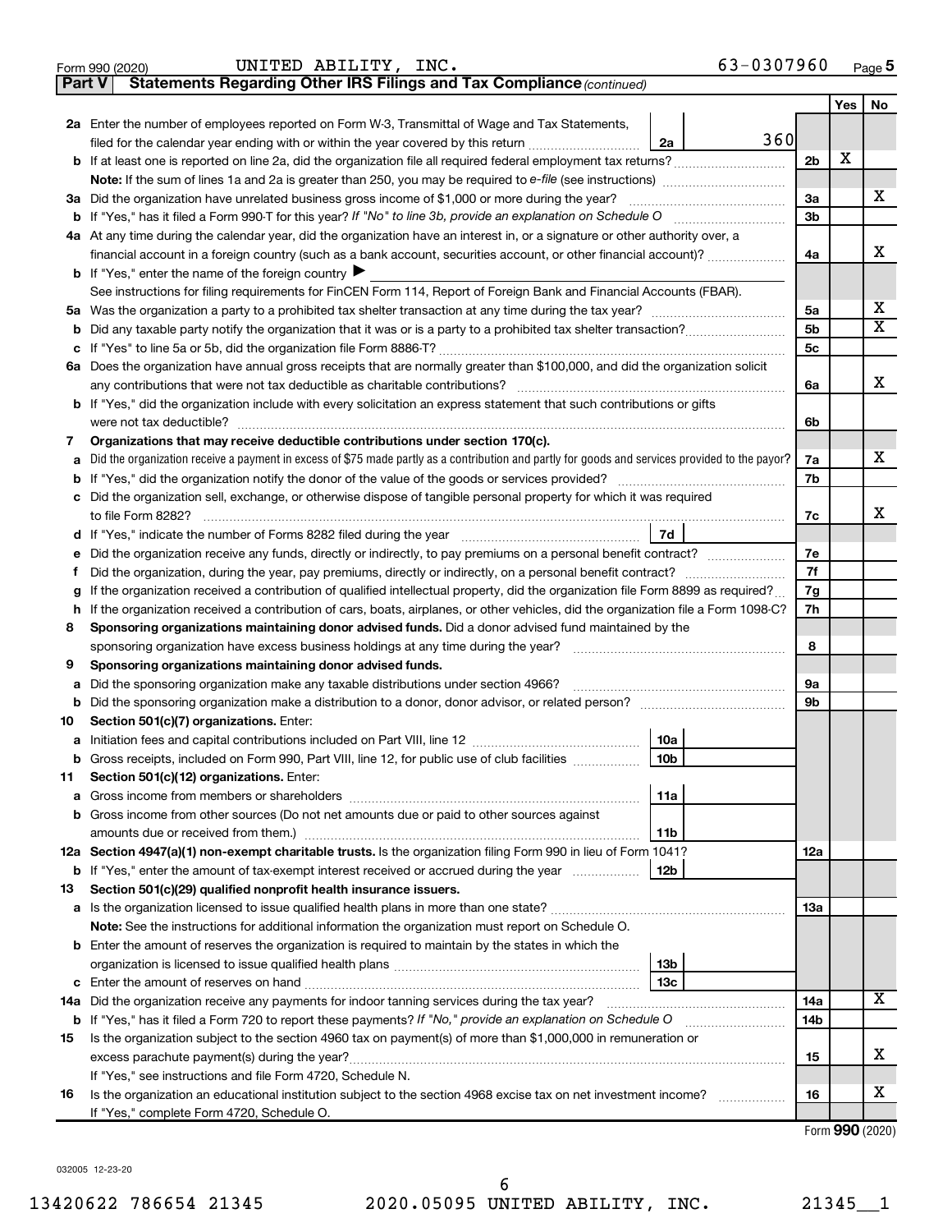Form 990 (2020) UNITED ABILITY, INC. 63-0307960 Page 5

**Part V Statements Regarding Other IRS Filings and Tax Compliance** *(continued)*

| | | | | Yes | No |
|---|---|---|---|---|---|
| **2a** | Enter the number of employees reported on Form W-3, Transmittal of Wage and Tax Statements, filed for the calendar year ending with or within the year covered by this return | 2a | 360 | | |
| **b** | If at least one is reported on line 2a, did the organization file all required federal employment tax returns? | | 2b | X | |
| | **Note:** If the sum of lines 1a and 2a is greater than 250, you may be required to *e-file* (see instructions) | | | | |
| **3a** | Did the organization have unrelated business gross income of $1,000 or more during the year? | | 3a | | X |
| **b** | If "Yes," has it filed a Form 990-T for this year? *If "No" to line 3b, provide an explanation on Schedule O* | | 3b | | |
| **4a** | At any time during the calendar year, did the organization have an interest in, or a signature or other authority over, a financial account in a foreign country (such as a bank account, securities account, or other financial account)? | | 4a | | X |
| **b** | If "Yes," enter the name of the foreign country ▶ | | | | |
| | See instructions for filing requirements for FinCEN Form 114, Report of Foreign Bank and Financial Accounts (FBAR). | | | | |
| **5a** | Was the organization a party to a prohibited tax shelter transaction at any time during the tax year? | | 5a | | X |
| **b** | Did any taxable party notify the organization that it was or is a party to a prohibited tax shelter transaction? | | 5b | | X |
| **c** | If "Yes" to line 5a or 5b, did the organization file Form 8886-T? | | 5c | | |
| **6a** | Does the organization have annual gross receipts that are normally greater than $100,000, and did the organization solicit any contributions that were not tax deductible as charitable contributions? | | 6a | | X |
| **b** | If "Yes," did the organization include with every solicitation an express statement that such contributions or gifts were not tax deductible? | | 6b | | |
| **7** | **Organizations that may receive deductible contributions under section 170(c).** | | | | |
| **a** | Did the organization receive a payment in excess of $75 made partly as a contribution and partly for goods and services provided to the payor? | | 7a | | X |
| **b** | If "Yes," did the organization notify the donor of the value of the goods or services provided? | | 7b | | |
| **c** | Did the organization sell, exchange, or otherwise dispose of tangible personal property for which it was required to file Form 8282? | | 7c | | X |
| **d** | If "Yes," indicate the number of Forms 8282 filed during the year | 7d | | | |
| **e** | Did the organization receive any funds, directly or indirectly, to pay premiums on a personal benefit contract? | | 7e | | |
| **f** | Did the organization, during the year, pay premiums, directly or indirectly, on a personal benefit contract? | | 7f | | |
| **g** | If the organization received a contribution of qualified intellectual property, did the organization file Form 8899 as required? | | 7g | | |
| **h** | If the organization received a contribution of cars, boats, airplanes, or other vehicles, did the organization file a Form 1098-C? | | 7h | | |
| **8** | **Sponsoring organizations maintaining donor advised funds.** Did a donor advised fund maintained by the sponsoring organization have excess business holdings at any time during the year? | | 8 | | |
| **9** | **Sponsoring organizations maintaining donor advised funds.** | | | | |
| **a** | Did the sponsoring organization make any taxable distributions under section 4966? | | 9a | | |
| **b** | Did the sponsoring organization make a distribution to a donor, donor advisor, or related person? | | 9b | | |
| **10** | **Section 501(c)(7) organizations.** Enter: | | | | |
| **a** | Initiation fees and capital contributions included on Part VIII, line 12 | 10a | | | |
| **b** | Gross receipts, included on Form 990, Part VIII, line 12, for public use of club facilities | 10b | | | |
| **11** | **Section 501(c)(12) organizations.** Enter: | | | | |
| **a** | Gross income from members or shareholders | 11a | | | |
| **b** | Gross income from other sources (Do not net amounts due or paid to other sources against amounts due or received from them.) | 11b | | | |
| **12a** | **Section 4947(a)(1) non-exempt charitable trusts.** Is the organization filing Form 990 in lieu of Form 1041? | | 12a | | |
| **b** | If "Yes," enter the amount of tax-exempt interest received or accrued during the year | 12b | | | |
| **13** | **Section 501(c)(29) qualified nonprofit health insurance issuers.** | | | | |
| **a** | Is the organization licensed to issue qualified health plans in more than one state? | | 13a | | |
| | **Note:** See the instructions for additional information the organization must report on Schedule O. | | | | |
| **b** | Enter the amount of reserves the organization is required to maintain by the states in which the organization is licensed to issue qualified health plans | 13b | | | |
| **c** | Enter the amount of reserves on hand | 13c | | | |
| **14a** | Did the organization receive any payments for indoor tanning services during the tax year? | | 14a | | X |
| **b** | If "Yes," has it filed a Form 720 to report these payments? *If "No," provide an explanation on Schedule O* | | 14b | | |
| **15** | Is the organization subject to the section 4960 tax on payment(s) of more than $1,000,000 in remuneration or excess parachute payment(s) during the year? | | 15 | | X |
| | If "Yes," see instructions and file Form 4720, Schedule N. | | | | |
| **16** | Is the organization an educational institution subject to the section 4968 excise tax on net investment income? | | 16 | | X |
| | If "Yes," complete Form 4720, Schedule O. | | | | |

Form **990** (2020)

032005 12-23-20

13420622 786654 21345 2020.05095 UNITED ABILITY, INC. 21345__1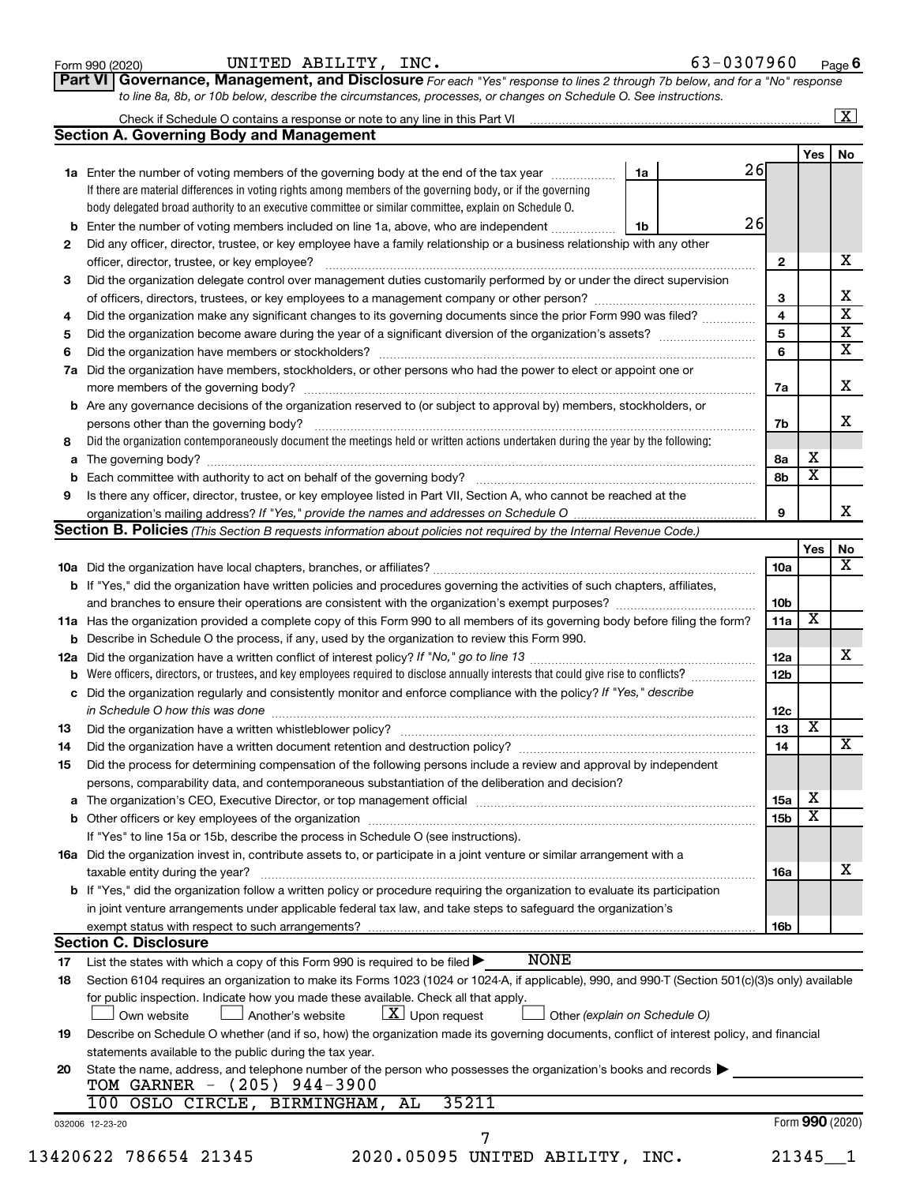Form 990 (2020) UNITED ABILITY, INC. 63-0307960 Page 6

**Part VI Governance, Management, and Disclosure** *For each "Yes" response to lines 2 through 7b below, and for a "No" response to line 8a, 8b, or 10b below, describe the circumstances, processes, or changes on Schedule O. See instructions.*

Check if Schedule O contains a response or note to any line in this Part VI [X]

## Section A. Governing Body and Management

| | | | Yes | No |
|---|---|---|---|---|
| 1a | Enter the number of voting members of the governing body at the end of the tax year — 1a: 26<br>If there are material differences in voting rights among members of the governing body, or if the governing body delegated broad authority to an executive committee or similar committee, explain on Schedule O. | | | |
| b | Enter the number of voting members included on line 1a, above, who are independent — 1b: 26 | | | |
| 2 | Did any officer, director, trustee, or key employee have a family relationship or a business relationship with any other officer, director, trustee, or key employee? | 2 | | X |
| 3 | Did the organization delegate control over management duties customarily performed by or under the direct supervision of officers, directors, trustees, or key employees to a management company or other person? | 3 | | X |
| 4 | Did the organization make any significant changes to its governing documents since the prior Form 990 was filed? | 4 | | X |
| 5 | Did the organization become aware during the year of a significant diversion of the organization's assets? | 5 | | X |
| 6 | Did the organization have members or stockholders? | 6 | | X |
| 7a | Did the organization have members, stockholders, or other persons who had the power to elect or appoint one or more members of the governing body? | 7a | | X |
| b | Are any governance decisions of the organization reserved to (or subject to approval by) members, stockholders, or persons other than the governing body? | 7b | | X |
| 8 | Did the organization contemporaneously document the meetings held or written actions undertaken during the year by the following: | | | |
| a | The governing body? | 8a | X | |
| b | Each committee with authority to act on behalf of the governing body? | 8b | X | |
| 9 | Is there any officer, director, trustee, or key employee listed in Part VII, Section A, who cannot be reached at the organization's mailing address? *If "Yes," provide the names and addresses on Schedule O* | 9 | | X |

## Section B. Policies *(This Section B requests information about policies not required by the Internal Revenue Code.)*

| | | | Yes | No |
|---|---|---|---|---|
| 10a | Did the organization have local chapters, branches, or affiliates? | 10a | | X |
| b | If "Yes," did the organization have written policies and procedures governing the activities of such chapters, affiliates, and branches to ensure their operations are consistent with the organization's exempt purposes? | 10b | | |
| 11a | Has the organization provided a complete copy of this Form 990 to all members of its governing body before filing the form? | 11a | X | |
| b | Describe in Schedule O the process, if any, used by the organization to review this Form 990. | | | |
| 12a | Did the organization have a written conflict of interest policy? *If "No," go to line 13* | 12a | | X |
| b | Were officers, directors, or trustees, and key employees required to disclose annually interests that could give rise to conflicts? | 12b | | |
| c | Did the organization regularly and consistently monitor and enforce compliance with the policy? *If "Yes," describe in Schedule O how this was done* | 12c | | |
| 13 | Did the organization have a written whistleblower policy? | 13 | X | |
| 14 | Did the organization have a written document retention and destruction policy? | 14 | | X |
| 15 | Did the process for determining compensation of the following persons include a review and approval by independent persons, comparability data, and contemporaneous substantiation of the deliberation and decision? | | | |
| a | The organization's CEO, Executive Director, or top management official | 15a | X | |
| b | Other officers or key employees of the organization | 15b | X | |
| | If "Yes" to line 15a or 15b, describe the process in Schedule O (see instructions). | | | |
| 16a | Did the organization invest in, contribute assets to, or participate in a joint venture or similar arrangement with a taxable entity during the year? | 16a | | X |
| b | If "Yes," did the organization follow a written policy or procedure requiring the organization to evaluate its participation in joint venture arrangements under applicable federal tax law, and take steps to safeguard the organization's exempt status with respect to such arrangements? | 16b | | |

## Section C. Disclosure

17 List the states with which a copy of this Form 990 is required to be filed ▶ NONE

18 Section 6104 requires an organization to make its Forms 1023 (1024 or 1024-A, if applicable), 990, and 990-T (Section 501(c)(3)s only) available for public inspection. Indicate how you made these available. Check all that apply.
[ ] Own website [ ] Another's website [X] Upon request [ ] Other *(explain on Schedule O)*

19 Describe on Schedule O whether (and if so, how) the organization made its governing documents, conflict of interest policy, and financial statements available to the public during the tax year.

20 State the name, address, and telephone number of the person who possesses the organization's books and records ▶
TOM GARNER - (205) 944-3900
100 OSLO CIRCLE, BIRMINGHAM, AL 35211

032006 12-23-20 Form 990 (2020)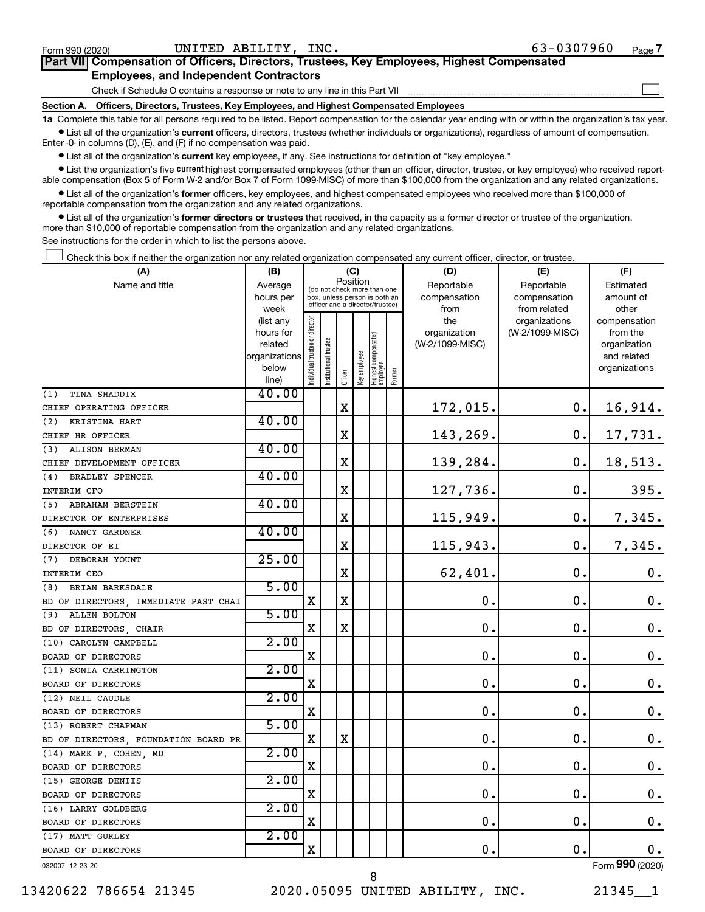Form 990 (2020) UNITED ABILITY, INC. 63-0307960 Page 7

## Part VII Compensation of Officers, Directors, Trustees, Key Employees, Highest Compensated Employees, and Independent Contractors

Check if Schedule O contains a response or note to any line in this Part VII ☐

### Section A. Officers, Directors, Trustees, Key Employees, and Highest Compensated Employees

**1a** Complete this table for all persons required to be listed. Report compensation for the calendar year ending with or within the organization's tax year.

- List all of the organization's **current** officers, directors, trustees (whether individuals or organizations), regardless of amount of compensation. Enter -0- in columns (D), (E), and (F) if no compensation was paid.
- List all of the organization's **current** key employees, if any. See instructions for definition of "key employee."
- List the organization's five **current** highest compensated employees (other than an officer, director, trustee, or key employee) who received reportable compensation (Box 5 of Form W-2 and/or Box 7 of Form 1099-MISC) of more than $100,000 from the organization and any related organizations.
- List all of the organization's **former** officers, key employees, and highest compensated employees who received more than $100,000 of reportable compensation from the organization and any related organizations.
- List all of the organization's **former directors or trustees** that received, in the capacity as a former director or trustee of the organization, more than $10,000 of reportable compensation from the organization and any related organizations.

See instructions for the order in which to list the persons above.

☐ Check this box if neither the organization nor any related organization compensated any current officer, director, or trustee.

| (A) Name and title | (B) Average hours per week (list any hours for related organizations below line) | (C) Position (do not check more than one box, unless person is both an officer and a director/trustee) | | | | | | (D) Reportable compensation from the organization (W-2/1099-MISC) | (E) Reportable compensation from related organizations (W-2/1099-MISC) | (F) Estimated amount of other compensation from the organization and related organizations |
|---|---|---|---|---|---|---|---|---|---|---|
| | | Individual trustee or director | Institutional trustee | Officer | Key employee | Highest compensated employee | Former | | | |
| (1) TINA SHADDIX<br>CHIEF OPERATING OFFICER | 40.00 | | | X | | | | 172,015. | 0. | 16,914. |
| (2) KRISTINA HART<br>CHIEF HR OFFICER | 40.00 | | | X | | | | 143,269. | 0. | 17,731. |
| (3) ALISON BERMAN<br>CHIEF DEVELOPMENT OFFICER | 40.00 | | | X | | | | 139,284. | 0. | 18,513. |
| (4) BRADLEY SPENCER<br>INTERIM CFO | 40.00 | | | X | | | | 127,736. | 0. | 395. |
| (5) ABRAHAM BERSTEIN<br>DIRECTOR OF ENTERPRISES | 40.00 | | | X | | | | 115,949. | 0. | 7,345. |
| (6) NANCY GARDNER<br>DIRECTOR OF EI | 40.00 | | | X | | | | 115,943. | 0. | 7,345. |
| (7) DEBORAH YOUNT<br>INTERIM CEO | 25.00 | | | X | | | | 62,401. | 0. | 0. |
| (8) BRIAN BARKSDALE<br>BD OF DIRECTORS, IMMEDIATE PAST CHAI | 5.00 | X | | X | | | | 0. | 0. | 0. |
| (9) ALLEN BOLTON<br>BD OF DIRECTORS, CHAIR | 5.00 | X | | X | | | | 0. | 0. | 0. |
| (10) CAROLYN CAMPBELL<br>BOARD OF DIRECTORS | 2.00 | X | | | | | | 0. | 0. | 0. |
| (11) SONIA CARRINGTON<br>BOARD OF DIRECTORS | 2.00 | X | | | | | | 0. | 0. | 0. |
| (12) NEIL CAUDLE<br>BOARD OF DIRECTORS | 2.00 | X | | | | | | 0. | 0. | 0. |
| (13) ROBERT CHAPMAN<br>BD OF DIRECTORS, FOUNDATION BOARD PR | 5.00 | X | | X | | | | 0. | 0. | 0. |
| (14) MARK P. COHEN, MD<br>BOARD OF DIRECTORS | 2.00 | X | | | | | | 0. | 0. | 0. |
| (15) GEORGE DENIIS<br>BOARD OF DIRECTORS | 2.00 | X | | | | | | 0. | 0. | 0. |
| (16) LARRY GOLDBERG<br>BOARD OF DIRECTORS | 2.00 | X | | | | | | 0. | 0. | 0. |
| (17) MATT GURLEY<br>BOARD OF DIRECTORS | 2.00 | X | | | | | | 0. | 0. | 0. |

032007 12-23-20 Form **990** (2020)

13420622 786654 21345 2020.05095 UNITED ABILITY, INC. 21345__1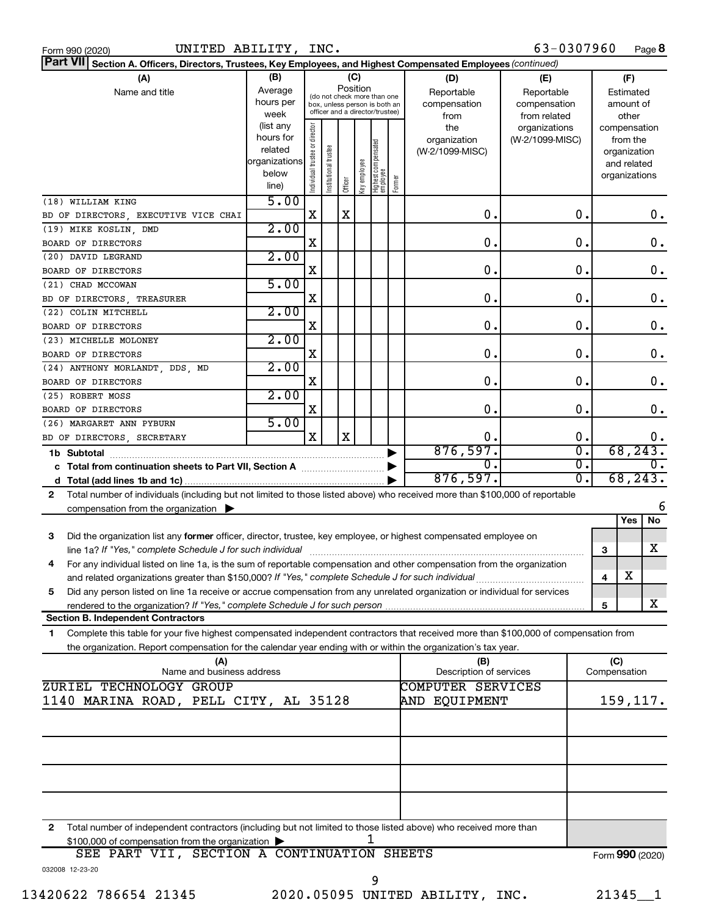Form 990 (2020) UNITED ABILITY, INC. 63-0307960 Page 8

**Part VII Section A. Officers, Directors, Trustees, Key Employees, and Highest Compensated Employees** *(continued)*

| (A) Name and title | (B) Average hours per week (list any hours for related organizations below line) | (C) Position: Individual trustee or director | Institutional trustee | Officer | Key employee | Highest compensated employee | Former | (D) Reportable compensation from the organization (W-2/1099-MISC) | (E) Reportable compensation from related organizations (W-2/1099-MISC) | (F) Estimated amount of other compensation from the organization and related organizations |
|---|---|---|---|---|---|---|---|---|---|---|
| (18) WILLIAM KING<br>BD OF DIRECTORS, EXECUTIVE VICE CHAI | 5.00 | X | | X | | | | 0. | 0. | 0. |
| (19) MIKE KOSLIN, DMD<br>BOARD OF DIRECTORS | 2.00 | X | | | | | | 0. | 0. | 0. |
| (20) DAVID LEGRAND<br>BOARD OF DIRECTORS | 2.00 | X | | | | | | 0. | 0. | 0. |
| (21) CHAD MCCOWAN<br>BD OF DIRECTORS, TREASURER | 5.00 | X | | | | | | 0. | 0. | 0. |
| (22) COLIN MITCHELL<br>BOARD OF DIRECTORS | 2.00 | X | | | | | | 0. | 0. | 0. |
| (23) MICHELLE MOLONEY<br>BOARD OF DIRECTORS | 2.00 | X | | | | | | 0. | 0. | 0. |
| (24) ANTHONY MORLANDT, DDS, MD<br>BOARD OF DIRECTORS | 2.00 | X | | | | | | 0. | 0. | 0. |
| (25) ROBERT MOSS<br>BOARD OF DIRECTORS | 2.00 | X | | | | | | 0. | 0. | 0. |
| (26) MARGARET ANN PYBURN<br>BD OF DIRECTORS, SECRETARY | 5.00 | X | | X | | | | 0. | 0. | 0. |
| **1b Subtotal** | | | | | | | | 876,597. | 0. | 68,243. |
| **c Total from continuation sheets to Part VII, Section A** | | | | | | | | 0. | 0. | 0. |
| **d Total (add lines 1b and 1c)** | | | | | | | | 876,597. | 0. | 68,243. |

**2** Total number of individuals (including but not limited to those listed above) who received more than $100,000 of reportable compensation from the organization ▶ 6

| | | | Yes | No |
|---|---|---|---|---|
| 3 | Did the organization list any **former** officer, director, trustee, key employee, or highest compensated employee on line 1a? *If "Yes," complete Schedule J for such individual* | 3 | | X |
| 4 | For any individual listed on line 1a, is the sum of reportable compensation and other compensation from the organization and related organizations greater than $150,000? *If "Yes," complete Schedule J for such individual* | 4 | X | |
| 5 | Did any person listed on line 1a receive or accrue compensation from any unrelated organization or individual for services rendered to the organization? *If "Yes," complete Schedule J for such person* | 5 | | X |

**Section B. Independent Contractors**

**1** Complete this table for your five highest compensated independent contractors that received more than $100,000 of compensation from the organization. Report compensation for the calendar year ending with or within the organization's tax year.

| (A) Name and business address | (B) Description of services | (C) Compensation |
|---|---|---|
| ZURIEL TECHNOLOGY GROUP<br>1140 MARINA ROAD, PELL CITY, AL 35128 | COMPUTER SERVICES AND EQUIPMENT | 159,117. |
| | | |
| | | |
| | | |
| | | |

**2** Total number of independent contractors (including but not limited to those listed above) who received more than $100,000 of compensation from the organization ▶ 1

SEE PART VII, SECTION A CONTINUATION SHEETS

Form **990** (2020)

032008 12-23-20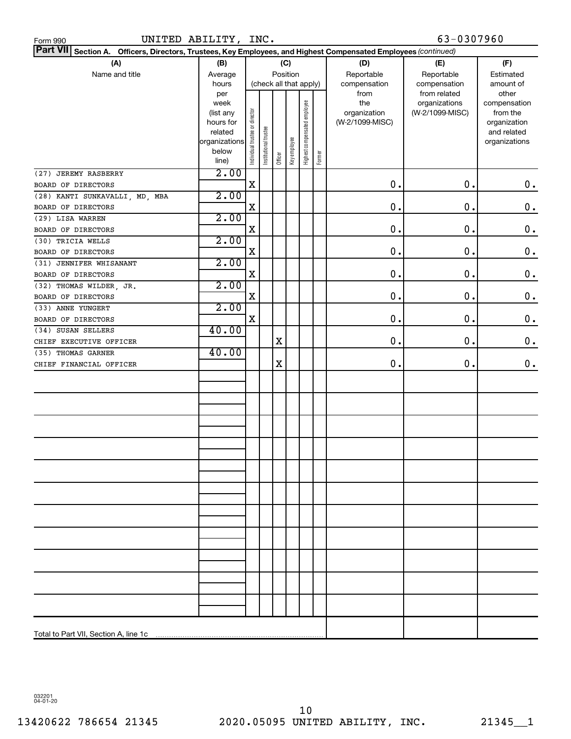Form 990 UNITED ABILITY, INC. 63-0307960

**Part VII Section A. Officers, Directors, Trustees, Key Employees, and Highest Compensated Employees** *(continued)*

| (A) Name and title | (B) Average hours per week (list any hours for related organizations below line) | (C) Position (check all that apply): Individual trustee or director | Institutional trustee | Officer | Key employee | Highest compensated employee | Former | (D) Reportable compensation from the organization (W-2/1099-MISC) | (E) Reportable compensation from related organizations (W-2/1099-MISC) | (F) Estimated amount of other compensation from the organization and related organizations |
|---|---|---|---|---|---|---|---|---|---|---|
| (27) JEREMY RASBERRY<br>BOARD OF DIRECTORS | 2.00 | X | | | | | | 0. | 0. | 0. |
| (28) KANTI SUNKAVALLI, MD, MBA<br>BOARD OF DIRECTORS | 2.00 | X | | | | | | 0. | 0. | 0. |
| (29) LISA WARREN<br>BOARD OF DIRECTORS | 2.00 | X | | | | | | 0. | 0. | 0. |
| (30) TRICIA WELLS<br>BOARD OF DIRECTORS | 2.00 | X | | | | | | 0. | 0. | 0. |
| (31) JENNIFER WHISANANT<br>BOARD OF DIRECTORS | 2.00 | X | | | | | | 0. | 0. | 0. |
| (32) THOMAS WILDER, JR.<br>BOARD OF DIRECTORS | 2.00 | X | | | | | | 0. | 0. | 0. |
| (33) ANNE YUNGERT<br>BOARD OF DIRECTORS | 2.00 | X | | | | | | 0. | 0. | 0. |
| (34) SUSAN SELLERS<br>CHIEF EXECUTIVE OFFICER | 40.00 | | | X | | | | 0. | 0. | 0. |
| (35) THOMAS GARNER<br>CHIEF FINANCIAL OFFICER | 40.00 | | | X | | | | 0. | 0. | 0. |
| Total to Part VII, Section A, line 1c | | | | | | | | | | |

032201 04-01-20

13420622 786654 21345 2020.05095 UNITED ABILITY, INC. 21345__1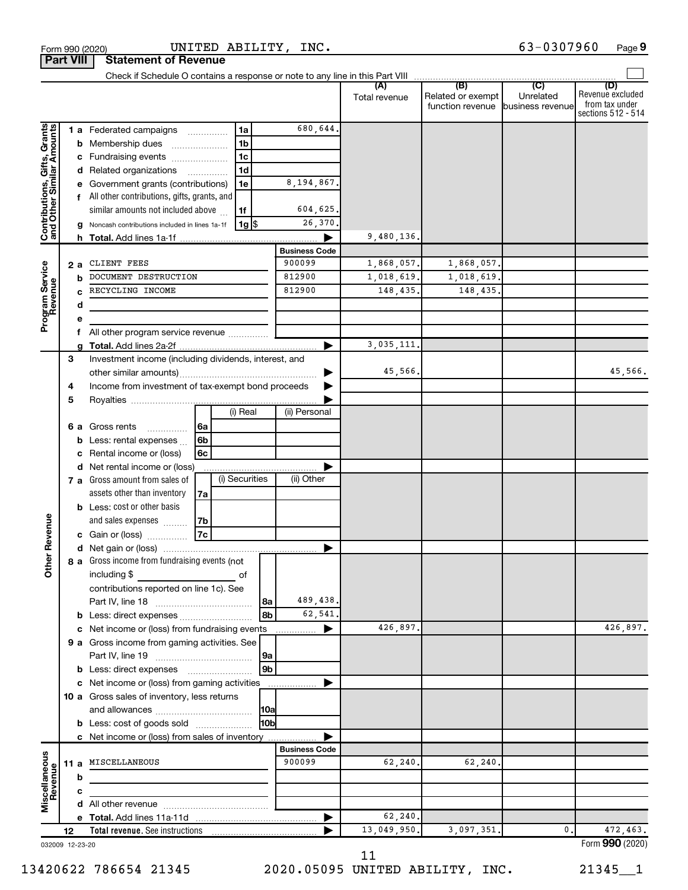Form 990 (2020) UNITED ABILITY, INC. 63-0307960 Page 9

## Part VIII Statement of Revenue

Check if Schedule O contains a response or note to any line in this Part VIII

| | | | (A) Total revenue | (B) Related or exempt function revenue | (C) Unrelated business revenue | (D) Revenue excluded from tax under sections 512 - 514 |
|---|---|---|---|---|---|---|
| **Contributions, Gifts, Grants and Other Similar Amounts** | 1 a Federated campaigns 1a | 680,644. | | | | |
| | b Membership dues 1b | | | | | |
| | c Fundraising events 1c | | | | | |
| | d Related organizations 1d | | | | | |
| | e Government grants (contributions) 1e | 8,194,867. | | | | |
| | f All other contributions, gifts, grants, and similar amounts not included above 1f | 604,625. | | | | |
| | g Noncash contributions included in lines 1a-1f 1g $ | 26,370. | | | | |
| | h Total. Add lines 1a-1f | ▶ | 9,480,136. | | | |
| | | **Business Code** | | | | |
| **Program Service Revenue** | 2 a CLIENT FEES | 900099 | 1,868,057. | 1,868,057. | | |
| | b DOCUMENT DESTRUCTION | 812900 | 1,018,619. | 1,018,619. | | |
| | c RECYCLING INCOME | 812900 | 148,435. | 148,435. | | |
| | d | | | | | |
| | e | | | | | |
| | f All other program service revenue | | | | | |
| | g Total. Add lines 2a-2f | ▶ | 3,035,111. | | | |
| **Other Revenue** | 3 Investment income (including dividends, interest, and other similar amounts) | ▶ | 45,566. | | | 45,566. |
| | 4 Income from investment of tax-exempt bond proceeds | ▶ | | | | |
| | 5 Royalties | ▶ | | | | |
| | | (i) Real / (ii) Personal | | | | |
| | 6 a Gross rents 6a | | | | | |
| | b Less: rental expenses 6b | | | | | |
| | c Rental income or (loss) 6c | | | | | |
| | d Net rental income or (loss) | ▶ | | | | |
| | | (i) Securities / (ii) Other | | | | |
| | 7 a Gross amount from sales of assets other than inventory 7a | | | | | |
| | b Less: cost or other basis and sales expenses 7b | | | | | |
| | c Gain or (loss) 7c | | | | | |
| | d Net gain or (loss) | ▶ | | | | |
| | 8 a Gross income from fundraising events (not including $ of contributions reported on line 1c). See Part IV, line 18 8a | 489,438. | | | | |
| | b Less: direct expenses 8b | 62,541. | | | | |
| | c Net income or (loss) from fundraising events | ▶ | 426,897. | | | 426,897. |
| | 9 a Gross income from gaming activities. See Part IV, line 19 9a | | | | | |
| | b Less: direct expenses 9b | | | | | |
| | c Net income or (loss) from gaming activities | ▶ | | | | |
| | 10 a Gross sales of inventory, less returns and allowances 10a | | | | | |
| | b Less: cost of goods sold 10b | | | | | |
| | c Net income or (loss) from sales of inventory | ▶ | | | | |
| | | **Business Code** | | | | |
| **Miscellaneous Revenue** | 11 a MISCELLANEOUS | 900099 | 62,240. | 62,240. | | |
| | b | | | | | |
| | c | | | | | |
| | d All other revenue | | | | | |
| | e Total. Add lines 11a-11d | ▶ | 62,240. | | | |
| | 12 Total revenue. See instructions | ▶ | 13,049,950. | 3,097,351. | 0. | 472,463. |

032009 12-23-20 Form **990** (2020)

11

13420622 786654 21345 2020.05095 UNITED ABILITY, INC. 21345__1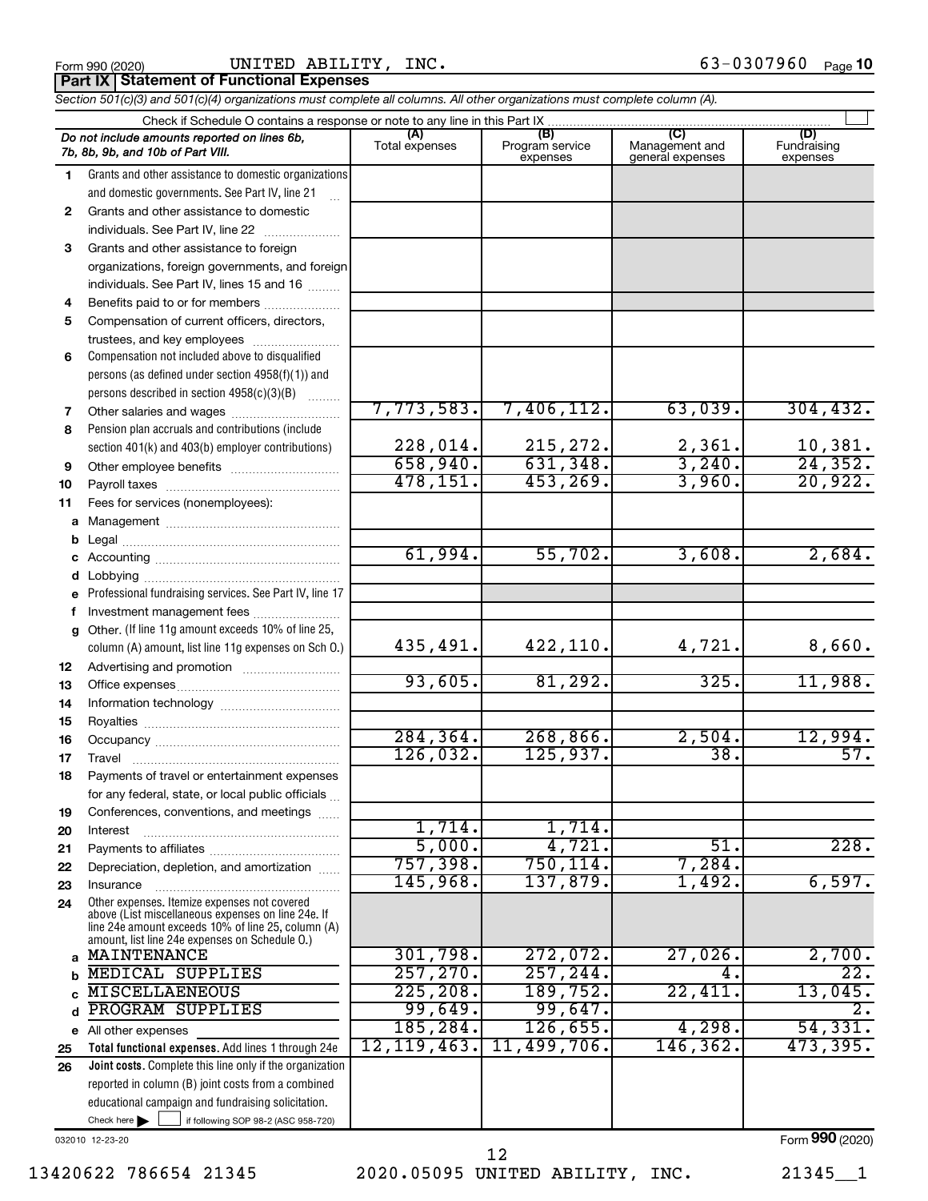Form 990 (2020) UNITED ABILITY, INC. 63-0307960 Page 10

**Part IX | Statement of Functional Expenses**

*Section 501(c)(3) and 501(c)(4) organizations must complete all columns. All other organizations must complete column (A).*

Check if Schedule O contains a response or note to any line in this Part IX ☐

| *Do not include amounts reported on lines 6b, 7b, 8b, 9b, and 10b of Part VIII.* | (A) Total expenses | (B) Program service expenses | (C) Management and general expenses | (D) Fundraising expenses |
|---|---|---|---|---|
| 1 Grants and other assistance to domestic organizations and domestic governments. See Part IV, line 21 | | | | |
| 2 Grants and other assistance to domestic individuals. See Part IV, line 22 | | | | |
| 3 Grants and other assistance to foreign organizations, foreign governments, and foreign individuals. See Part IV, lines 15 and 16 | | | | |
| 4 Benefits paid to or for members | | | | |
| 5 Compensation of current officers, directors, trustees, and key employees | | | | |
| 6 Compensation not included above to disqualified persons (as defined under section 4958(f)(1)) and persons described in section 4958(c)(3)(B) | | | | |
| 7 Other salaries and wages | 7,773,583. | 7,406,112. | 63,039. | 304,432. |
| 8 Pension plan accruals and contributions (include section 401(k) and 403(b) employer contributions) | 228,014. | 215,272. | 2,361. | 10,381. |
| 9 Other employee benefits | 658,940. | 631,348. | 3,240. | 24,352. |
| 10 Payroll taxes | 478,151. | 453,269. | 3,960. | 20,922. |
| 11 Fees for services (nonemployees): | | | | |
| a Management | | | | |
| b Legal | | | | |
| c Accounting | 61,994. | 55,702. | 3,608. | 2,684. |
| d Lobbying | | | | |
| e Professional fundraising services. See Part IV, line 17 | | | | |
| f Investment management fees | | | | |
| g Other. (If line 11g amount exceeds 10% of line 25, column (A) amount, list line 11g expenses on Sch O.) | 435,491. | 422,110. | 4,721. | 8,660. |
| 12 Advertising and promotion | | | | |
| 13 Office expenses | 93,605. | 81,292. | 325. | 11,988. |
| 14 Information technology | | | | |
| 15 Royalties | | | | |
| 16 Occupancy | 284,364. | 268,866. | 2,504. | 12,994. |
| 17 Travel | 126,032. | 125,937. | 38. | 57. |
| 18 Payments of travel or entertainment expenses for any federal, state, or local public officials | | | | |
| 19 Conferences, conventions, and meetings | | | | |
| 20 Interest | 1,714. | 1,714. | | |
| 21 Payments to affiliates | 5,000. | 4,721. | 51. | 228. |
| 22 Depreciation, depletion, and amortization | 757,398. | 750,114. | 7,284. | |
| 23 Insurance | 145,968. | 137,879. | 1,492. | 6,597. |
| 24 Other expenses. Itemize expenses not covered above (List miscellaneous expenses on line 24e. If line 24e amount exceeds 10% of line 25, column (A) amount, list line 24e expenses on Schedule O.) | | | | |
| a MAINTENANCE | 301,798. | 272,072. | 27,026. | 2,700. |
| b MEDICAL SUPPLIES | 257,270. | 257,244. | 4. | 22. |
| c MISCELLANEOUS | 225,208. | 189,752. | 22,411. | 13,045. |
| d PROGRAM SUPPLIES | 99,649. | 99,647. | | 2. |
| e All other expenses | 185,284. | 126,655. | 4,298. | 54,331. |
| 25 **Total functional expenses.** Add lines 1 through 24e | 12,119,463. | 11,499,706. | 146,362. | 473,395. |
| 26 **Joint costs.** Complete this line only if the organization reported in column (B) joint costs from a combined educational campaign and fundraising solicitation. Check here ☐ if following SOP 98-2 (ASC 958-720) | | | | |

032010 12-23-20

Form **990** (2020)

13420622 786654 21345 2020.05095 UNITED ABILITY, INC. 21345__1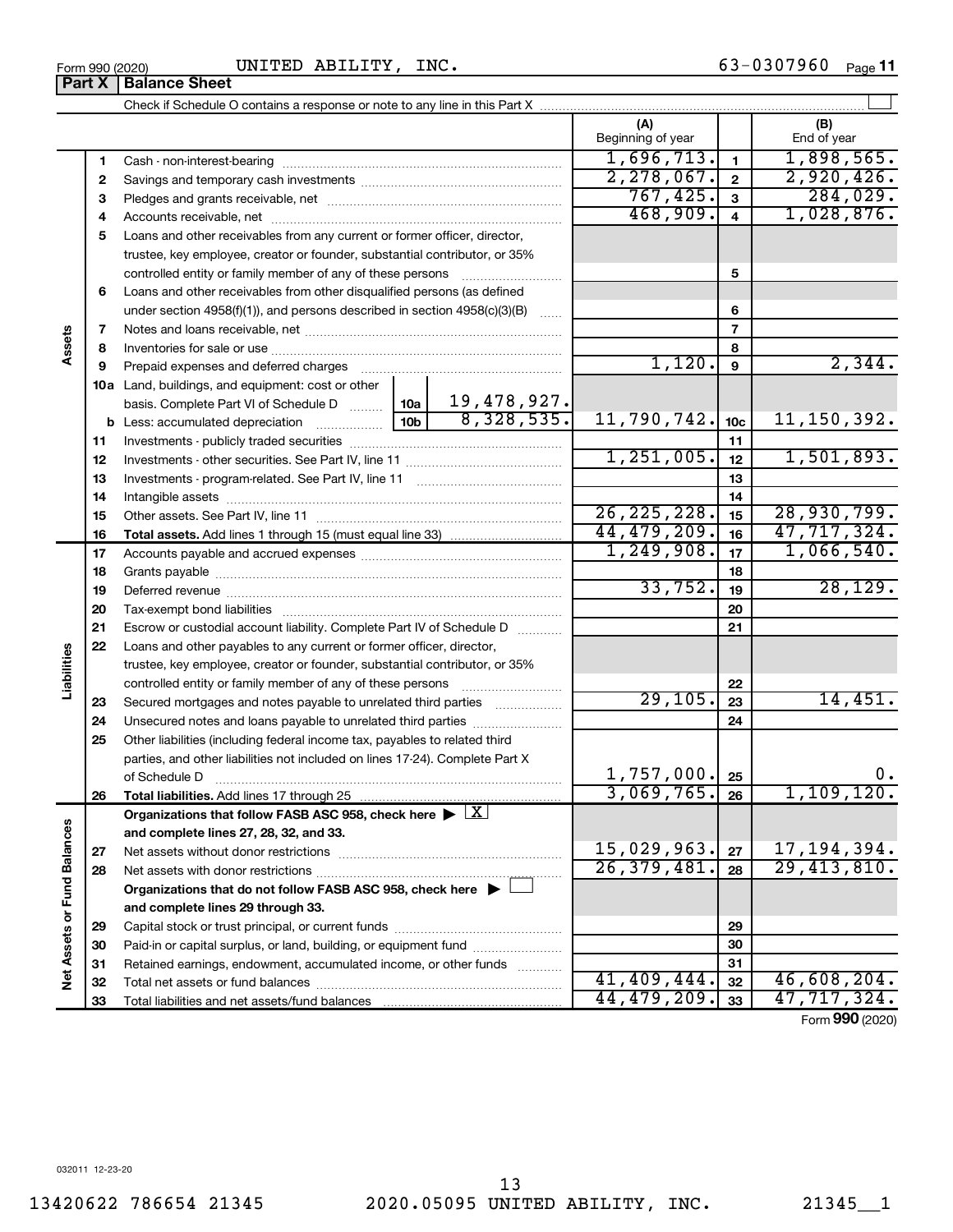Form 990 (2020) UNITED ABILITY, INC. 63-0307960 Page **11**

**Part X | Balance Sheet**

Check if Schedule O contains a response or note to any line in this Part X ☐

| | | | | (A) Beginning of year | | (B) End of year |
|---|---|---|---|---|---|---|
| **Assets** | 1 | Cash - non-interest-bearing | | 1,696,713. | 1 | 1,898,565. |
| | 2 | Savings and temporary cash investments | | 2,278,067. | 2 | 2,920,426. |
| | 3 | Pledges and grants receivable, net | | 767,425. | 3 | 284,029. |
| | 4 | Accounts receivable, net | | 468,909. | 4 | 1,028,876. |
| | 5 | Loans and other receivables from any current or former officer, director, trustee, key employee, creator or founder, substantial contributor, or 35% controlled entity or family member of any of these persons | | | 5 | |
| | 6 | Loans and other receivables from other disqualified persons (as defined under section 4958(f)(1)), and persons described in section 4958(c)(3)(B) | | | 6 | |
| | 7 | Notes and loans receivable, net | | | 7 | |
| | 8 | Inventories for sale or use | | | 8 | |
| | 9 | Prepaid expenses and deferred charges | | 1,120. | 9 | 2,344. |
| | 10a | Land, buildings, and equipment: cost or other basis. Complete Part VI of Schedule D | 10a 19,478,927. | | | |
| | b | Less: accumulated depreciation | 10b 8,328,535. | 11,790,742. | 10c | 11,150,392. |
| | 11 | Investments - publicly traded securities | | | 11 | |
| | 12 | Investments - other securities. See Part IV, line 11 | | 1,251,005. | 12 | 1,501,893. |
| | 13 | Investments - program-related. See Part IV, line 11 | | | 13 | |
| | 14 | Intangible assets | | | 14 | |
| | 15 | Other assets. See Part IV, line 11 | | 26,225,228. | 15 | 28,930,799. |
| | 16 | **Total assets.** Add lines 1 through 15 (must equal line 33) | | 44,479,209. | 16 | 47,717,324. |
| **Liabilities** | 17 | Accounts payable and accrued expenses | | 1,249,908. | 17 | 1,066,540. |
| | 18 | Grants payable | | | 18 | |
| | 19 | Deferred revenue | | 33,752. | 19 | 28,129. |
| | 20 | Tax-exempt bond liabilities | | | 20 | |
| | 21 | Escrow or custodial account liability. Complete Part IV of Schedule D | | | 21 | |
| | 22 | Loans and other payables to any current or former officer, director, trustee, key employee, creator or founder, substantial contributor, or 35% controlled entity or family member of any of these persons | | | 22 | |
| | 23 | Secured mortgages and notes payable to unrelated third parties | | 29,105. | 23 | 14,451. |
| | 24 | Unsecured notes and loans payable to unrelated third parties | | | 24 | |
| | 25 | Other liabilities (including federal income tax, payables to related third parties, and other liabilities not included on lines 17-24). Complete Part X of Schedule D | | 1,757,000. | 25 | 0. |
| | 26 | **Total liabilities.** Add lines 17 through 25 | | 3,069,765. | 26 | 1,109,120. |
| **Net Assets or Fund Balances** | | **Organizations that follow FASB ASC 958, check here ▶ [X] and complete lines 27, 28, 32, and 33.** | | | | |
| | 27 | Net assets without donor restrictions | | 15,029,963. | 27 | 17,194,394. |
| | 28 | Net assets with donor restrictions | | 26,379,481. | 28 | 29,413,810. |
| | | **Organizations that do not follow FASB ASC 958, check here ▶ ☐ and complete lines 29 through 33.** | | | | |
| | 29 | Capital stock or trust principal, or current funds | | | 29 | |
| | 30 | Paid-in or capital surplus, or land, building, or equipment fund | | | 30 | |
| | 31 | Retained earnings, endowment, accumulated income, or other funds | | | 31 | |
| | 32 | Total net assets or fund balances | | 41,409,444. | 32 | 46,608,204. |
| | 33 | Total liabilities and net assets/fund balances | | 44,479,209. | 33 | 47,717,324. |

Form **990** (2020)

032011 12-23-20

13420622 786654 21345 2020.05095 UNITED ABILITY, INC. 21345__1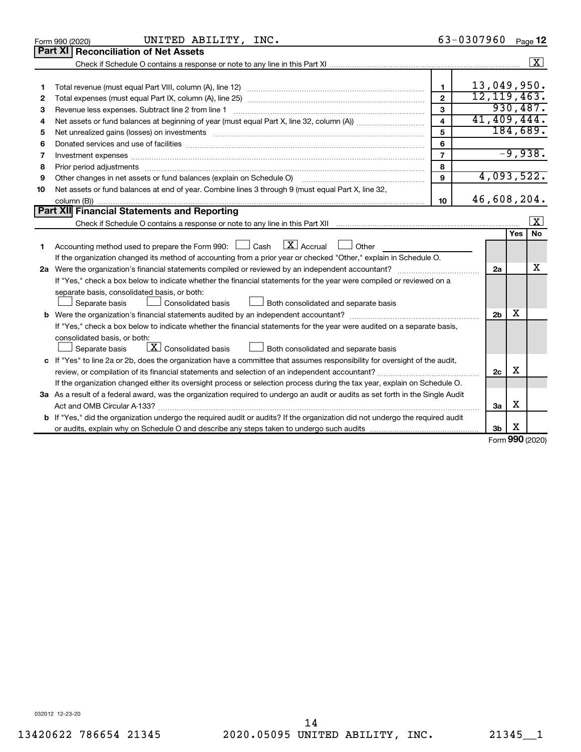Form 990 (2020) UNITED ABILITY, INC. 63-0307960 Page 12

## Part XI Reconciliation of Net Assets

Check if Schedule O contains a response or note to any line in this Part XI .......... [X]

| | | | |
|---|---|---|---|
| 1 | Total revenue (must equal Part VIII, column (A), line 12) | 1 | 13,049,950. |
| 2 | Total expenses (must equal Part IX, column (A), line 25) | 2 | 12,119,463. |
| 3 | Revenue less expenses. Subtract line 2 from line 1 | 3 | 930,487. |
| 4 | Net assets or fund balances at beginning of year (must equal Part X, line 32, column (A)) | 4 | 41,409,444. |
| 5 | Net unrealized gains (losses) on investments | 5 | 184,689. |
| 6 | Donated services and use of facilities | 6 | |
| 7 | Investment expenses | 7 | -9,938. |
| 8 | Prior period adjustments | 8 | |
| 9 | Other changes in net assets or fund balances (explain on Schedule O) | 9 | 4,093,522. |
| 10 | Net assets or fund balances at end of year. Combine lines 3 through 9 (must equal Part X, line 32, column (B)) | 10 | 46,608,204. |

## Part XII Financial Statements and Reporting

Check if Schedule O contains a response or note to any line in this Part XII .......... [X]

| | | | Yes | No |
|---|---|---|---|---|
| 1 | Accounting method used to prepare the Form 990: [ ] Cash [X] Accrual [ ] Other<br>If the organization changed its method of accounting from a prior year or checked "Other," explain in Schedule O. | | | |
| 2a | Were the organization's financial statements compiled or reviewed by an independent accountant?<br>If "Yes," check a box below to indicate whether the financial statements for the year were compiled or reviewed on a separate basis, consolidated basis, or both:<br>[ ] Separate basis [ ] Consolidated basis [ ] Both consolidated and separate basis | 2a | | X |
| b | Were the organization's financial statements audited by an independent accountant?<br>If "Yes," check a box below to indicate whether the financial statements for the year were audited on a separate basis, consolidated basis, or both:<br>[ ] Separate basis [X] Consolidated basis [ ] Both consolidated and separate basis | 2b | X | |
| c | If "Yes" to line 2a or 2b, does the organization have a committee that assumes responsibility for oversight of the audit, review, or compilation of its financial statements and selection of an independent accountant?<br>If the organization changed either its oversight process or selection process during the tax year, explain on Schedule O. | 2c | X | |
| 3a | As a result of a federal award, was the organization required to undergo an audit or audits as set forth in the Single Audit Act and OMB Circular A-133? | 3a | X | |
| b | If "Yes," did the organization undergo the required audit or audits? If the organization did not undergo the required audit or audits, explain why on Schedule O and describe any steps taken to undergo such audits | 3b | X | |

Form 990 (2020)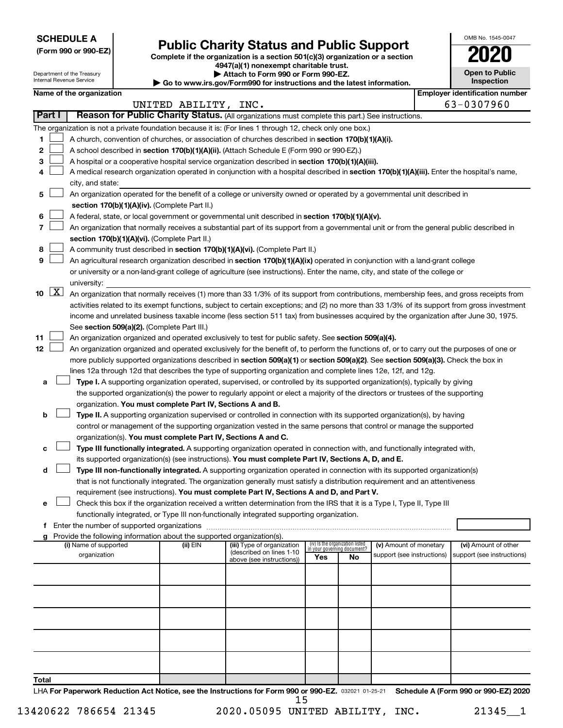**SCHEDULE A**
**(Form 990 or 990-EZ)**

Department of the Treasury
Internal Revenue Service

# Public Charity Status and Public Support

**Complete if the organization is a section 501(c)(3) organization or a section 4947(a)(1) nonexempt charitable trust.**
**▶ Attach to Form 990 or Form 990-EZ.**
**▶ Go to www.irs.gov/Form990 for instructions and the latest information.**

OMB No. 1545-0047

**2020**

**Open to Public Inspection**

**Name of the organization:** UNITED ABILITY, INC.
**Employer identification number:** 63-0307960

## Part I — Reason for Public Charity Status. (All organizations must complete this part.) See instructions.

The organization is not a private foundation because it is: (For lines 1 through 12, check only one box.)

1. ☐ A church, convention of churches, or association of churches described in **section 170(b)(1)(A)(i).**
2. ☐ A school described in **section 170(b)(1)(A)(ii).** (Attach Schedule E (Form 990 or 990-EZ).)
3. ☐ A hospital or a cooperative hospital service organization described in **section 170(b)(1)(A)(iii).**
4. ☐ A medical research organization operated in conjunction with a hospital described in **section 170(b)(1)(A)(iii).** Enter the hospital's name, city, and state: ______
5. ☐ An organization operated for the benefit of a college or university owned or operated by a governmental unit described in **section 170(b)(1)(A)(iv).** (Complete Part II.)
6. ☐ A federal, state, or local government or governmental unit described in **section 170(b)(1)(A)(v).**
7. ☐ An organization that normally receives a substantial part of its support from a governmental unit or from the general public described in **section 170(b)(1)(A)(vi).** (Complete Part II.)
8. ☐ A community trust described in **section 170(b)(1)(A)(vi).** (Complete Part II.)
9. ☐ An agricultural research organization described in **section 170(b)(1)(A)(ix)** operated in conjunction with a land-grant college or university or a non-land-grant college of agriculture (see instructions). Enter the name, city, and state of the college or university: ______
10. ☒ An organization that normally receives (1) more than 33 1/3% of its support from contributions, membership fees, and gross receipts from activities related to its exempt functions, subject to certain exceptions; and (2) no more than 33 1/3% of its support from gross investment income and unrelated business taxable income (less section 511 tax) from businesses acquired by the organization after June 30, 1975. See **section 509(a)(2).** (Complete Part III.)
11. ☐ An organization organized and operated exclusively to test for public safety. See **section 509(a)(4).**
12. ☐ An organization organized and operated exclusively for the benefit of, to perform the functions of, or to carry out the purposes of one or more publicly supported organizations described in **section 509(a)(1)** or **section 509(a)(2).** See **section 509(a)(3).** Check the box in lines 12a through 12d that describes the type of supporting organization and complete lines 12e, 12f, and 12g.
   - **a** ☐ **Type I.** A supporting organization operated, supervised, or controlled by its supported organization(s), typically by giving the supported organization(s) the power to regularly appoint or elect a majority of the directors or trustees of the supporting organization. **You must complete Part IV, Sections A and B.**
   - **b** ☐ **Type II.** A supporting organization supervised or controlled in connection with its supported organization(s), by having control or management of the supporting organization vested in the same persons that control or manage the supported organization(s). **You must complete Part IV, Sections A and C.**
   - **c** ☐ **Type III functionally integrated.** A supporting organization operated in connection with, and functionally integrated with, its supported organization(s) (see instructions). **You must complete Part IV, Sections A, D, and E.**
   - **d** ☐ **Type III non-functionally integrated.** A supporting organization operated in connection with its supported organization(s) that is not functionally integrated. The organization generally must satisfy a distribution requirement and an attentiveness requirement (see instructions). **You must complete Part IV, Sections A and D, and Part V.**
   - **e** ☐ Check this box if the organization received a written determination from the IRS that it is a Type I, Type II, Type III functionally integrated, or Type III non-functionally integrated supporting organization.
   - **f** Enter the number of supported organizations ______
   - **g** Provide the following information about the supported organization(s).

| (i) Name of supported organization | (ii) EIN | (iii) Type of organization (described on lines 1-10 above (see instructions)) | (iv) Is the organization listed in your governing document? Yes | No | (v) Amount of monetary support (see instructions) | (vi) Amount of other support (see instructions) |
|---|---|---|---|---|---|---|
| | | | | | | |
| | | | | | | |
| | | | | | | |
| | | | | | | |
| | | | | | | |
| **Total** | | | | | | |

LHA **For Paperwork Reduction Act Notice, see the Instructions for Form 990 or 990-EZ.** 032021 01-25-21 **Schedule A (Form 990 or 990-EZ) 2020**

13420622 786654 21345 2020.05095 UNITED ABILITY, INC. 21345__1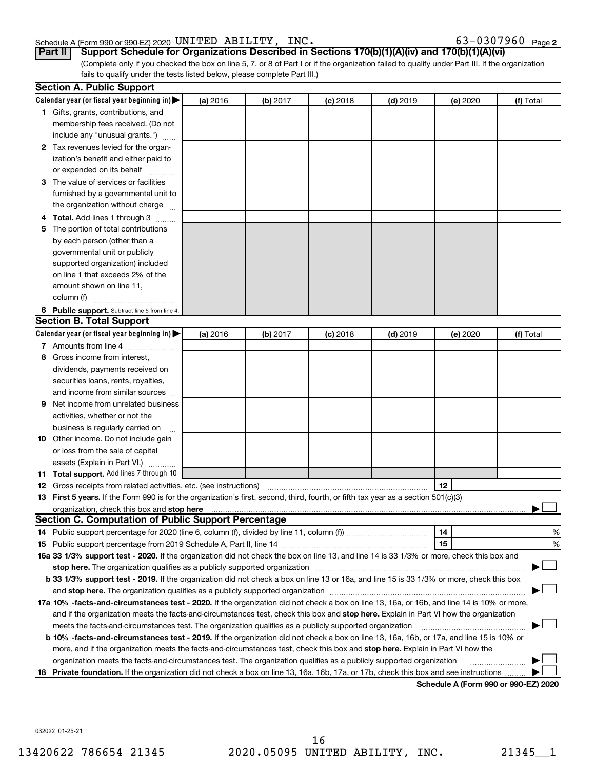Schedule A (Form 990 or 990-EZ) 2020 UNITED ABILITY, INC. 63-0307960 Page 2

**Part II** **Support Schedule for Organizations Described in Sections 170(b)(1)(A)(iv) and 170(b)(1)(A)(vi)**

(Complete only if you checked the box on line 5, 7, or 8 of Part I or if the organization failed to qualify under Part III. If the organization fails to qualify under the tests listed below, please complete Part III.)

## Section A. Public Support

| Calendar year (or fiscal year beginning in) ▶ | (a) 2016 | (b) 2017 | (c) 2018 | (d) 2019 | (e) 2020 | (f) Total |
|---|---|---|---|---|---|---|
| **1** Gifts, grants, contributions, and membership fees received. (Do not include any "unusual grants.") | | | | | | |
| **2** Tax revenues levied for the organization's benefit and either paid to or expended on its behalf | | | | | | |
| **3** The value of services or facilities furnished by a governmental unit to the organization without charge | | | | | | |
| **4** **Total.** Add lines 1 through 3 | | | | | | |
| **5** The portion of total contributions by each person (other than a governmental unit or publicly supported organization) included on line 1 that exceeds 2% of the amount shown on line 11, column (f) | | | | | | |
| **6** **Public support.** Subtract line 5 from line 4. | | | | | | |

## Section B. Total Support

| Calendar year (or fiscal year beginning in) ▶ | (a) 2016 | (b) 2017 | (c) 2018 | (d) 2019 | (e) 2020 | (f) Total |
|---|---|---|---|---|---|---|
| **7** Amounts from line 4 | | | | | | |
| **8** Gross income from interest, dividends, payments received on securities loans, rents, royalties, and income from similar sources | | | | | | |
| **9** Net income from unrelated business activities, whether or not the business is regularly carried on | | | | | | |
| **10** Other income. Do not include gain or loss from the sale of capital assets (Explain in Part VI.) | | | | | | |
| **11** **Total support.** Add lines 7 through 10 | | | | | | |

**12** Gross receipts from related activities, etc. (see instructions) **12**

**13** **First 5 years.** If the Form 990 is for the organization's first, second, third, fourth, or fifth tax year as a section 501(c)(3) organization, check this box and **stop here** ▶ ☐

## Section C. Computation of Public Support Percentage

**14** Public support percentage for 2020 (line 6, column (f), divided by line 11, column (f)) **14** %

**15** Public support percentage from 2019 Schedule A, Part II, line 14 **15** %

**16a** **33 1/3% support test - 2020.** If the organization did not check the box on line 13, and line 14 is 33 1/3% or more, check this box and **stop here.** The organization qualifies as a publicly supported organization ▶ ☐

**b** **33 1/3% support test - 2019.** If the organization did not check a box on line 13 or 16a, and line 15 is 33 1/3% or more, check this box and **stop here.** The organization qualifies as a publicly supported organization ▶ ☐

**17a** **10% -facts-and-circumstances test - 2020.** If the organization did not check a box on line 13, 16a, or 16b, and line 14 is 10% or more, and if the organization meets the facts-and-circumstances test, check this box and **stop here.** Explain in Part VI how the organization meets the facts-and-circumstances test. The organization qualifies as a publicly supported organization ▶ ☐

**b** **10% -facts-and-circumstances test - 2019.** If the organization did not check a box on line 13, 16a, 16b, or 17a, and line 15 is 10% or more, and if the organization meets the facts-and-circumstances test, check this box and **stop here.** Explain in Part VI how the organization meets the facts-and-circumstances test. The organization qualifies as a publicly supported organization ▶ ☐

**18** **Private foundation.** If the organization did not check a box on line 13, 16a, 16b, 17a, or 17b, check this box and see instructions ▶ ☐

**Schedule A (Form 990 or 990-EZ) 2020**

032022 01-25-21

13420622 786654 21345 2020.05095 UNITED ABILITY, INC. 21345__1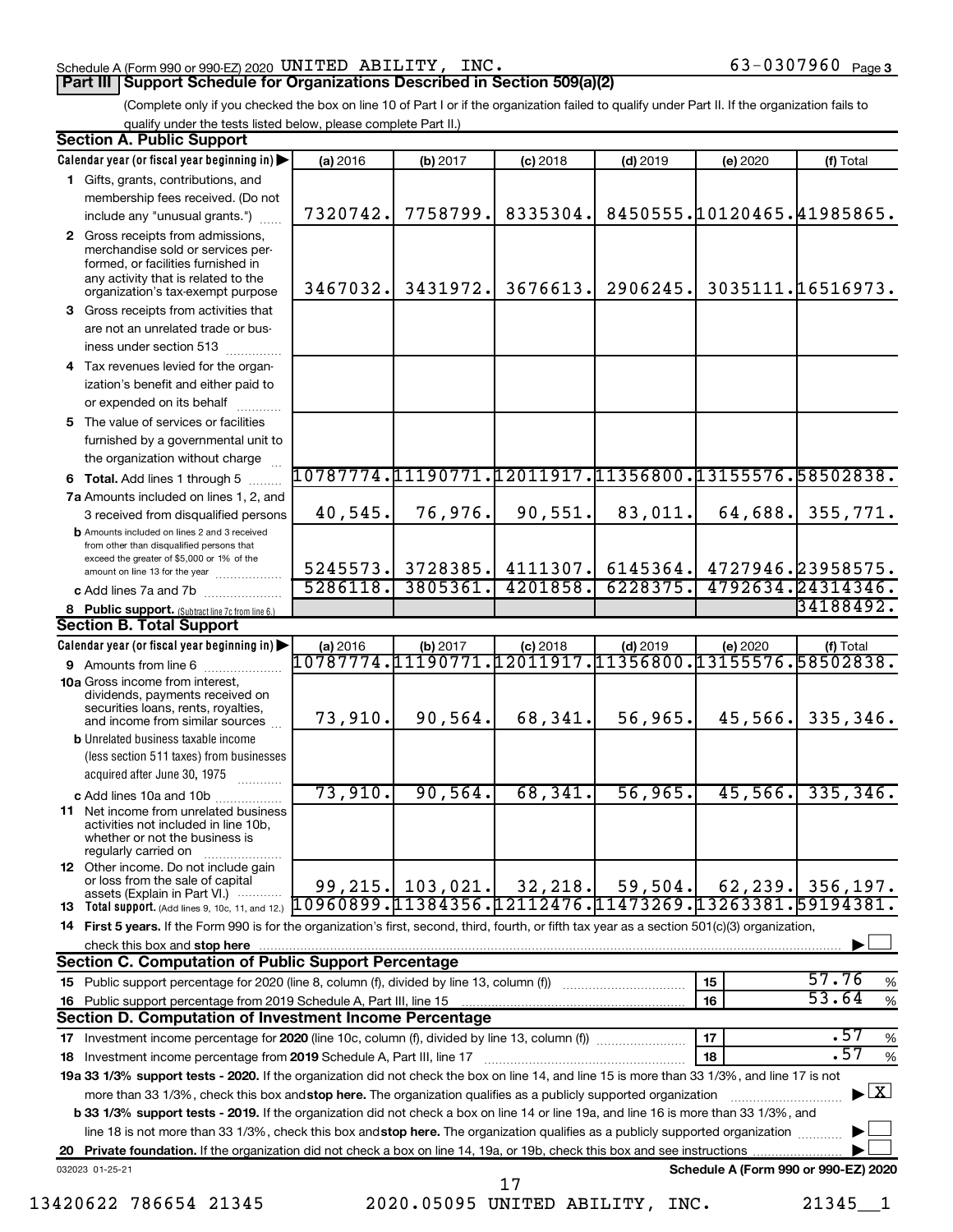Schedule A (Form 990 or 990-EZ) 2020 UNITED ABILITY, INC. 63-0307960 Page 3

## Part III | Support Schedule for Organizations Described in Section 509(a)(2)

(Complete only if you checked the box on line 10 of Part I or if the organization failed to qualify under Part II. If the organization fails to qualify under the tests listed below, please complete Part II.)

### Section A. Public Support

| Calendar year (or fiscal year beginning in) | (a) 2016 | (b) 2017 | (c) 2018 | (d) 2019 | (e) 2020 | (f) Total |
|---|---|---|---|---|---|---|
| **1** Gifts, grants, contributions, and membership fees received. (Do not include any "unusual grants.") | 7320742. | 7758799. | 8335304. | 8450555. | 10120465. | 41985865. |
| **2** Gross receipts from admissions, merchandise sold or services performed, or facilities furnished in any activity that is related to the organization's tax-exempt purpose | 3467032. | 3431972. | 3676613. | 2906245. | 3035111. | 16516973. |
| **3** Gross receipts from activities that are not an unrelated trade or business under section 513 | | | | | | |
| **4** Tax revenues levied for the organization's benefit and either paid to or expended on its behalf | | | | | | |
| **5** The value of services or facilities furnished by a governmental unit to the organization without charge | | | | | | |
| **6 Total.** Add lines 1 through 5 | 10787774. | 11190771. | 12011917. | 11356800. | 13155576. | 58502838. |
| **7a** Amounts included on lines 1, 2, and 3 received from disqualified persons | 40,545. | 76,976. | 90,551. | 83,011. | 64,688. | 355,771. |
| **b** Amounts included on lines 2 and 3 received from other than disqualified persons that exceed the greater of $5,000 or 1% of the amount on line 13 for the year | 5245573. | 3728385. | 4111307. | 6145364. | 4727946. | 23958575. |
| **c** Add lines 7a and 7b | 5286118. | 3805361. | 4201858. | 6228375. | 4792634. | 24314346. |
| **8 Public support.** (Subtract line 7c from line 6.) | | | | | | 34188492. |

### Section B. Total Support

| Calendar year (or fiscal year beginning in) | (a) 2016 | (b) 2017 | (c) 2018 | (d) 2019 | (e) 2020 | (f) Total |
|---|---|---|---|---|---|---|
| **9** Amounts from line 6 | 10787774. | 11190771. | 12011917. | 11356800. | 13155576. | 58502838. |
| **10a** Gross income from interest, dividends, payments received on securities loans, rents, royalties, and income from similar sources | 73,910. | 90,564. | 68,341. | 56,965. | 45,566. | 335,346. |
| **b** Unrelated business taxable income (less section 511 taxes) from businesses acquired after June 30, 1975 | | | | | | |
| **c** Add lines 10a and 10b | 73,910. | 90,564. | 68,341. | 56,965. | 45,566. | 335,346. |
| **11** Net income from unrelated business activities not included in line 10b, whether or not the business is regularly carried on | | | | | | |
| **12** Other income. Do not include gain or loss from the sale of capital assets (Explain in Part VI.) | 99,215. | 103,021. | 32,218. | 59,504. | 62,239. | 356,197. |
| **13 Total support.** (Add lines 9, 10c, 11, and 12.) | 10960899. | 11384356. | 12112476. | 11473269. | 13263381. | 59194381. |

**14 First 5 years.** If the Form 990 is for the organization's first, second, third, fourth, or fifth tax year as a section 501(c)(3) organization, check this box and **stop here** ☐

### Section C. Computation of Public Support Percentage

| | | | |
|---|---|---|---|
| **15** Public support percentage for 2020 (line 8, column (f), divided by line 13, column (f)) | 15 | 57.76 | % |
| **16** Public support percentage from 2019 Schedule A, Part III, line 15 | 16 | 53.64 | % |

### Section D. Computation of Investment Income Percentage

| | | | |
|---|---|---|---|
| **17** Investment income percentage for **2020** (line 10c, column (f), divided by line 13, column (f)) | 17 | .57 | % |
| **18** Investment income percentage from **2019** Schedule A, Part III, line 17 | 18 | .57 | % |

**19a 33 1/3% support tests - 2020.** If the organization did not check the box on line 14, and line 15 is more than 33 1/3%, and line 17 is not more than 33 1/3%, check this box and **stop here.** The organization qualifies as a publicly supported organization ☒

**b 33 1/3% support tests - 2019.** If the organization did not check a box on line 14 or line 19a, and line 16 is more than 33 1/3%, and line 18 is not more than 33 1/3%, check this box and **stop here.** The organization qualifies as a publicly supported organization ☐

**20 Private foundation.** If the organization did not check a box on line 14, 19a, or 19b, check this box and see instructions ☐

032023 01-25-21 **Schedule A (Form 990 or 990-EZ) 2020**

13420622 786654 21345 2020.05095 UNITED ABILITY, INC. 21345__1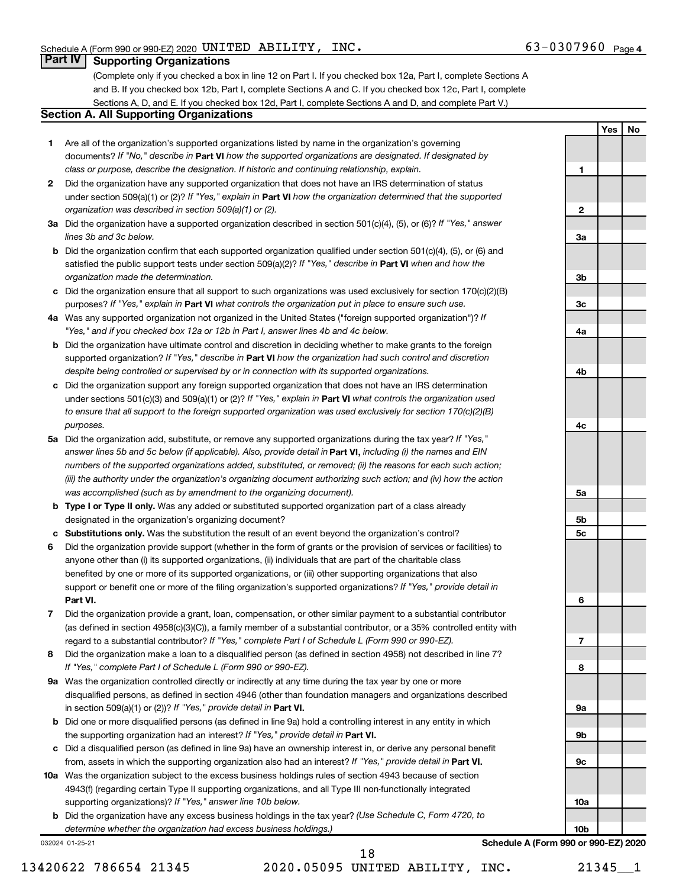Schedule A (Form 990 or 990-EZ) 2020 UNITED ABILITY, INC. 63-0307960 Page 4

## Part IV Supporting Organizations

(Complete only if you checked a box in line 12 on Part I. If you checked box 12a, Part I, complete Sections A and B. If you checked box 12b, Part I, complete Sections A and C. If you checked box 12c, Part I, complete Sections A, D, and E. If you checked box 12d, Part I, complete Sections A and D, and complete Part V.)

### Section A. All Supporting Organizations

| | | Line | Yes | No |
|---|---|---|---|---|
| **1** | Are all of the organization's supported organizations listed by name in the organization's governing documents? *If "No," describe in* **Part VI** *how the supported organizations are designated. If designated by class or purpose, describe the designation. If historic and continuing relationship, explain.* | 1 | | |
| **2** | Did the organization have any supported organization that does not have an IRS determination of status under section 509(a)(1) or (2)? *If "Yes," explain in* **Part VI** *how the organization determined that the supported organization was described in section 509(a)(1) or (2).* | 2 | | |
| **3a** | Did the organization have a supported organization described in section 501(c)(4), (5), or (6)? *If "Yes," answer lines 3b and 3c below.* | 3a | | |
| **b** | Did the organization confirm that each supported organization qualified under section 501(c)(4), (5), or (6) and satisfied the public support tests under section 509(a)(2)? *If "Yes," describe in* **Part VI** *when and how the organization made the determination.* | 3b | | |
| **c** | Did the organization ensure that all support to such organizations was used exclusively for section 170(c)(2)(B) purposes? *If "Yes," explain in* **Part VI** *what controls the organization put in place to ensure such use.* | 3c | | |
| **4a** | Was any supported organization not organized in the United States ("foreign supported organization")? *If "Yes," and if you checked box 12a or 12b in Part I, answer lines 4b and 4c below.* | 4a | | |
| **b** | Did the organization have ultimate control and discretion in deciding whether to make grants to the foreign supported organization? *If "Yes," describe in* **Part VI** *how the organization had such control and discretion despite being controlled or supervised by or in connection with its supported organizations.* | 4b | | |
| **c** | Did the organization support any foreign supported organization that does not have an IRS determination under sections 501(c)(3) and 509(a)(1) or (2)? *If "Yes," explain in* **Part VI** *what controls the organization used to ensure that all support to the foreign supported organization was used exclusively for section 170(c)(2)(B) purposes.* | 4c | | |
| **5a** | Did the organization add, substitute, or remove any supported organizations during the tax year? *If "Yes," answer lines 5b and 5c below (if applicable). Also, provide detail in* **Part VI,** *including (i) the names and EIN numbers of the supported organizations added, substituted, or removed; (ii) the reasons for each such action; (iii) the authority under the organization's organizing document authorizing such action; and (iv) how the action was accomplished (such as by amendment to the organizing document).* | 5a | | |
| **b** | **Type I or Type II only.** Was any added or substituted supported organization part of a class already designated in the organization's organizing document? | 5b | | |
| **c** | **Substitutions only.** Was the substitution the result of an event beyond the organization's control? | 5c | | |
| **6** | Did the organization provide support (whether in the form of grants or the provision of services or facilities) to anyone other than (i) its supported organizations, (ii) individuals that are part of the charitable class benefited by one or more of its supported organizations, or (iii) other supporting organizations that also support or benefit one or more of the filing organization's supported organizations? *If "Yes," provide detail in* **Part VI.** | 6 | | |
| **7** | Did the organization provide a grant, loan, compensation, or other similar payment to a substantial contributor (as defined in section 4958(c)(3)(C)), a family member of a substantial contributor, or a 35% controlled entity with regard to a substantial contributor? *If "Yes," complete Part I of Schedule L (Form 990 or 990-EZ).* | 7 | | |
| **8** | Did the organization make a loan to a disqualified person (as defined in section 4958) not described in line 7? *If "Yes," complete Part I of Schedule L (Form 990 or 990-EZ).* | 8 | | |
| **9a** | Was the organization controlled directly or indirectly at any time during the tax year by one or more disqualified persons, as defined in section 4946 (other than foundation managers and organizations described in section 509(a)(1) or (2))? *If "Yes," provide detail in* **Part VI.** | 9a | | |
| **b** | Did one or more disqualified persons (as defined in line 9a) hold a controlling interest in any entity in which the supporting organization had an interest? *If "Yes," provide detail in* **Part VI.** | 9b | | |
| **c** | Did a disqualified person (as defined in line 9a) have an ownership interest in, or derive any personal benefit from, assets in which the supporting organization also had an interest? *If "Yes," provide detail in* **Part VI.** | 9c | | |
| **10a** | Was the organization subject to the excess business holdings rules of section 4943 because of section 4943(f) (regarding certain Type II supporting organizations, and all Type III non-functionally integrated supporting organizations)? *If "Yes," answer line 10b below.* | 10a | | |
| **b** | Did the organization have any excess business holdings in the tax year? *(Use Schedule C, Form 4720, to determine whether the organization had excess business holdings.)* | 10b | | |

032024 01-25-21 **Schedule A (Form 990 or 990-EZ) 2020**

13420622 786654 21345 2020.05095 UNITED ABILITY, INC. 21345__1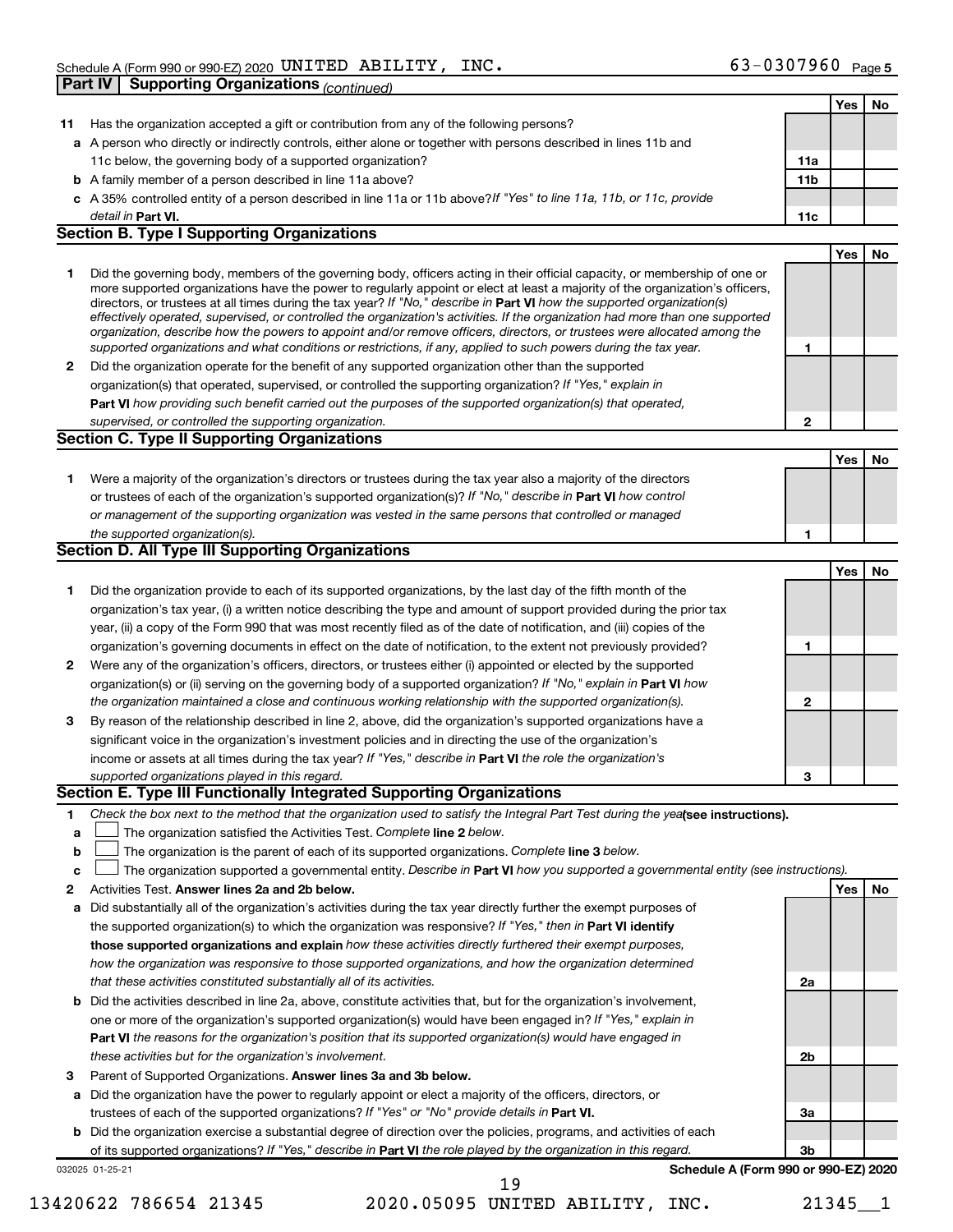Schedule A (Form 990 or 990-EZ) 2020 UNITED ABILITY, INC. 63-0307960 Page 5

## Part IV Supporting Organizations *(continued)*

| | | | Yes | No |
|---|---|---|---|---|
| 11 | Has the organization accepted a gift or contribution from any of the following persons? | | | |
| a | A person who directly or indirectly controls, either alone or together with persons described in lines 11b and 11c below, the governing body of a supported organization? | 11a | | |
| b | A family member of a person described in line 11a above? | 11b | | |
| c | A 35% controlled entity of a person described in line 11a or 11b above? *If "Yes" to line 11a, 11b, or 11c, provide detail in* **Part VI.** | 11c | | |

### Section B. Type I Supporting Organizations

| | | | Yes | No |
|---|---|---|---|---|
| 1 | Did the governing body, members of the governing body, officers acting in their official capacity, or membership of one or more supported organizations have the power to regularly appoint or elect at least a majority of the organization's officers, directors, or trustees at all times during the tax year? *If "No," describe in* **Part VI** *how the supported organization(s) effectively operated, supervised, or controlled the organization's activities. If the organization had more than one supported organization, describe how the powers to appoint and/or remove officers, directors, or trustees were allocated among the supported organizations and what conditions or restrictions, if any, applied to such powers during the tax year.* | 1 | | |
| 2 | Did the organization operate for the benefit of any supported organization other than the supported organization(s) that operated, supervised, or controlled the supporting organization? *If "Yes," explain in* **Part VI** *how providing such benefit carried out the purposes of the supported organization(s) that operated, supervised, or controlled the supporting organization.* | 2 | | |

### Section C. Type II Supporting Organizations

| | | | Yes | No |
|---|---|---|---|---|
| 1 | Were a majority of the organization's directors or trustees during the tax year also a majority of the directors or trustees of each of the organization's supported organization(s)? *If "No," describe in* **Part VI** *how control or management of the supporting organization was vested in the same persons that controlled or managed the supported organization(s).* | 1 | | |

### Section D. All Type III Supporting Organizations

| | | | Yes | No |
|---|---|---|---|---|
| 1 | Did the organization provide to each of its supported organizations, by the last day of the fifth month of the organization's tax year, (i) a written notice describing the type and amount of support provided during the prior tax year, (ii) a copy of the Form 990 that was most recently filed as of the date of notification, and (iii) copies of the organization's governing documents in effect on the date of notification, to the extent not previously provided? | 1 | | |
| 2 | Were any of the organization's officers, directors, or trustees either (i) appointed or elected by the supported organization(s) or (ii) serving on the governing body of a supported organization? *If "No," explain in* **Part VI** *how the organization maintained a close and continuous working relationship with the supported organization(s).* | 2 | | |
| 3 | By reason of the relationship described in line 2, above, did the organization's supported organizations have a significant voice in the organization's investment policies and in directing the use of the organization's income or assets at all times during the tax year? *If "Yes," describe in* **Part VI** *the role the organization's supported organizations played in this regard.* | 3 | | |

### Section E. Type III Functionally Integrated Supporting Organizations

1 *Check the box next to the method that the organization used to satisfy the Integral Part Test during the year* **(see instructions).**

- a ☐ The organization satisfied the Activities Test. *Complete* **line 2** *below.*
- b ☐ The organization is the parent of each of its supported organizations. *Complete* **line 3** *below.*
- c ☐ The organization supported a governmental entity. *Describe in* **Part VI** *how you supported a governmental entity (see instructions).*

| | | | Yes | No |
|---|---|---|---|---|
| 2 | Activities Test. **Answer lines 2a and 2b below.** | | | |
| a | Did substantially all of the organization's activities during the tax year directly further the exempt purposes of the supported organization(s) to which the organization was responsive? *If "Yes," then in* **Part VI identify those supported organizations and explain** *how these activities directly furthered their exempt purposes, how the organization was responsive to those supported organizations, and how the organization determined that these activities constituted substantially all of its activities.* | 2a | | |
| b | Did the activities described in line 2a, above, constitute activities that, but for the organization's involvement, one or more of the organization's supported organization(s) would have been engaged in? *If "Yes," explain in* **Part VI** *the reasons for the organization's position that its supported organization(s) would have engaged in these activities but for the organization's involvement.* | 2b | | |
| 3 | Parent of Supported Organizations. **Answer lines 3a and 3b below.** | | | |
| a | Did the organization have the power to regularly appoint or elect a majority of the officers, directors, or trustees of each of the supported organizations? *If "Yes" or "No" provide details in* **Part VI.** | 3a | | |
| b | Did the organization exercise a substantial degree of direction over the policies, programs, and activities of each of its supported organizations? *If "Yes," describe in* **Part VI** *the role played by the organization in this regard.* | 3b | | |

032025 01-25-21 **Schedule A (Form 990 or 990-EZ) 2020**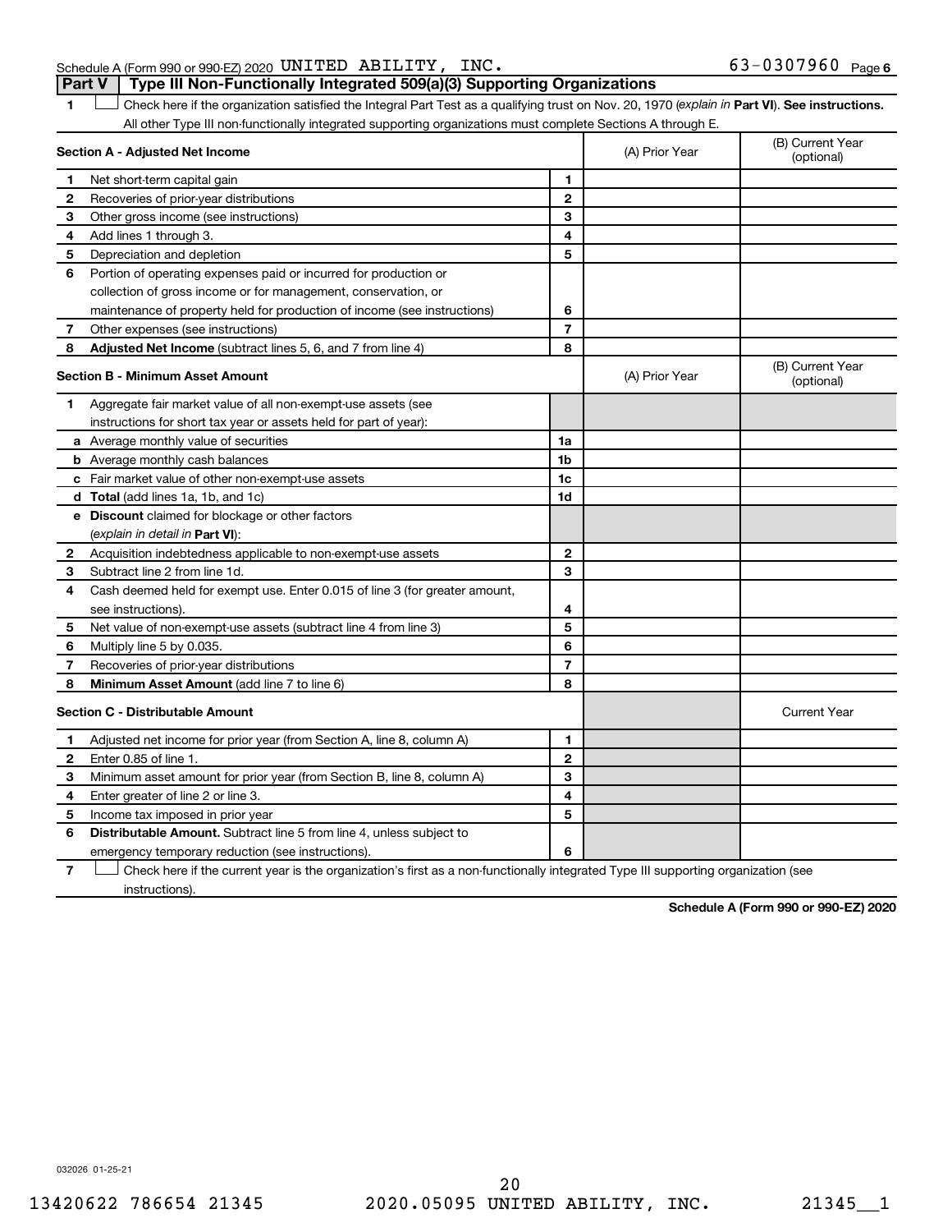Schedule A (Form 990 or 990-EZ) 2020 UNITED ABILITY, INC. 63-0307960 Page 6

**Part V | Type III Non-Functionally Integrated 509(a)(3) Supporting Organizations**

1 ☐ Check here if the organization satisfied the Integral Part Test as a qualifying trust on Nov. 20, 1970 (*explain in* **Part VI**). **See instructions.** All other Type III non-functionally integrated supporting organizations must complete Sections A through E.

| **Section A - Adjusted Net Income** | | (A) Prior Year | (B) Current Year (optional) |
|---|---|---|---|
| **1** Net short-term capital gain | 1 | | |
| **2** Recoveries of prior-year distributions | 2 | | |
| **3** Other gross income (see instructions) | 3 | | |
| **4** Add lines 1 through 3. | 4 | | |
| **5** Depreciation and depletion | 5 | | |
| **6** Portion of operating expenses paid or incurred for production or collection of gross income or for management, conservation, or maintenance of property held for production of income (see instructions) | 6 | | |
| **7** Other expenses (see instructions) | 7 | | |
| **8** **Adjusted Net Income** (subtract lines 5, 6, and 7 from line 4) | 8 | | |

| **Section B - Minimum Asset Amount** | | (A) Prior Year | (B) Current Year (optional) |
|---|---|---|---|
| **1** Aggregate fair market value of all non-exempt-use assets (see instructions for short tax year or assets held for part of year): | | | |
| **a** Average monthly value of securities | 1a | | |
| **b** Average monthly cash balances | 1b | | |
| **c** Fair market value of other non-exempt-use assets | 1c | | |
| **d** **Total** (add lines 1a, 1b, and 1c) | 1d | | |
| **e** **Discount** claimed for blockage or other factors (*explain in detail in* **Part VI**): | | | |
| **2** Acquisition indebtedness applicable to non-exempt-use assets | 2 | | |
| **3** Subtract line 2 from line 1d. | 3 | | |
| **4** Cash deemed held for exempt use. Enter 0.015 of line 3 (for greater amount, see instructions). | 4 | | |
| **5** Net value of non-exempt-use assets (subtract line 4 from line 3) | 5 | | |
| **6** Multiply line 5 by 0.035. | 6 | | |
| **7** Recoveries of prior-year distributions | 7 | | |
| **8** **Minimum Asset Amount** (add line 7 to line 6) | 8 | | |

| **Section C - Distributable Amount** | | | Current Year |
|---|---|---|---|
| **1** Adjusted net income for prior year (from Section A, line 8, column A) | 1 | | |
| **2** Enter 0.85 of line 1. | 2 | | |
| **3** Minimum asset amount for prior year (from Section B, line 8, column A) | 3 | | |
| **4** Enter greater of line 2 or line 3. | 4 | | |
| **5** Income tax imposed in prior year | 5 | | |
| **6** **Distributable Amount.** Subtract line 5 from line 4, unless subject to emergency temporary reduction (see instructions). | 6 | | |

7 ☐ Check here if the current year is the organization's first as a non-functionally integrated Type III supporting organization (see instructions).

**Schedule A (Form 990 or 990-EZ) 2020**

032026 01-25-21

13420622 786654 21345 2020.05095 UNITED ABILITY, INC. 21345__1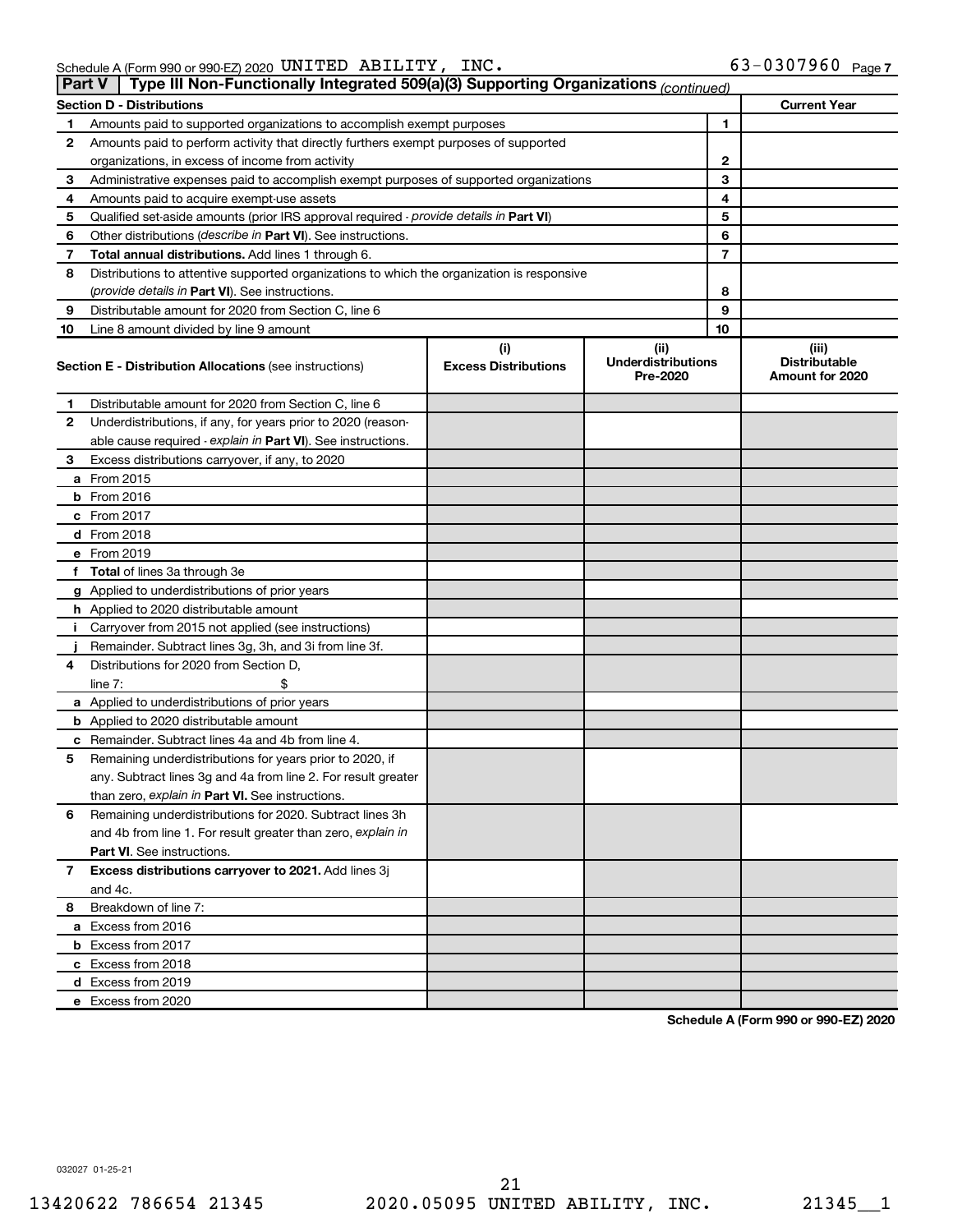Schedule A (Form 990 or 990-EZ) 2020 UNITED ABILITY, INC. 63-0307960 Page 7

## Part V | Type III Non-Functionally Integrated 509(a)(3) Supporting Organizations *(continued)*

| Section D - Distributions | | | Current Year |
|---|---|---|---|
| 1 | Amounts paid to supported organizations to accomplish exempt purposes | 1 | |
| 2 | Amounts paid to perform activity that directly furthers exempt purposes of supported organizations, in excess of income from activity | 2 | |
| 3 | Administrative expenses paid to accomplish exempt purposes of supported organizations | 3 | |
| 4 | Amounts paid to acquire exempt-use assets | 4 | |
| 5 | Qualified set-aside amounts (prior IRS approval required - *provide details in* **Part VI**) | 5 | |
| 6 | Other distributions (*describe in* **Part VI**). See instructions. | 6 | |
| 7 | **Total annual distributions.** Add lines 1 through 6. | 7 | |
| 8 | Distributions to attentive supported organizations to which the organization is responsive (*provide details in* **Part VI**). See instructions. | 8 | |
| 9 | Distributable amount for 2020 from Section C, line 6 | 9 | |
| 10 | Line 8 amount divided by line 9 amount | 10 | |

| **Section E - Distribution Allocations** (see instructions) | (i) Excess Distributions | (ii) Underdistributions Pre-2020 | (iii) Distributable Amount for 2020 |
|---|---|---|---|
| **1** Distributable amount for 2020 from Section C, line 6 | | | |
| **2** Underdistributions, if any, for years prior to 2020 (reasonable cause required - *explain in* **Part VI**). See instructions. | | | |
| **3** Excess distributions carryover, if any, to 2020 | | | |
| **a** From 2015 | | | |
| **b** From 2016 | | | |
| **c** From 2017 | | | |
| **d** From 2018 | | | |
| **e** From 2019 | | | |
| **f Total** of lines 3a through 3e | | | |
| **g** Applied to underdistributions of prior years | | | |
| **h** Applied to 2020 distributable amount | | | |
| **i** Carryover from 2015 not applied (see instructions) | | | |
| **j** Remainder. Subtract lines 3g, 3h, and 3i from line 3f. | | | |
| **4** Distributions for 2020 from Section D, line 7: $ | | | |
| **a** Applied to underdistributions of prior years | | | |
| **b** Applied to 2020 distributable amount | | | |
| **c** Remainder. Subtract lines 4a and 4b from line 4. | | | |
| **5** Remaining underdistributions for years prior to 2020, if any. Subtract lines 3g and 4a from line 2. For result greater than zero, *explain in* **Part VI.** See instructions. | | | |
| **6** Remaining underdistributions for 2020. Subtract lines 3h and 4b from line 1. For result greater than zero, *explain in* **Part VI**. See instructions. | | | |
| **7 Excess distributions carryover to 2021.** Add lines 3j and 4c. | | | |
| **8** Breakdown of line 7: | | | |
| **a** Excess from 2016 | | | |
| **b** Excess from 2017 | | | |
| **c** Excess from 2018 | | | |
| **d** Excess from 2019 | | | |
| **e** Excess from 2020 | | | |

**Schedule A (Form 990 or 990-EZ) 2020**

032027 01-25-21

13420622 786654 21345 2020.05095 UNITED ABILITY, INC. 21345__1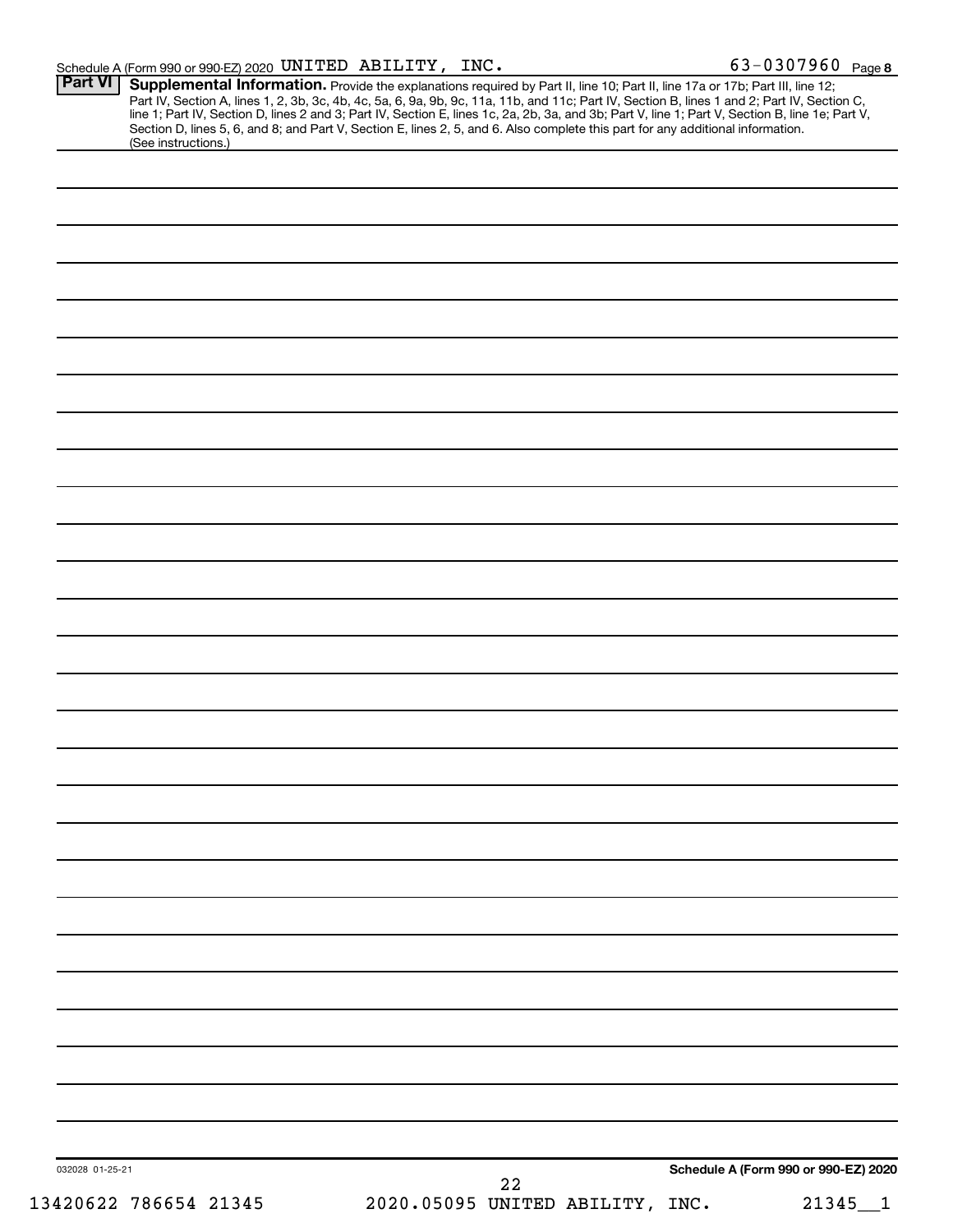Schedule A (Form 990 or 990-EZ) 2020 UNITED ABILITY, INC. 63-0307960

## Part VI Supplemental Information.

Provide the explanations required by Part II, line 10; Part II, line 17a or 17b; Part III, line 12; Part IV, Section A, lines 1, 2, 3b, 3c, 4b, 4c, 5a, 6, 9a, 9b, 9c, 11a, 11b, and 11c; Part IV, Section B, lines 1 and 2; Part IV, Section C, line 1; Part IV, Section D, lines 2 and 3; Part IV, Section E, lines 1c, 2a, 2b, 3a, and 3b; Part V, line 1; Part V, Section B, line 1e; Part V, Section D, lines 5, 6, and 8; and Part V, Section E, lines 2, 5, and 6. Also complete this part for any additional information. (See instructions.)

032028 01-25-21

Schedule A (Form 990 or 990-EZ) 2020

13420622 786654 21345 2020.05095 UNITED ABILITY, INC. 21345__1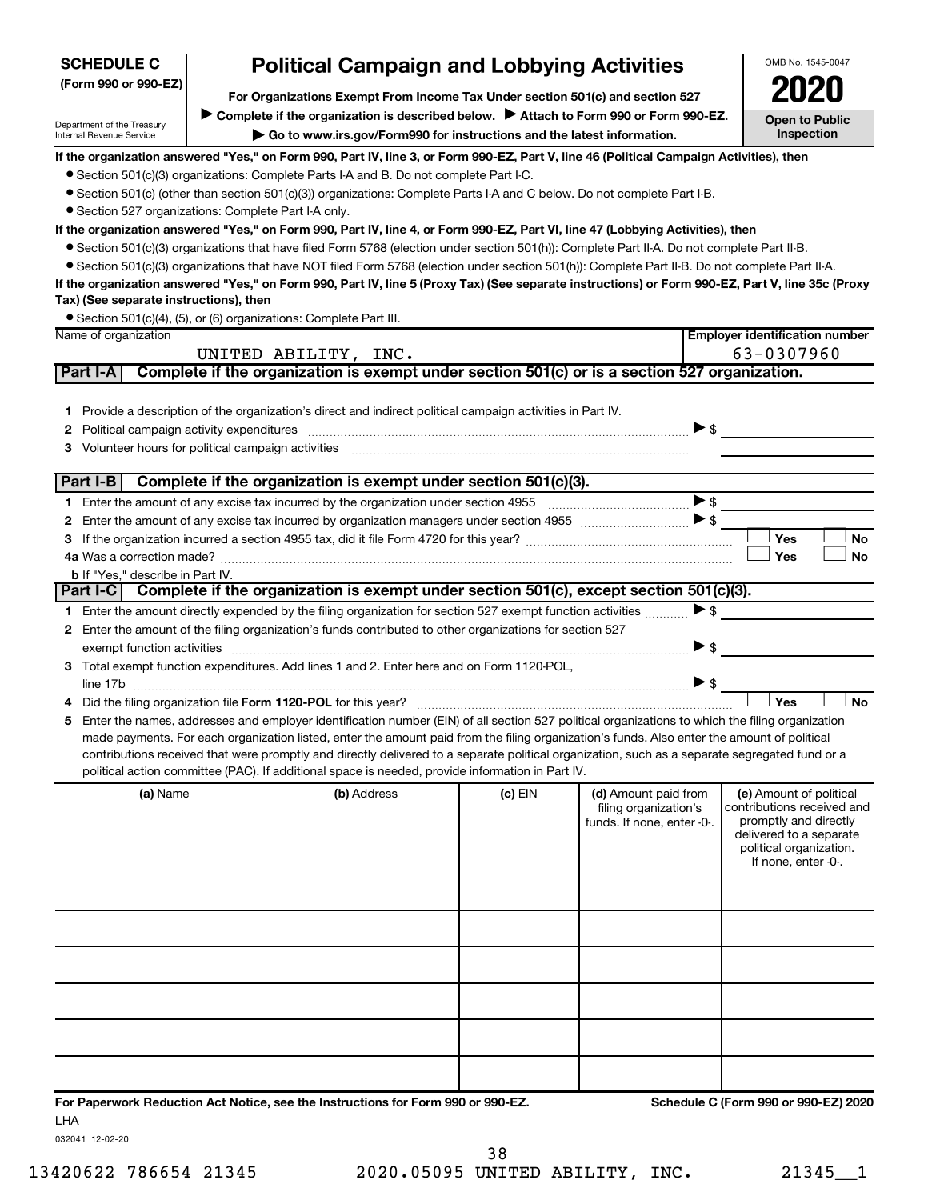**SCHEDULE C**
**(Form 990 or 990-EZ)**

Department of the Treasury
Internal Revenue Service

# Political Campaign and Lobbying Activities

**For Organizations Exempt From Income Tax Under section 501(c) and section 527**

▶ **Complete if the organization is described below.** ▶ **Attach to Form 990 or Form 990-EZ.**

▶ **Go to www.irs.gov/Form990 for instructions and the latest information.**

OMB No. 1545-0047

**2020**

**Open to Public Inspection**

**If the organization answered "Yes," on Form 990, Part IV, line 3, or Form 990-EZ, Part V, line 46 (Political Campaign Activities), then**

- Section 501(c)(3) organizations: Complete Parts I-A and B. Do not complete Part I-C.
- Section 501(c) (other than section 501(c)(3)) organizations: Complete Parts I-A and C below. Do not complete Part I-B.
- Section 527 organizations: Complete Part I-A only.

**If the organization answered "Yes," on Form 990, Part IV, line 4, or Form 990-EZ, Part VI, line 47 (Lobbying Activities), then**

- Section 501(c)(3) organizations that have filed Form 5768 (election under section 501(h)): Complete Part II-A. Do not complete Part II-B.
- Section 501(c)(3) organizations that have NOT filed Form 5768 (election under section 501(h)): Complete Part II-B. Do not complete Part II-A.

**If the organization answered "Yes," on Form 990, Part IV, line 5 (Proxy Tax) (See separate instructions) or Form 990-EZ, Part V, line 35c (Proxy Tax) (See separate instructions), then**

- Section 501(c)(4), (5), or (6) organizations: Complete Part III.

| Name of organization | Employer identification number |
|---|---|
| UNITED ABILITY, INC. | 63-0307960 |

## Part I-A Complete if the organization is exempt under section 501(c) or is a section 527 organization.

1 Provide a description of the organization's direct and indirect political campaign activities in Part IV.

2 Political campaign activity expenditures ▶ $

3 Volunteer hours for political campaign activities

## Part I-B Complete if the organization is exempt under section 501(c)(3).

1 Enter the amount of any excise tax incurred by the organization under section 4955 ▶ $

2 Enter the amount of any excise tax incurred by organization managers under section 4955 ▶ $

3 If the organization incurred a section 4955 tax, did it file Form 4720 for this year? ☐ Yes ☐ No

4a Was a correction made? ☐ Yes ☐ No

b If "Yes," describe in Part IV.

## Part I-C Complete if the organization is exempt under section 501(c), except section 501(c)(3).

1 Enter the amount directly expended by the filing organization for section 527 exempt function activities ▶ $

2 Enter the amount of the filing organization's funds contributed to other organizations for section 527 exempt function activities ▶ $

3 Total exempt function expenditures. Add lines 1 and 2. Enter here and on Form 1120-POL, line 17b ▶ $

4 Did the filing organization file **Form 1120-POL** for this year? ☐ Yes ☐ No

5 Enter the names, addresses and employer identification number (EIN) of all section 527 political organizations to which the filing organization made payments. For each organization listed, enter the amount paid from the filing organization's funds. Also enter the amount of political contributions received that were promptly and directly delivered to a separate political organization, such as a separate segregated fund or a political action committee (PAC). If additional space is needed, provide information in Part IV.

| (a) Name | (b) Address | (c) EIN | (d) Amount paid from filing organization's funds. If none, enter -0-. | (e) Amount of political contributions received and promptly and directly delivered to a separate political organization. If none, enter -0-. |
|---|---|---|---|---|
| | | | | |
| | | | | |
| | | | | |
| | | | | |
| | | | | |
| | | | | |

**For Paperwork Reduction Act Notice, see the Instructions for Form 990 or 990-EZ.**

LHA

032041 12-02-20

**Schedule C (Form 990 or 990-EZ) 2020**

13420622 786654 21345 2020.05095 UNITED ABILITY, INC. 21345__1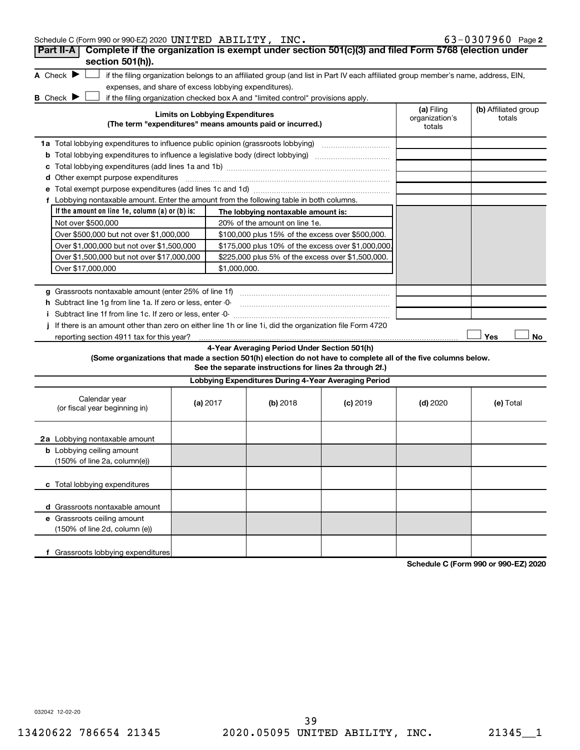Schedule C (Form 990 or 990-EZ) 2020 UNITED ABILITY, INC. 63-0307960 Page 2

## Part II-A Complete if the organization is exempt under section 501(c)(3) and filed Form 5768 (election under section 501(h)).

A Check ▶ ☐ if the filing organization belongs to an affiliated group (and list in Part IV each affiliated group member's name, address, EIN, expenses, and share of excess lobbying expenditures).

B Check ▶ ☐ if the filing organization checked box A and "limited control" provisions apply.

| Limits on Lobbying Expenditures (The term "expenditures" means amounts paid or incurred.) | (a) Filing organization's totals | (b) Affiliated group totals |
|---|---|---|
| 1a Total lobbying expenditures to influence public opinion (grassroots lobbying) | | |
| b Total lobbying expenditures to influence a legislative body (direct lobbying) | | |
| c Total lobbying expenditures (add lines 1a and 1b) | | |
| d Other exempt purpose expenditures | | |
| e Total exempt purpose expenditures (add lines 1c and 1d) | | |
| f Lobbying nontaxable amount. Enter the amount from the following table in both columns. | | |

| If the amount on line 1e, column (a) or (b) is: | The lobbying nontaxable amount is: |
|---|---|
| Not over $500,000 | 20% of the amount on line 1e. |
| Over $500,000 but not over $1,000,000 | $100,000 plus 15% of the excess over $500,000. |
| Over $1,000,000 but not over $1,500,000 | $175,000 plus 10% of the excess over $1,000,000. |
| Over $1,500,000 but not over $17,000,000 | $225,000 plus 5% of the excess over $1,500,000. |
| Over $17,000,000 | $1,000,000. |

| | (a) Filing organization's totals | (b) Affiliated group totals |
|---|---|---|
| g Grassroots nontaxable amount (enter 25% of line 1f) | | |
| h Subtract line 1g from line 1a. If zero or less, enter -0- | | |
| i Subtract line 1f from line 1c. If zero or less, enter -0- | | |

j If there is an amount other than zero on either line 1h or line 1i, did the organization file Form 4720 reporting section 4911 tax for this year? ☐ Yes ☐ No

### 4-Year Averaging Period Under Section 501(h)

**(Some organizations that made a section 501(h) election do not have to complete all of the five columns below. See the separate instructions for lines 2a through 2f.)**

| Lobbying Expenditures During 4-Year Averaging Period | | | | | |
|---|---|---|---|---|---|
| Calendar year (or fiscal year beginning in) | (a) 2017 | (b) 2018 | (c) 2019 | (d) 2020 | (e) Total |
| 2a Lobbying nontaxable amount | | | | | |
| b Lobbying ceiling amount (150% of line 2a, column(e)) | | | | | |
| c Total lobbying expenditures | | | | | |
| d Grassroots nontaxable amount | | | | | |
| e Grassroots ceiling amount (150% of line 2d, column (e)) | | | | | |
| f Grassroots lobbying expenditures | | | | | |

Schedule C (Form 990 or 990-EZ) 2020

032042 12-02-20

13420622 786654 21345 2020.05095 UNITED ABILITY, INC. 21345__1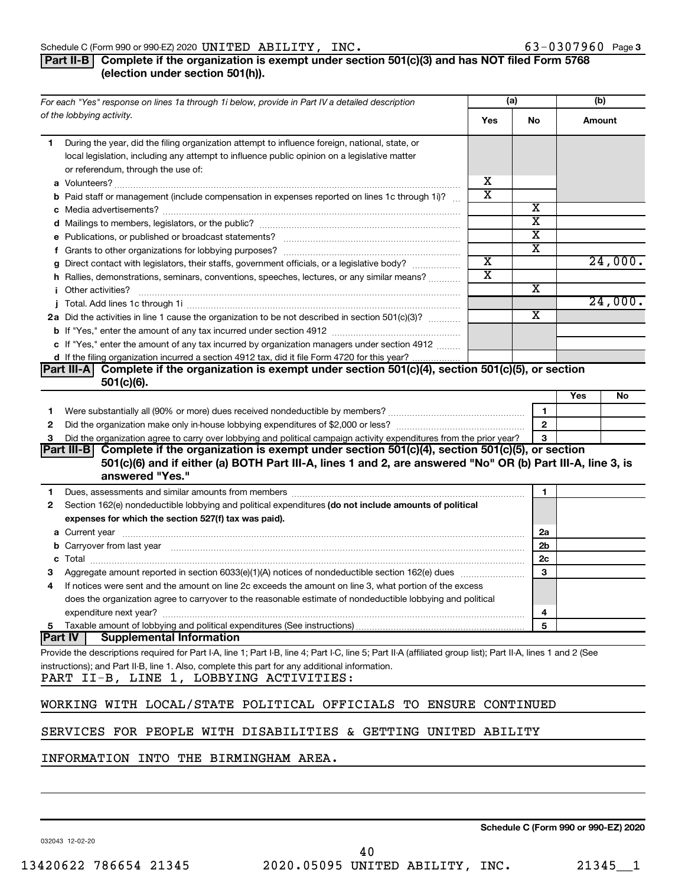Schedule C (Form 990 or 990-EZ) 2020 UNITED ABILITY, INC. 63-0307960 Page 3

## Part II-B Complete if the organization is exempt under section 501(c)(3) and has NOT filed Form 5768 (election under section 501(h)).

| For each "Yes" response on lines 1a through 1i below, provide in Part IV a detailed description of the lobbying activity. | (a) Yes | (a) No | (b) Amount |
|---|---|---|---|
| **1** During the year, did the filing organization attempt to influence foreign, national, state, or local legislation, including any attempt to influence public opinion on a legislative matter or referendum, through the use of: | | | |
| **a** Volunteers? | X | | |
| **b** Paid staff or management (include compensation in expenses reported on lines 1c through 1i)? | X | | |
| **c** Media advertisements? | | X | |
| **d** Mailings to members, legislators, or the public? | | X | |
| **e** Publications, or published or broadcast statements? | | X | |
| **f** Grants to other organizations for lobbying purposes? | | X | |
| **g** Direct contact with legislators, their staffs, government officials, or a legislative body? | X | | 24,000. |
| **h** Rallies, demonstrations, seminars, conventions, speeches, lectures, or any similar means? | X | | |
| **i** Other activities? | | X | |
| **j** Total. Add lines 1c through 1i | | | 24,000. |
| **2a** Did the activities in line 1 cause the organization to be not described in section 501(c)(3)? | | X | |
| **b** If "Yes," enter the amount of any tax incurred under section 4912 | | | |
| **c** If "Yes," enter the amount of any tax incurred by organization managers under section 4912 | | | |
| **d** If the filing organization incurred a section 4912 tax, did it file Form 4720 for this year? | | | |

## Part III-A Complete if the organization is exempt under section 501(c)(4), section 501(c)(5), or section 501(c)(6).

| | | Yes | No |
|---|---|---|---|
| **1** Were substantially all (90% or more) dues received nondeductible by members? | 1 | | |
| **2** Did the organization make only in-house lobbying expenditures of $2,000 or less? | 2 | | |
| **3** Did the organization agree to carry over lobbying and political campaign activity expenditures from the prior year? | 3 | | |

## Part III-B Complete if the organization is exempt under section 501(c)(4), section 501(c)(5), or section 501(c)(6) and if either (a) BOTH Part III-A, lines 1 and 2, are answered "No" OR (b) Part III-A, line 3, is answered "Yes."

| | | |
|---|---|---|
| **1** Dues, assessments and similar amounts from members | 1 | |
| **2** Section 162(e) nondeductible lobbying and political expenditures **(do not include amounts of political expenses for which the section 527(f) tax was paid).** | | |
| **a** Current year | 2a | |
| **b** Carryover from last year | 2b | |
| **c** Total | 2c | |
| **3** Aggregate amount reported in section 6033(e)(1)(A) notices of nondeductible section 162(e) dues | 3 | |
| **4** If notices were sent and the amount on line 2c exceeds the amount on line 3, what portion of the excess does the organization agree to carryover to the reasonable estimate of nondeductible lobbying and political expenditure next year? | 4 | |
| **5** Taxable amount of lobbying and political expenditures (See instructions) | 5 | |

## Part IV Supplemental Information

Provide the descriptions required for Part I-A, line 1; Part I-B, line 4; Part I-C, line 5; Part II-A (affiliated group list); Part II-A, lines 1 and 2 (See instructions); and Part II-B, line 1. Also, complete this part for any additional information.

PART II-B, LINE 1, LOBBYING ACTIVITIES:

WORKING WITH LOCAL/STATE POLITICAL OFFICIALS TO ENSURE CONTINUED SERVICES FOR PEOPLE WITH DISABILITIES & GETTING UNITED ABILITY INFORMATION INTO THE BIRMINGHAM AREA.

032043 12-02-20

Schedule C (Form 990 or 990-EZ) 2020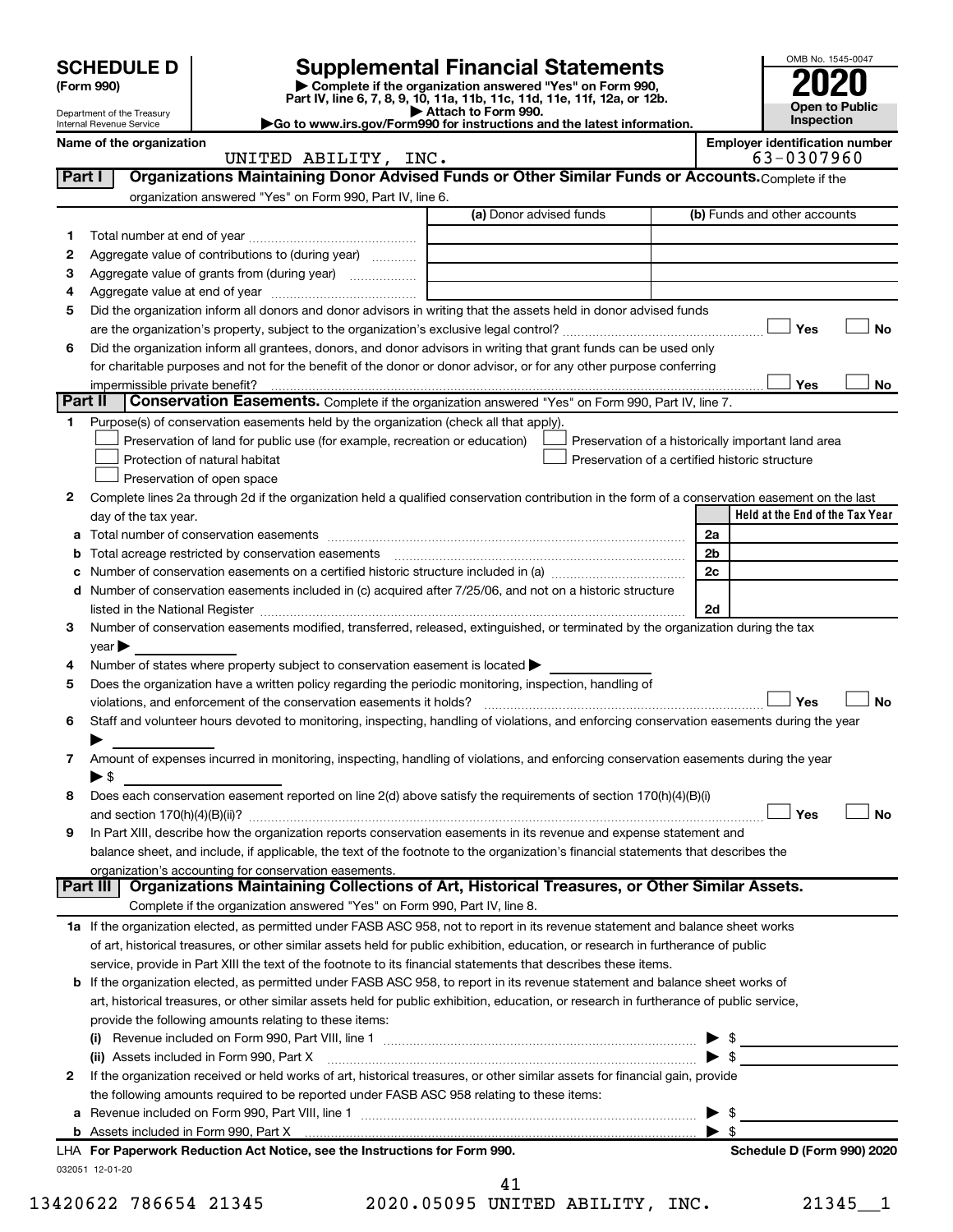**SCHEDULE D (Form 990)**

Department of the Treasury
Internal Revenue Service

# Supplemental Financial Statements

▶ Complete if the organization answered "Yes" on Form 990, Part IV, line 6, 7, 8, 9, 10, 11a, 11b, 11c, 11d, 11e, 11f, 12a, or 12b.
▶ Attach to Form 990.
▶Go to www.irs.gov/Form990 for instructions and the latest information.

OMB No. 1545-0047
**2020**
**Open to Public Inspection**

**Name of the organization**: UNITED ABILITY, INC.
**Employer identification number**: 63-0307960

## Part I — Organizations Maintaining Donor Advised Funds or Other Similar Funds or Accounts.
Complete if the organization answered "Yes" on Form 990, Part IV, line 6.

| | | (a) Donor advised funds | (b) Funds and other accounts |
|---|---|---|---|
| 1 | Total number at end of year | | |
| 2 | Aggregate value of contributions to (during year) | | |
| 3 | Aggregate value of grants from (during year) | | |
| 4 | Aggregate value at end of year | | |

5 Did the organization inform all donors and donor advisors in writing that the assets held in donor advised funds are the organization's property, subject to the organization's exclusive legal control? ☐ Yes ☐ No

6 Did the organization inform all grantees, donors, and donor advisors in writing that grant funds can be used only for charitable purposes and not for the benefit of the donor or donor advisor, or for any other purpose conferring impermissible private benefit? ☐ Yes ☐ No

## Part II — Conservation Easements.
Complete if the organization answered "Yes" on Form 990, Part IV, line 7.

1 Purpose(s) of conservation easements held by the organization (check all that apply).
- ☐ Preservation of land for public use (for example, recreation or education)
- ☐ Protection of natural habitat
- ☐ Preservation of open space
- ☐ Preservation of a historically important land area
- ☐ Preservation of a certified historic structure

2 Complete lines 2a through 2d if the organization held a qualified conservation contribution in the form of a conservation easement on the last day of the tax year.

| | | | Held at the End of the Tax Year |
|---|---|---|---|
| a | Total number of conservation easements | 2a | |
| b | Total acreage restricted by conservation easements | 2b | |
| c | Number of conservation easements on a certified historic structure included in (a) | 2c | |
| d | Number of conservation easements included in (c) acquired after 7/25/06, and not on a historic structure listed in the National Register | 2d | |

3 Number of conservation easements modified, transferred, released, extinguished, or terminated by the organization during the tax year ▶

4 Number of states where property subject to conservation easement is located ▶

5 Does the organization have a written policy regarding the periodic monitoring, inspection, handling of violations, and enforcement of the conservation easements it holds? ☐ Yes ☐ No

6 Staff and volunteer hours devoted to monitoring, inspecting, handling of violations, and enforcing conservation easements during the year ▶

7 Amount of expenses incurred in monitoring, inspecting, handling of violations, and enforcing conservation easements during the year ▶ $

8 Does each conservation easement reported on line 2(d) above satisfy the requirements of section 170(h)(4)(B)(i) and section 170(h)(4)(B)(ii)? ☐ Yes ☐ No

9 In Part XIII, describe how the organization reports conservation easements in its revenue and expense statement and balance sheet, and include, if applicable, the text of the footnote to the organization's financial statements that describes the organization's accounting for conservation easements.

## Part III — Organizations Maintaining Collections of Art, Historical Treasures, or Other Similar Assets.
Complete if the organization answered "Yes" on Form 990, Part IV, line 8.

1a If the organization elected, as permitted under FASB ASC 958, not to report in its revenue statement and balance sheet works of art, historical treasures, or other similar assets held for public exhibition, education, or research in furtherance of public service, provide in Part XIII the text of the footnote to its financial statements that describes these items.

b If the organization elected, as permitted under FASB ASC 958, to report in its revenue statement and balance sheet works of art, historical treasures, or other similar assets held for public exhibition, education, or research in furtherance of public service, provide the following amounts relating to these items:

(i) Revenue included on Form 990, Part VIII, line 1 ▶ $

(ii) Assets included in Form 990, Part X ▶ $

2 If the organization received or held works of art, historical treasures, or other similar assets for financial gain, provide the following amounts required to be reported under FASB ASC 958 relating to these items:

a Revenue included on Form 990, Part VIII, line 1 ▶ $

b Assets included in Form 990, Part X ▶ $

LHA **For Paperwork Reduction Act Notice, see the Instructions for Form 990.** **Schedule D (Form 990) 2020**

032051 12-01-20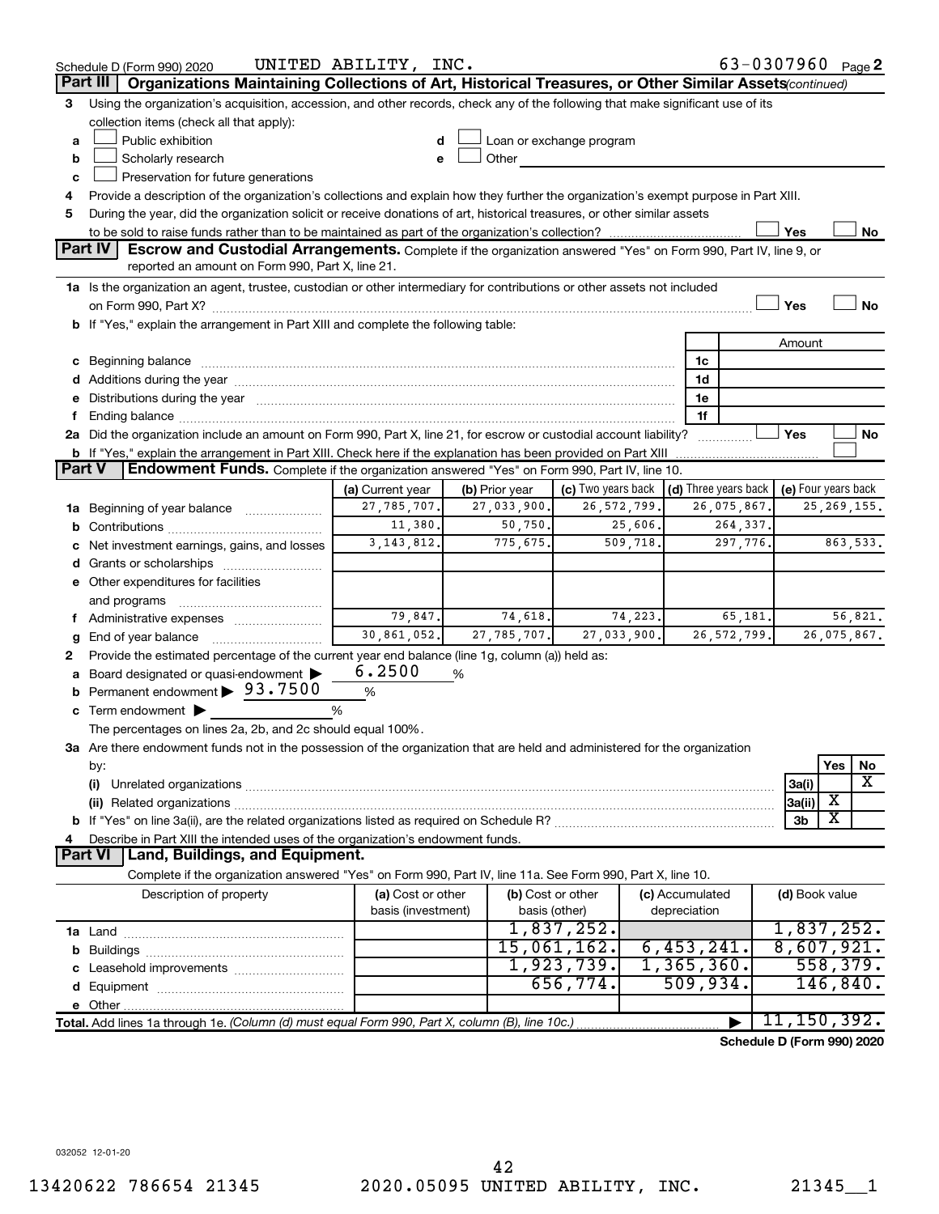Schedule D (Form 990) 2020 UNITED ABILITY, INC. 63-0307960 Page 2

## Part III | Organizations Maintaining Collections of Art, Historical Treasures, or Other Similar Assets *(continued)*

3 Using the organization's acquisition, accession, and other records, check any of the following that make significant use of its collection items (check all that apply):

- a ☐ Public exhibition
- b ☐ Scholarly research
- c ☐ Preservation for future generations
- d ☐ Loan or exchange program
- e ☐ Other

4 Provide a description of the organization's collections and explain how they further the organization's exempt purpose in Part XIII.

5 During the year, did the organization solicit or receive donations of art, historical treasures, or other similar assets to be sold to raise funds rather than to be maintained as part of the organization's collection? ☐ Yes ☐ No

## Part IV | Escrow and Custodial Arrangements.

Complete if the organization answered "Yes" on Form 990, Part IV, line 9, or reported an amount on Form 990, Part X, line 21.

1a Is the organization an agent, trustee, custodian or other intermediary for contributions or other assets not included on Form 990, Part X? ☐ Yes ☐ No

b If "Yes," explain the arrangement in Part XIII and complete the following table:

| | | Amount |
|---|---|---|
| c Beginning balance | 1c | |
| d Additions during the year | 1d | |
| e Distributions during the year | 1e | |
| f Ending balance | 1f | |

2a Did the organization include an amount on Form 990, Part X, line 21, for escrow or custodial account liability? ☐ Yes ☐ No

b If "Yes," explain the arrangement in Part XIII. Check here if the explanation has been provided on Part XIII ☐

## Part V | Endowment Funds.

Complete if the organization answered "Yes" on Form 990, Part IV, line 10.

| | (a) Current year | (b) Prior year | (c) Two years back | (d) Three years back | (e) Four years back |
|---|---|---|---|---|---|
| 1a Beginning of year balance | 27,785,707. | 27,033,900. | 26,572,799. | 26,075,867. | 25,269,155. |
| b Contributions | 11,380. | 50,750. | 25,606. | 264,337. | |
| c Net investment earnings, gains, and losses | 3,143,812. | 775,675. | 509,718. | 297,776. | 863,533. |
| d Grants or scholarships | | | | | |
| e Other expenditures for facilities and programs | | | | | |
| f Administrative expenses | 79,847. | 74,618. | 74,223. | 65,181. | 56,821. |
| g End of year balance | 30,861,052. | 27,785,707. | 27,033,900. | 26,572,799. | 26,075,867. |

2 Provide the estimated percentage of the current year end balance (line 1g, column (a)) held as:

a Board designated or quasi-endowment ▶ 6.2500 %

b Permanent endowment ▶ 93.7500 %

c Term endowment ▶ %

The percentages on lines 2a, 2b, and 2c should equal 100%.

3a Are there endowment funds not in the possession of the organization that are held and administered for the organization by:

| | | Yes | No |
|---|---|---|---|
| (i) Unrelated organizations | 3a(i) | | X |
| (ii) Related organizations | 3a(ii) | X | |
| b If "Yes" on line 3a(ii), are the related organizations listed as required on Schedule R? | 3b | X | |

4 Describe in Part XIII the intended uses of the organization's endowment funds.

## Part VI | Land, Buildings, and Equipment.

Complete if the organization answered "Yes" on Form 990, Part IV, line 11a. See Form 990, Part X, line 10.

| Description of property | (a) Cost or other basis (investment) | (b) Cost or other basis (other) | (c) Accumulated depreciation | (d) Book value |
|---|---|---|---|---|
| 1a Land | | 1,837,252. | | 1,837,252. |
| b Buildings | | 15,061,162. | 6,453,241. | 8,607,921. |
| c Leasehold improvements | | 1,923,739. | 1,365,360. | 558,379. |
| d Equipment | | 656,774. | 509,934. | 146,840. |
| e Other | | | | |
| **Total.** Add lines 1a through 1e. *(Column (d) must equal Form 990, Part X, column (B), line 10c.)* | | | ▶ | 11,150,392. |

**Schedule D (Form 990) 2020**

032052 12-01-20

13420622 786654 21345 2020.05095 UNITED ABILITY, INC. 21345__1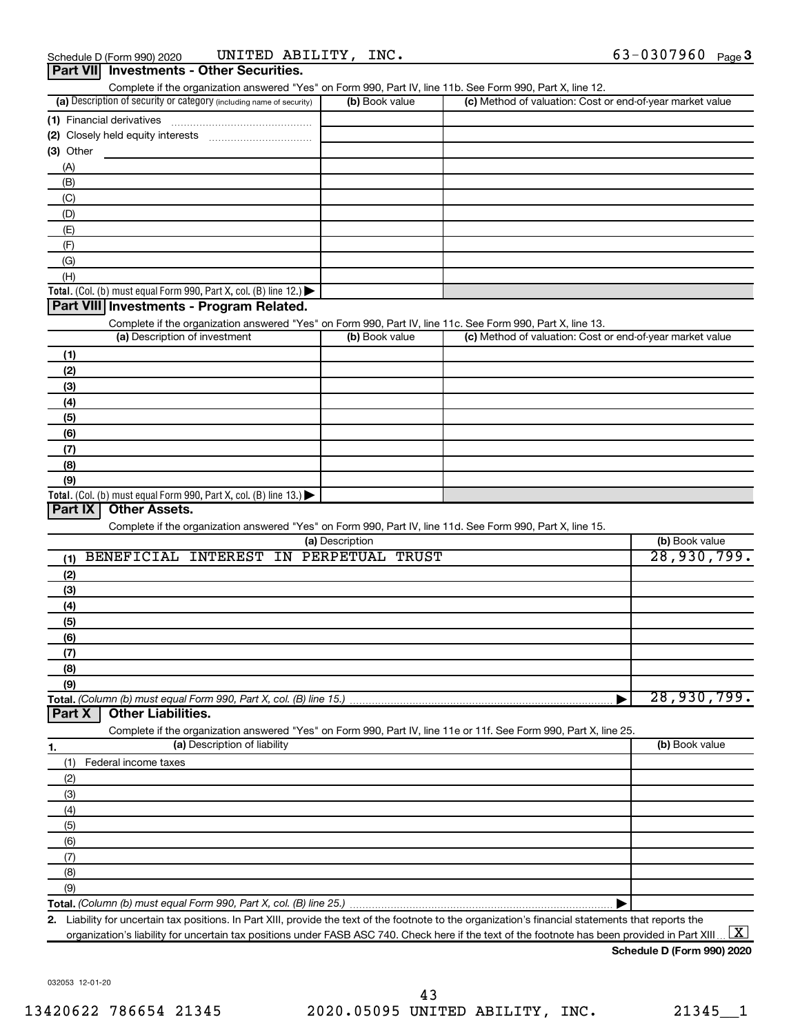Schedule D (Form 990) 2020 UNITED ABILITY, INC. 63-0307960 Page 3

## Part VII Investments - Other Securities.

Complete if the organization answered "Yes" on Form 990, Part IV, line 11b. See Form 990, Part X, line 12.

| (a) Description of security or category (including name of security) | (b) Book value | (c) Method of valuation: Cost or end-of-year market value |
|---|---|---|
| (1) Financial derivatives | | |
| (2) Closely held equity interests | | |
| (3) Other | | |
| (A) | | |
| (B) | | |
| (C) | | |
| (D) | | |
| (E) | | |
| (F) | | |
| (G) | | |
| (H) | | |
| **Total.** (Col. (b) must equal Form 990, Part X, col. (B) line 12.) ▶ | | |

## Part VIII Investments - Program Related.

Complete if the organization answered "Yes" on Form 990, Part IV, line 11c. See Form 990, Part X, line 13.

| (a) Description of investment | (b) Book value | (c) Method of valuation: Cost or end-of-year market value |
|---|---|---|
| (1) | | |
| (2) | | |
| (3) | | |
| (4) | | |
| (5) | | |
| (6) | | |
| (7) | | |
| (8) | | |
| (9) | | |
| **Total.** (Col. (b) must equal Form 990, Part X, col. (B) line 13.) ▶ | | |

## Part IX Other Assets.

Complete if the organization answered "Yes" on Form 990, Part IV, line 11d. See Form 990, Part X, line 15.

| (a) Description | (b) Book value |
|---|---|
| (1) BENEFICIAL INTEREST IN PERPETUAL TRUST | 28,930,799. |
| (2) | |
| (3) | |
| (4) | |
| (5) | |
| (6) | |
| (7) | |
| (8) | |
| (9) | |
| **Total.** *(Column (b) must equal Form 990, Part X, col. (B) line 15.)* ▶ | 28,930,799. |

## Part X Other Liabilities.

Complete if the organization answered "Yes" on Form 990, Part IV, line 11e or 11f. See Form 990, Part X, line 25.

| 1. (a) Description of liability | (b) Book value |
|---|---|
| (1) Federal income taxes | |
| (2) | |
| (3) | |
| (4) | |
| (5) | |
| (6) | |
| (7) | |
| (8) | |
| (9) | |
| **Total.** *(Column (b) must equal Form 990, Part X, col. (B) line 25.)* ▶ | |

2. Liability for uncertain tax positions. In Part XIII, provide the text of the footnote to the organization's financial statements that reports the organization's liability for uncertain tax positions under FASB ASC 740. Check here if the text of the footnote has been provided in Part XIII ... [X]

**Schedule D (Form 990) 2020**

032053 12-01-20

13420622 786654 21345 2020.05095 UNITED ABILITY, INC. 21345__1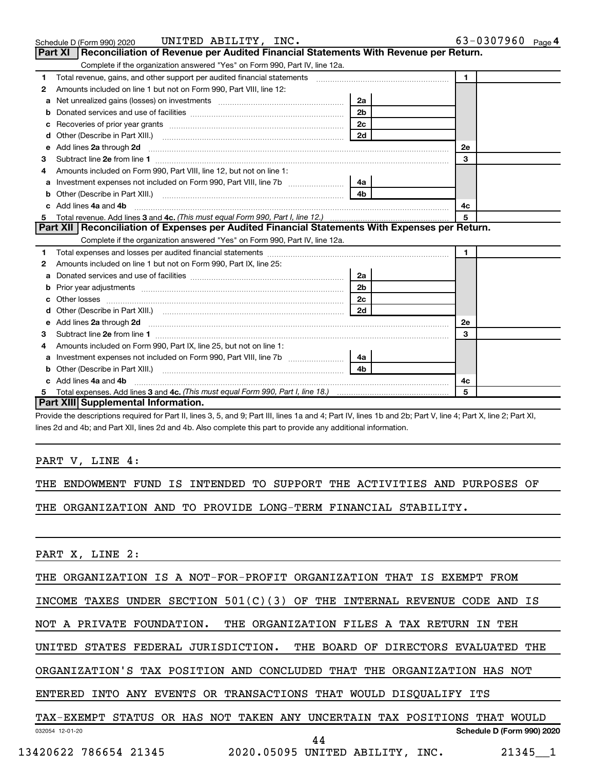Schedule D (Form 990) 2020 UNITED ABILITY, INC. 63-0307960 Page 4

## Part XI Reconciliation of Revenue per Audited Financial Statements With Revenue per Return.

Complete if the organization answered "Yes" on Form 990, Part IV, line 12a.

| | | | | | |
|---|---|---|---|---|---|
| 1 | Total revenue, gains, and other support per audited financial statements | | | 1 | |
| 2 | Amounts included on line 1 but not on Form 990, Part VIII, line 12: | | | | |
| a | Net unrealized gains (losses) on investments | 2a | | | |
| b | Donated services and use of facilities | 2b | | | |
| c | Recoveries of prior year grants | 2c | | | |
| d | Other (Describe in Part XIII.) | 2d | | | |
| e | Add lines 2a through 2d | | | 2e | |
| 3 | Subtract line 2e from line 1 | | | 3 | |
| 4 | Amounts included on Form 990, Part VIII, line 12, but not on line 1: | | | | |
| a | Investment expenses not included on Form 990, Part VIII, line 7b | 4a | | | |
| b | Other (Describe in Part XIII.) | 4b | | | |
| c | Add lines 4a and 4b | | | 4c | |
| 5 | Total revenue. Add lines 3 and 4c. *(This must equal Form 990, Part I, line 12.)* | | | 5 | |

## Part XII Reconciliation of Expenses per Audited Financial Statements With Expenses per Return.

Complete if the organization answered "Yes" on Form 990, Part IV, line 12a.

| | | | | | |
|---|---|---|---|---|---|
| 1 | Total expenses and losses per audited financial statements | | | 1 | |
| 2 | Amounts included on line 1 but not on Form 990, Part IX, line 25: | | | | |
| a | Donated services and use of facilities | 2a | | | |
| b | Prior year adjustments | 2b | | | |
| c | Other losses | 2c | | | |
| d | Other (Describe in Part XIII.) | 2d | | | |
| e | Add lines 2a through 2d | | | 2e | |
| 3 | Subtract line 2e from line 1 | | | 3 | |
| 4 | Amounts included on Form 990, Part IX, line 25, but not on line 1: | | | | |
| a | Investment expenses not included on Form 990, Part VIII, line 7b | 4a | | | |
| b | Other (Describe in Part XIII.) | 4b | | | |
| c | Add lines 4a and 4b | | | 4c | |
| 5 | Total expenses. Add lines 3 and 4c. *(This must equal Form 990, Part I, line 18.)* | | | 5 | |

## Part XIII Supplemental Information.

Provide the descriptions required for Part II, lines 3, 5, and 9; Part III, lines 1a and 4; Part IV, lines 1b and 2b; Part V, line 4; Part X, line 2; Part XI, lines 2d and 4b; and Part XII, lines 2d and 4b. Also complete this part to provide any additional information.

PART V, LINE 4:

THE ENDOWMENT FUND IS INTENDED TO SUPPORT THE ACTIVITIES AND PURPOSES OF THE ORGANIZATION AND TO PROVIDE LONG-TERM FINANCIAL STABILITY.

PART X, LINE 2:

THE ORGANIZATION IS A NOT-FOR-PROFIT ORGANIZATION THAT IS EXEMPT FROM INCOME TAXES UNDER SECTION 501(C)(3) OF THE INTERNAL REVENUE CODE AND IS NOT A PRIVATE FOUNDATION. THE ORGANIZATION FILES A TAX RETURN IN TEH UNITED STATES FEDERAL JURISDICTION. THE BOARD OF DIRECTORS EVALUATED THE ORGANIZATION'S TAX POSITION AND CONCLUDED THAT THE ORGANIZATION HAS NOT ENTERED INTO ANY EVENTS OR TRANSACTIONS THAT WOULD DISQUALIFY ITS TAX-EXEMPT STATUS OR HAS NOT TAKEN ANY UNCERTAIN TAX POSITIONS THAT WOULD

032054 12-01-20 Schedule D (Form 990) 2020

13420622 786654 21345 2020.05095 UNITED ABILITY, INC. 21345__1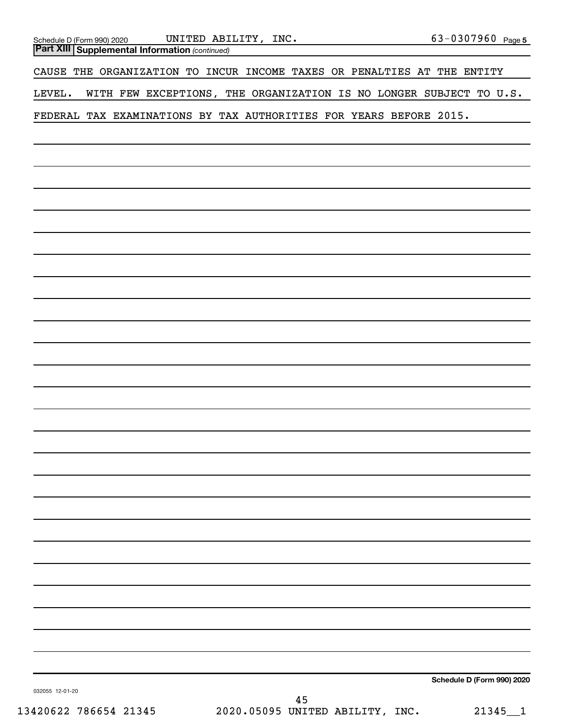**Part XIII Supplemental Information** *(continued)*

CAUSE THE ORGANIZATION TO INCUR INCOME TAXES OR PENALTIES AT THE ENTITY LEVEL. WITH FEW EXCEPTIONS, THE ORGANIZATION IS NO LONGER SUBJECT TO U.S. FEDERAL TAX EXAMINATIONS BY TAX AUTHORITIES FOR YEARS BEFORE 2015.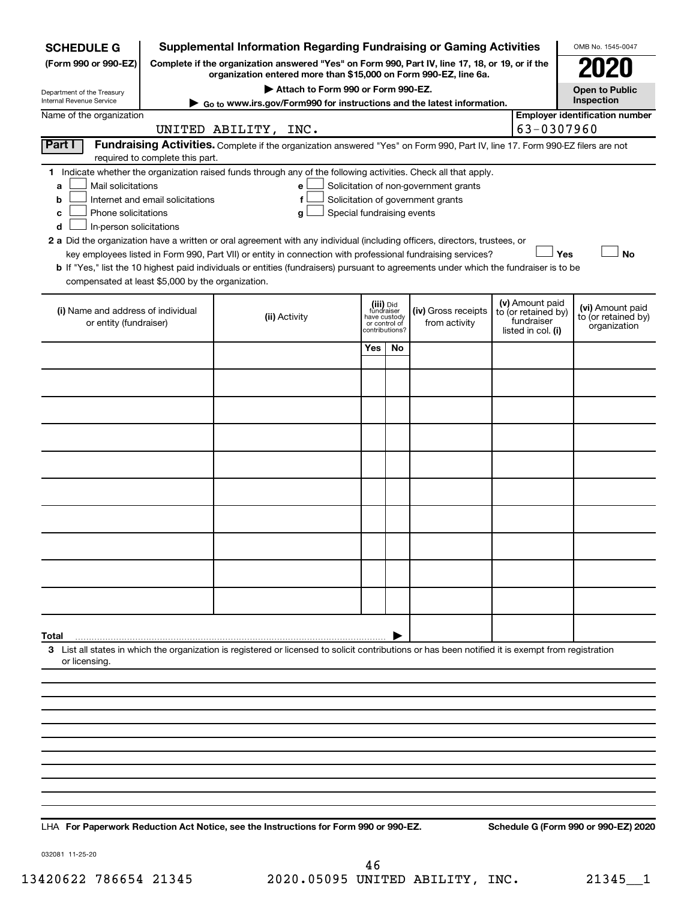**SCHEDULE G** (Form 990 or 990-EZ)

Department of the Treasury Internal Revenue Service

# Supplemental Information Regarding Fundraising or Gaming Activities

**Complete if the organization answered "Yes" on Form 990, Part IV, line 17, 18, or 19, or if the organization entered more than $15,000 on Form 990-EZ, line 6a.**

▶ **Attach to Form 990 or Form 990-EZ.**

▶ **Go to www.irs.gov/Form990 for instructions and the latest information.**

OMB No. 1545-0047

**2020**

**Open to Public Inspection**

Name of the organization: UNITED ABILITY, INC.

**Employer identification number:** 63-0307960

## Part I — Fundraising Activities.

Complete if the organization answered "Yes" on Form 990, Part IV, line 17. Form 990-EZ filers are not required to complete this part.

**1** Indicate whether the organization raised funds through any of the following activities. Check all that apply.

- **a** ☐ Mail solicitations
- **b** ☐ Internet and email solicitations
- **c** ☐ Phone solicitations
- **d** ☐ In-person solicitations
- **e** ☐ Solicitation of non-government grants
- **f** ☐ Solicitation of government grants
- **g** ☐ Special fundraising events

**2 a** Did the organization have a written or oral agreement with any individual (including officers, directors, trustees, or key employees listed in Form 990, Part VII) or entity in connection with professional fundraising services? ☐ Yes ☐ No

**b** If "Yes," list the 10 highest paid individuals or entities (fundraisers) pursuant to agreements under which the fundraiser is to be compensated at least $5,000 by the organization.

| (i) Name and address of individual or entity (fundraiser) | (ii) Activity | (iii) Did fundraiser have custody or control of contributions? | | (iv) Gross receipts from activity | (v) Amount paid to (or retained by) fundraiser listed in col. (i) | (vi) Amount paid to (or retained by) organization |
|---|---|---|---|---|---|---|
| | | Yes | No | | | |
| | | | | | | |
| | | | | | | |
| | | | | | | |
| | | | | | | |
| | | | | | | |
| | | | | | | |
| | | | | | | |
| | | | | | | |
| | | | | | | |
| | | | | | | |
| **Total** | | | | | | |

**3** List all states in which the organization is registered or licensed to solicit contributions or has been notified it is exempt from registration or licensing.

LHA **For Paperwork Reduction Act Notice, see the Instructions for Form 990 or 990-EZ.** **Schedule G (Form 990 or 990-EZ) 2020**

032081 11-25-20

13420622 786654 21345 2020.05095 UNITED ABILITY, INC. 21345__1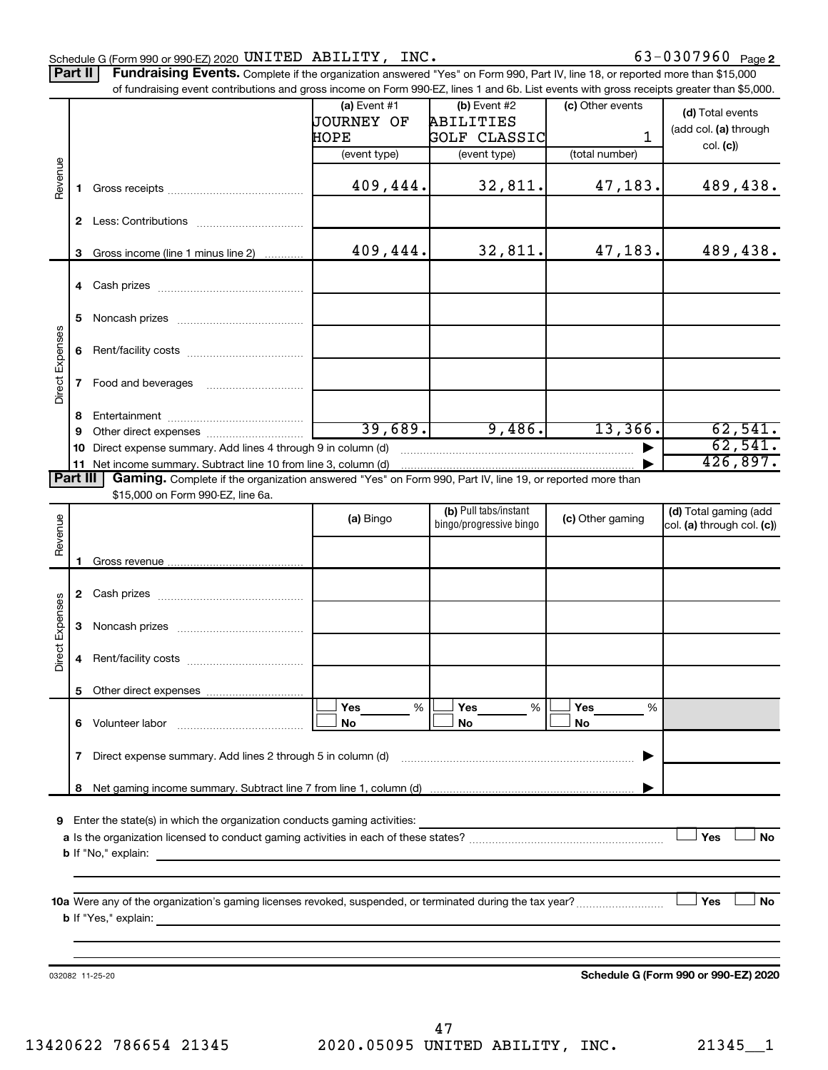Schedule G (Form 990 or 990-EZ) 2020 UNITED ABILITY, INC. 63-0307960 Page 2

**Part II** **Fundraising Events.** Complete if the organization answered "Yes" on Form 990, Part IV, line 18, or reported more than $15,000 of fundraising event contributions and gross income on Form 990-EZ, lines 1 and 6b. List events with gross receipts greater than $5,000.

| | | (a) Event #1 JOURNEY OF HOPE (event type) | (b) Event #2 ABILITIES GOLF CLASSIC (event type) | (c) Other events 1 (total number) | (d) Total events (add col. (a) through col. (c)) |
|---|---|---|---|---|---|
| Revenue | 1 Gross receipts | 409,444. | 32,811. | 47,183. | 489,438. |
| | 2 Less: Contributions | | | | |
| | 3 Gross income (line 1 minus line 2) | 409,444. | 32,811. | 47,183. | 489,438. |
| Direct Expenses | 4 Cash prizes | | | | |
| | 5 Noncash prizes | | | | |
| | 6 Rent/facility costs | | | | |
| | 7 Food and beverages | | | | |
| | 8 Entertainment | | | | |
| | 9 Other direct expenses | 39,689. | 9,486. | 13,366. | 62,541. |
| | 10 Direct expense summary. Add lines 4 through 9 in column (d) | | | | 62,541. |
| | 11 Net income summary. Subtract line 10 from line 3, column (d) | | | | 426,897. |

**Part III** **Gaming.** Complete if the organization answered "Yes" on Form 990, Part IV, line 19, or reported more than $15,000 on Form 990-EZ, line 6a.

| | | (a) Bingo | (b) Pull tabs/instant bingo/progressive bingo | (c) Other gaming | (d) Total gaming (add col. (a) through col. (c)) |
|---|---|---|---|---|---|
| Revenue | 1 Gross revenue | | | | |
| Direct Expenses | 2 Cash prizes | | | | |
| | 3 Noncash prizes | | | | |
| | 4 Rent/facility costs | | | | |
| | 5 Other direct expenses | | | | |
| | 6 Volunteer labor | ☐ Yes ___ % ☐ No | ☐ Yes ___ % ☐ No | ☐ Yes ___ % ☐ No | |
| | 7 Direct expense summary. Add lines 2 through 5 in column (d) | | | | |
| | 8 Net gaming income summary. Subtract line 7 from line 1, column (d) | | | | |

9 Enter the state(s) in which the organization conducts gaming activities: ______

a Is the organization licensed to conduct gaming activities in each of these states? ☐ Yes ☐ No

b If "No," explain: ______

10a Were any of the organization's gaming licenses revoked, suspended, or terminated during the tax year? ☐ Yes ☐ No

b If "Yes," explain: ______

032082 11-25-20

**Schedule G (Form 990 or 990-EZ) 2020**

13420622 786654 21345 2020.05095 UNITED ABILITY, INC. 21345__1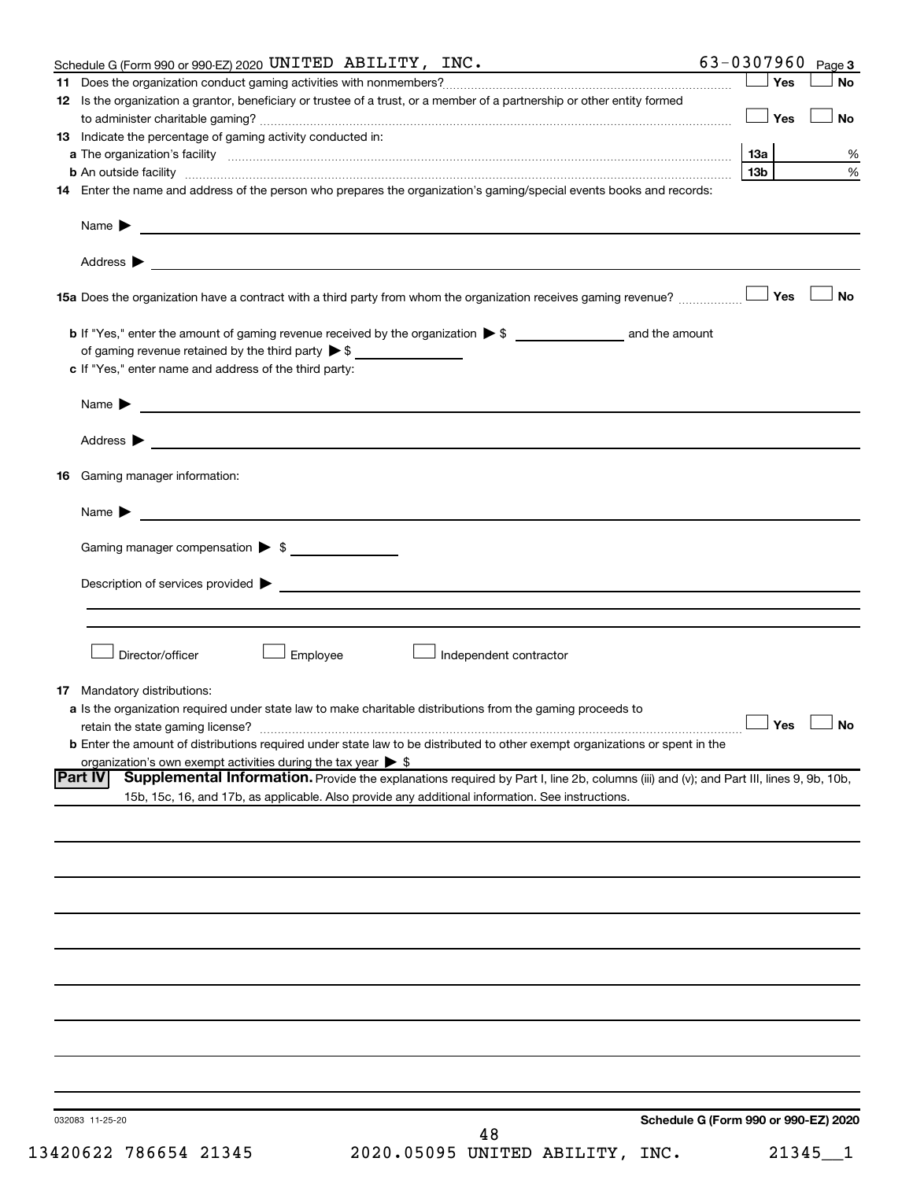Schedule G (Form 990 or 990-EZ) 2020 UNITED ABILITY, INC. 63-0307960 Page 3

**11** Does the organization conduct gaming activities with nonmembers? ☐ Yes ☐ No

**12** Is the organization a grantor, beneficiary or trustee of a trust, or a member of a partnership or other entity formed to administer charitable gaming? ☐ Yes ☐ No

**13** Indicate the percentage of gaming activity conducted in:

**a** The organization's facility | 13a | %

**b** An outside facility | 13b | %

**14** Enter the name and address of the person who prepares the organization's gaming/special events books and records:

Name ▶

Address ▶

**15a** Does the organization have a contract with a third party from whom the organization receives gaming revenue? ☐ Yes ☐ No

**b** If "Yes," enter the amount of gaming revenue received by the organization ▶ $ __________ and the amount of gaming revenue retained by the third party ▶ $ __________

**c** If "Yes," enter name and address of the third party:

Name ▶

Address ▶

**16** Gaming manager information:

Name ▶

Gaming manager compensation ▶ $

Description of services provided ▶

☐ Director/officer ☐ Employee ☐ Independent contractor

**17** Mandatory distributions:

**a** Is the organization required under state law to make charitable distributions from the gaming proceeds to retain the state gaming license? ☐ Yes ☐ No

**b** Enter the amount of distributions required under state law to be distributed to other exempt organizations or spent in the organization's own exempt activities during the tax year ▶ $

**Part IV** **Supplemental Information.** Provide the explanations required by Part I, line 2b, columns (iii) and (v); and Part III, lines 9, 9b, 10b, 15b, 15c, 16, and 17b, as applicable. Also provide any additional information. See instructions.

032083 11-25-20

Schedule G (Form 990 or 990-EZ) 2020

13420622 786654 21345 2020.05095 UNITED ABILITY, INC. 21345__1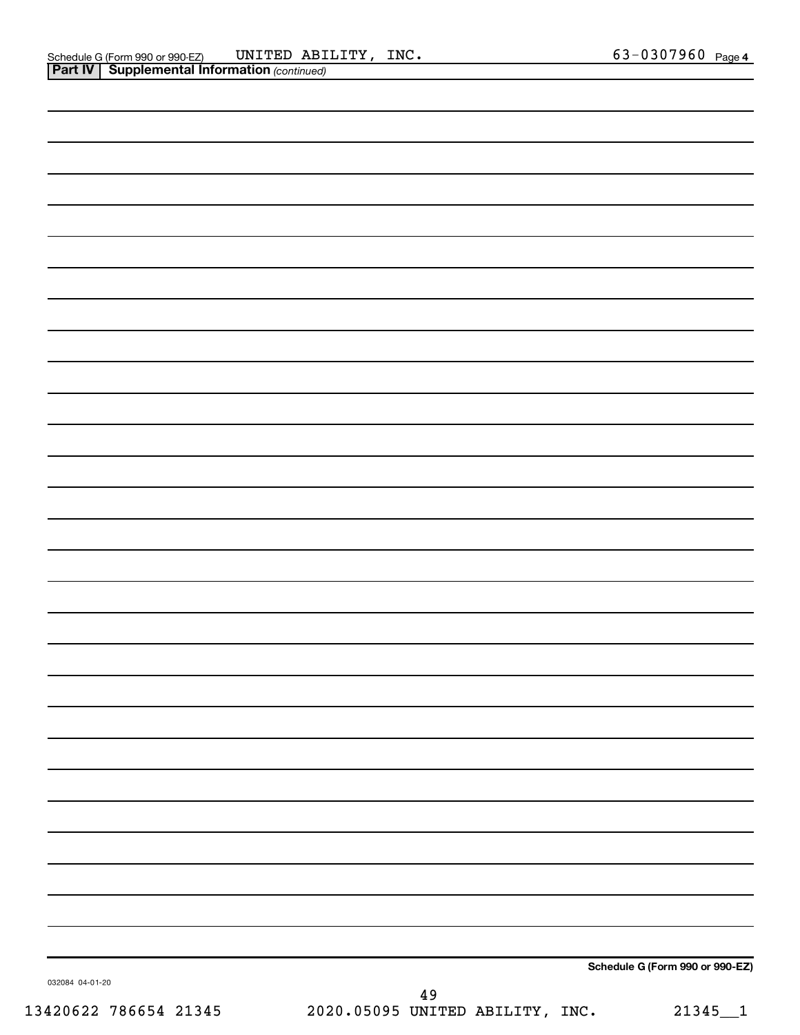Schedule G (Form 990 or 990-EZ) UNITED ABILITY, INC. 63-0307960 Page 4

**Part IV | Supplemental Information** *(continued)*

**Schedule G (Form 990 or 990-EZ)**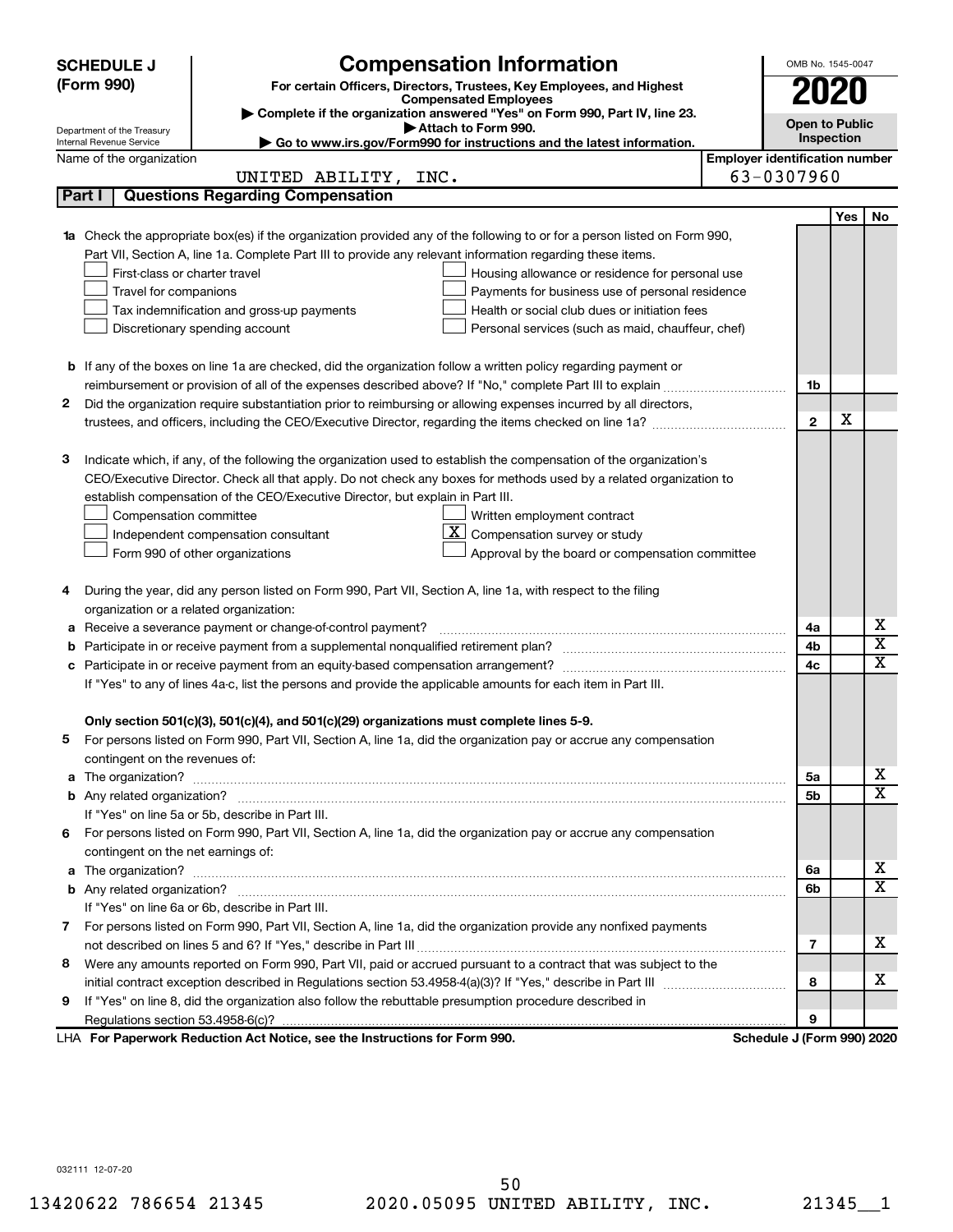**SCHEDULE J (Form 990)**

Department of the Treasury
Internal Revenue Service

# Compensation Information

**For certain Officers, Directors, Trustees, Key Employees, and Highest Compensated Employees**

▶ **Complete if the organization answered "Yes" on Form 990, Part IV, line 23.**

▶ **Attach to Form 990.**

▶ **Go to www.irs.gov/Form990 for instructions and the latest information.**

OMB No. 1545-0047

**2020**

**Open to Public Inspection**

Name of the organization: UNITED ABILITY, INC.

**Employer identification number:** 63-0307960

## Part I Questions Regarding Compensation

| | | | Yes | No |
|---|---|---|---|---|
| **1a** | Check the appropriate box(es) if the organization provided any of the following to or for a person listed on Form 990, Part VII, Section A, line 1a. Complete Part III to provide any relevant information regarding these items.<br>☐ First-class or charter travel ☐ Housing allowance or residence for personal use<br>☐ Travel for companions ☐ Payments for business use of personal residence<br>☐ Tax indemnification and gross-up payments ☐ Health or social club dues or initiation fees<br>☐ Discretionary spending account ☐ Personal services (such as maid, chauffeur, chef) | | | |
| **b** | If any of the boxes on line 1a are checked, did the organization follow a written policy regarding payment or reimbursement or provision of all of the expenses described above? If "No," complete Part III to explain | 1b | | |
| **2** | Did the organization require substantiation prior to reimbursing or allowing expenses incurred by all directors, trustees, and officers, including the CEO/Executive Director, regarding the items checked on line 1a? | 2 | X | |
| **3** | Indicate which, if any, of the following the organization used to establish the compensation of the organization's CEO/Executive Director. Check all that apply. Do not check any boxes for methods used by a related organization to establish compensation of the CEO/Executive Director, but explain in Part III.<br>☐ Compensation committee ☐ Written employment contract<br>☐ Independent compensation consultant ☒ Compensation survey or study<br>☐ Form 990 of other organizations ☐ Approval by the board or compensation committee | | | |
| **4** | During the year, did any person listed on Form 990, Part VII, Section A, line 1a, with respect to the filing organization or a related organization: | | | |
| **a** | Receive a severance payment or change-of-control payment? | 4a | | X |
| **b** | Participate in or receive payment from a supplemental nonqualified retirement plan? | 4b | | X |
| **c** | Participate in or receive payment from an equity-based compensation arrangement? | 4c | | X |
| | If "Yes" to any of lines 4a-c, list the persons and provide the applicable amounts for each item in Part III. | | | |
| | **Only section 501(c)(3), 501(c)(4), and 501(c)(29) organizations must complete lines 5-9.** | | | |
| **5** | For persons listed on Form 990, Part VII, Section A, line 1a, did the organization pay or accrue any compensation contingent on the revenues of: | | | |
| **a** | The organization? | 5a | | X |
| **b** | Any related organization? | 5b | | X |
| | If "Yes" on line 5a or 5b, describe in Part III. | | | |
| **6** | For persons listed on Form 990, Part VII, Section A, line 1a, did the organization pay or accrue any compensation contingent on the net earnings of: | | | |
| **a** | The organization? | 6a | | X |
| **b** | Any related organization? | 6b | | X |
| | If "Yes" on line 6a or 6b, describe in Part III. | | | |
| **7** | For persons listed on Form 990, Part VII, Section A, line 1a, did the organization provide any nonfixed payments not described on lines 5 and 6? If "Yes," describe in Part III | 7 | | X |
| **8** | Were any amounts reported on Form 990, Part VII, paid or accrued pursuant to a contract that was subject to the initial contract exception described in Regulations section 53.4958-4(a)(3)? If "Yes," describe in Part III | 8 | | X |
| **9** | If "Yes" on line 8, did the organization also follow the rebuttable presumption procedure described in Regulations section 53.4958-6(c)? | 9 | | |

LHA **For Paperwork Reduction Act Notice, see the Instructions for Form 990.** **Schedule J (Form 990) 2020**

032111 12-07-20

13420622 786654 21345 2020.05095 UNITED ABILITY, INC. 21345__1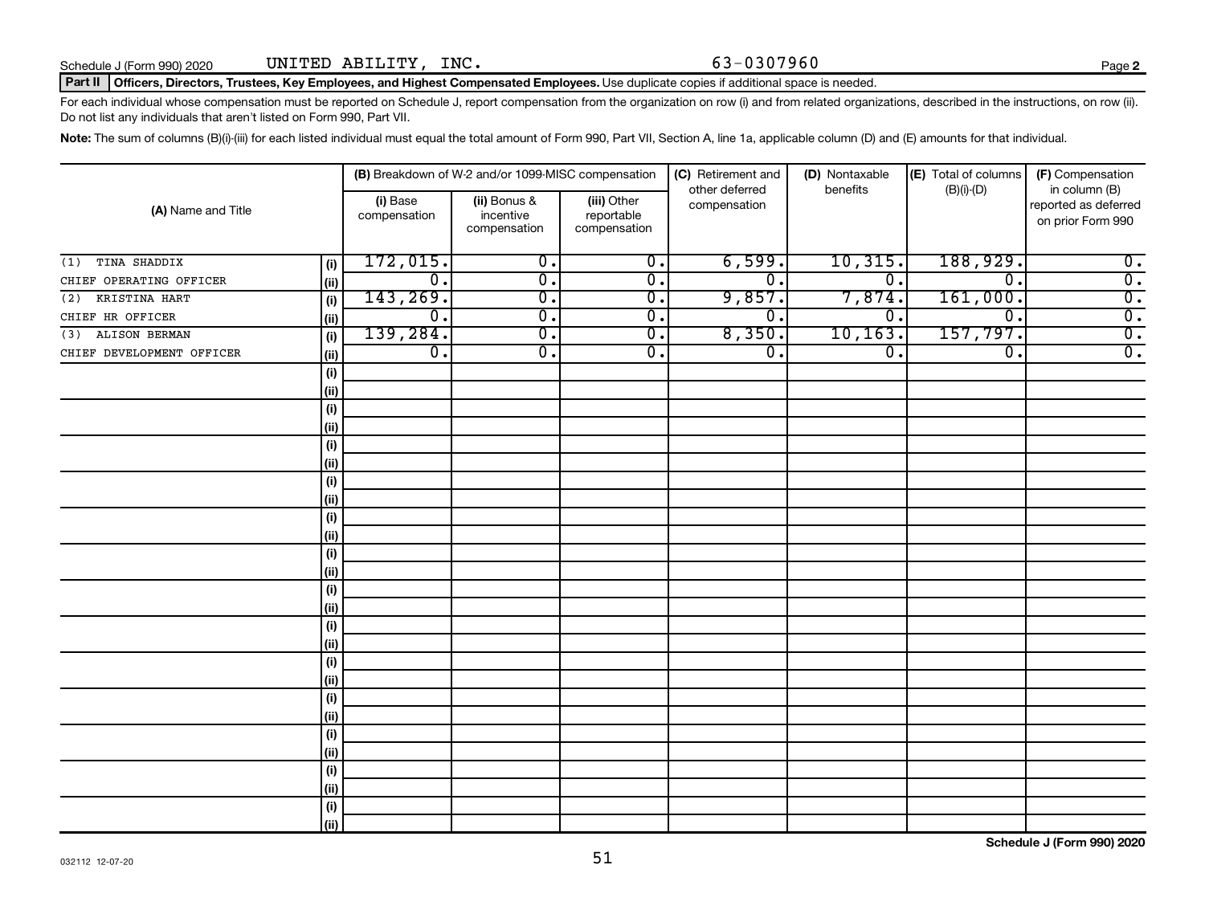Schedule J (Form 990) 2020 UNITED ABILITY, INC. 63-0307960

**Part II Officers, Directors, Trustees, Key Employees, and Highest Compensated Employees.** Use duplicate copies if additional space is needed.

For each individual whose compensation must be reported on Schedule J, report compensation from the organization on row (i) and from related organizations, described in the instructions, on row (ii). Do not list any individuals that aren't listed on Form 990, Part VII.

**Note:** The sum of columns (B)(i)-(iii) for each listed individual must equal the total amount of Form 990, Part VII, Section A, line 1a, applicable column (D) and (E) amounts for that individual.

| (A) Name and Title | | (B) Breakdown of W-2 and/or 1099-MISC compensation | | | (C) Retirement and other deferred compensation | (D) Nontaxable benefits | (E) Total of columns (B)(i)-(D) | (F) Compensation in column (B) reported as deferred on prior Form 990 |
|---|---|---|---|---|---|---|---|---|
| | | (i) Base compensation | (ii) Bonus & incentive compensation | (iii) Other reportable compensation | | | | |
| (1) TINA SHADDIX | (i) | 172,015. | 0. | 0. | 6,599. | 10,315. | 188,929. | 0. |
| CHIEF OPERATING OFFICER | (ii) | 0. | 0. | 0. | 0. | 0. | 0. | 0. |
| (2) KRISTINA HART | (i) | 143,269. | 0. | 0. | 9,857. | 7,874. | 161,000. | 0. |
| CHIEF HR OFFICER | (ii) | 0. | 0. | 0. | 0. | 0. | 0. | 0. |
| (3) ALISON BERMAN | (i) | 139,284. | 0. | 0. | 8,350. | 10,163. | 157,797. | 0. |
| CHIEF DEVELOPMENT OFFICER | (ii) | 0. | 0. | 0. | 0. | 0. | 0. | 0. |

Schedule J (Form 990) 2020

032112 12-07-20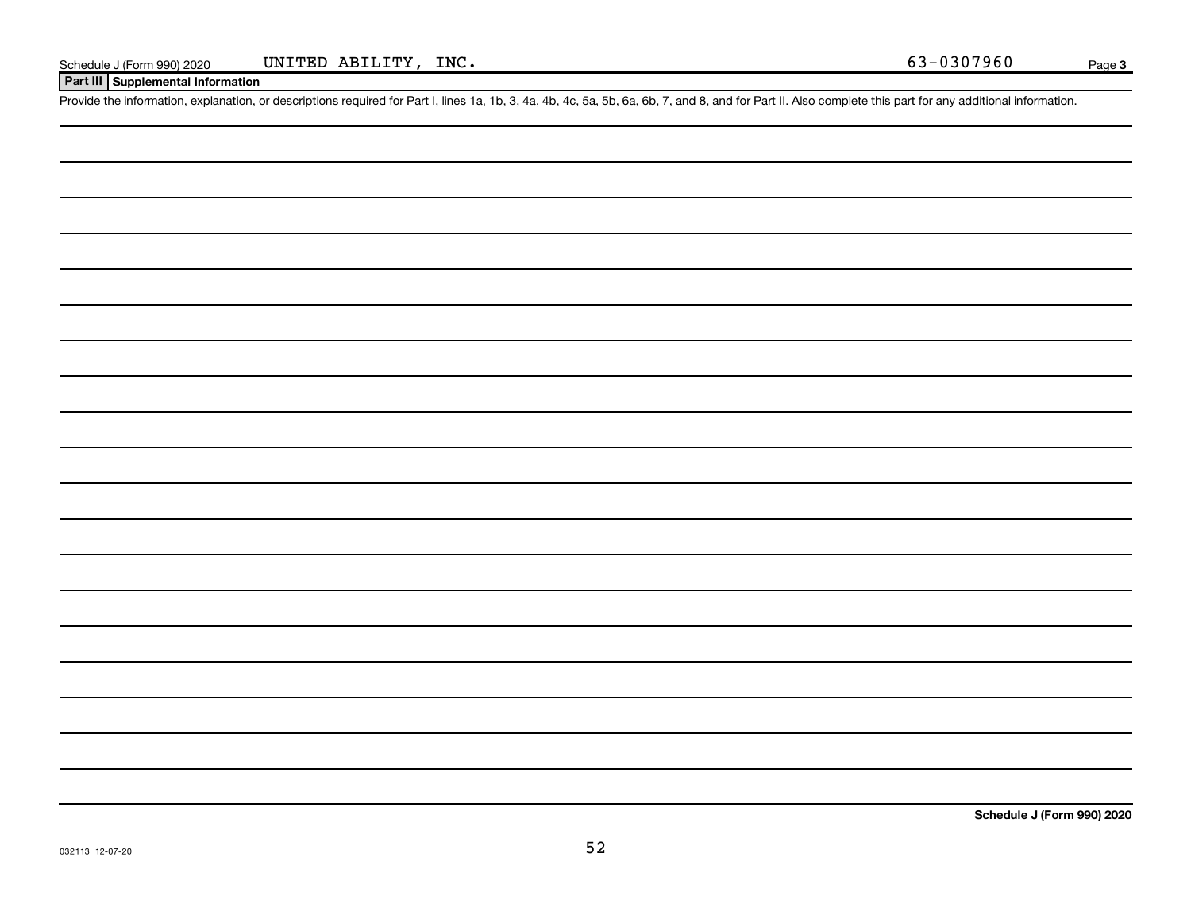Schedule J (Form 990) 2020 UNITED ABILITY, INC. 63-0307960

## Part III Supplemental Information

Provide the information, explanation, or descriptions required for Part I, lines 1a, 1b, 3, 4a, 4b, 4c, 5a, 5b, 6a, 6b, 7, and 8, and for Part II. Also complete this part for any additional information.

Schedule J (Form 990) 2020

032113 12-07-20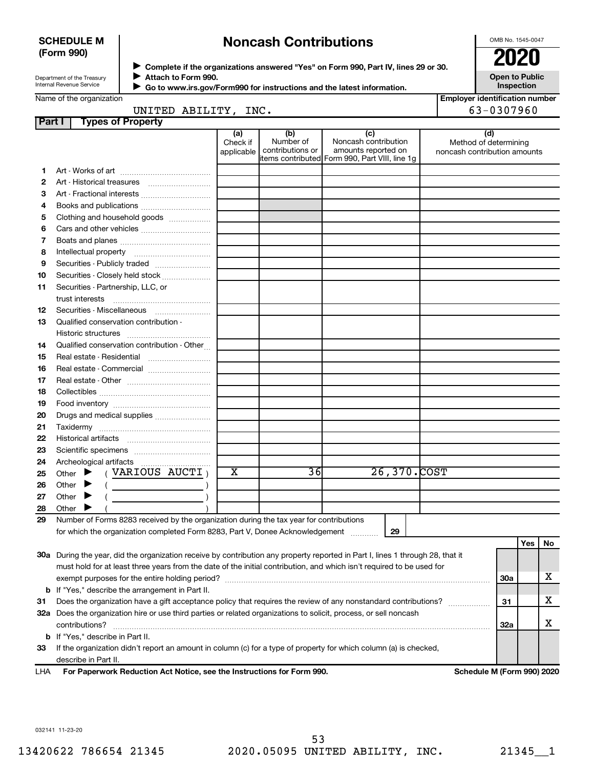**SCHEDULE M (Form 990)**

Department of the Treasury
Internal Revenue Service

# Noncash Contributions

▶ Complete if the organizations answered "Yes" on Form 990, Part IV, lines 29 or 30.
▶ Attach to Form 990.
▶ Go to www.irs.gov/Form990 for instructions and the latest information.

OMB No. 1545-0047

**2020**

**Open to Public Inspection**

Name of the organization: UNITED ABILITY, INC.

Employer identification number: 63-0307960

## Part I Types of Property

| | | (a) Check if applicable | (b) Number of contributions or items contributed | (c) Noncash contribution amounts reported on Form 990, Part VIII, line 1g | (d) Method of determining noncash contribution amounts |
|---|---|---|---|---|---|
| 1 | Art - Works of art | | | | |
| 2 | Art - Historical treasures | | | | |
| 3 | Art - Fractional interests | | | | |
| 4 | Books and publications | | | | |
| 5 | Clothing and household goods | | | | |
| 6 | Cars and other vehicles | | | | |
| 7 | Boats and planes | | | | |
| 8 | Intellectual property | | | | |
| 9 | Securities - Publicly traded | | | | |
| 10 | Securities - Closely held stock | | | | |
| 11 | Securities - Partnership, LLC, or trust interests | | | | |
| 12 | Securities - Miscellaneous | | | | |
| 13 | Qualified conservation contribution - Historic structures | | | | |
| 14 | Qualified conservation contribution - Other | | | | |
| 15 | Real estate - Residential | | | | |
| 16 | Real estate - Commercial | | | | |
| 17 | Real estate - Other | | | | |
| 18 | Collectibles | | | | |
| 19 | Food inventory | | | | |
| 20 | Drugs and medical supplies | | | | |
| 21 | Taxidermy | | | | |
| 22 | Historical artifacts | | | | |
| 23 | Scientific specimens | | | | |
| 24 | Archeological artifacts | | | | |
| 25 | Other ▶ ( VARIOUS AUCTI ) | X | 36 | 26,370. | COST |
| 26 | Other ▶ ( ) | | | | |
| 27 | Other ▶ ( ) | | | | |
| 28 | Other ▶ ( ) | | | | |

29 Number of Forms 8283 received by the organization during the tax year for contributions for which the organization completed Form 8283, Part V, Donee Acknowledgement ..... 29

| | | | Yes | No |
|---|---|---|---|---|
| 30a | During the year, did the organization receive by contribution any property reported in Part I, lines 1 through 28, that it must hold for at least three years from the date of the initial contribution, and which isn't required to be used for exempt purposes for the entire holding period? | 30a | | X |
| b | If "Yes," describe the arrangement in Part II. | | | |
| 31 | Does the organization have a gift acceptance policy that requires the review of any nonstandard contributions? | 31 | | X |
| 32a | Does the organization hire or use third parties or related organizations to solicit, process, or sell noncash contributions? | 32a | | X |
| b | If "Yes," describe in Part II. | | | |
| 33 | If the organization didn't report an amount in column (c) for a type of property for which column (a) is checked, describe in Part II. | | | |

LHA **For Paperwork Reduction Act Notice, see the Instructions for Form 990.** **Schedule M (Form 990) 2020**

032141 11-23-20

13420622 786654 21345 2020.05095 UNITED ABILITY, INC. 21345__1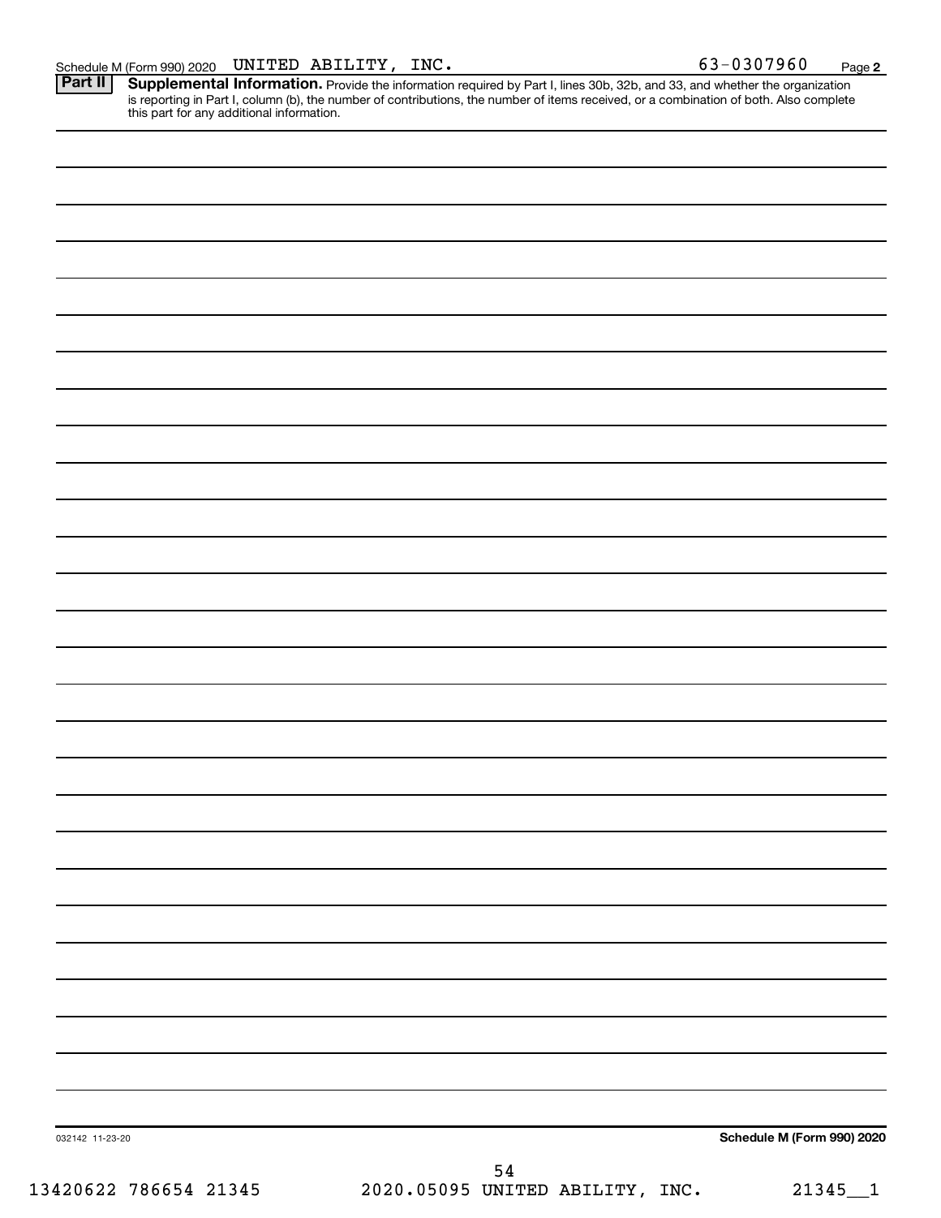Schedule M (Form 990) 2020 UNITED ABILITY, INC. 63-0307960 Page 2

**Part II** **Supplemental Information.** Provide the information required by Part I, lines 30b, 32b, and 33, and whether the organization is reporting in Part I, column (b), the number of contributions, the number of items received, or a combination of both. Also complete this part for any additional information.

032142 11-23-20 **Schedule M (Form 990) 2020**

13420622 786654 21345 2020.05095 UNITED ABILITY, INC. 21345__1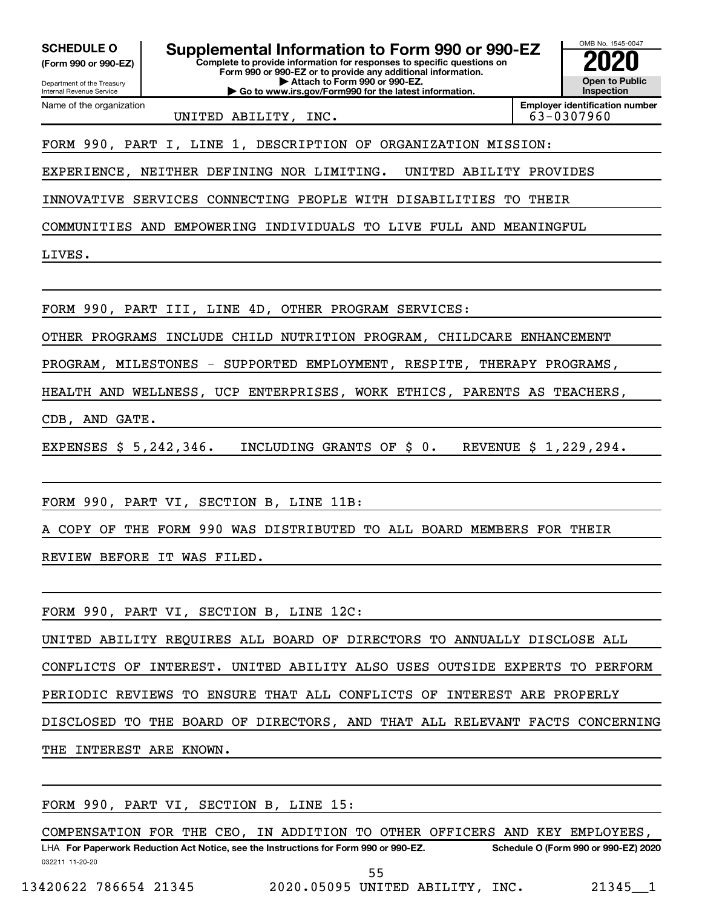**SCHEDULE O**
**(Form 990 or 990-EZ)**

Department of the Treasury
Internal Revenue Service

# Supplemental Information to Form 990 or 990-EZ

**Complete to provide information for responses to specific questions on Form 990 or 990-EZ or to provide any additional information.**
**▶ Attach to Form 990 or 990-EZ.**
**▶ Go to www.irs.gov/Form990 for the latest information.**

OMB No. 1545-0047
**2020**
**Open to Public Inspection**

| Name of the organization | Employer identification number |
|---|---|
| UNITED ABILITY, INC. | 63-0307960 |

FORM 990, PART I, LINE 1, DESCRIPTION OF ORGANIZATION MISSION:

EXPERIENCE, NEITHER DEFINING NOR LIMITING. UNITED ABILITY PROVIDES INNOVATIVE SERVICES CONNECTING PEOPLE WITH DISABILITIES TO THEIR COMMUNITIES AND EMPOWERING INDIVIDUALS TO LIVE FULL AND MEANINGFUL LIVES.

FORM 990, PART III, LINE 4D, OTHER PROGRAM SERVICES:

OTHER PROGRAMS INCLUDE CHILD NUTRITION PROGRAM, CHILDCARE ENHANCEMENT PROGRAM, MILESTONES - SUPPORTED EMPLOYMENT, RESPITE, THERAPY PROGRAMS, HEALTH AND WELLNESS, UCP ENTERPRISES, WORK ETHICS, PARENTS AS TEACHERS, CDB, AND GATE.

EXPENSES $ 5,242,346. INCLUDING GRANTS OF $ 0. REVENUE $ 1,229,294.

FORM 990, PART VI, SECTION B, LINE 11B:

A COPY OF THE FORM 990 WAS DISTRIBUTED TO ALL BOARD MEMBERS FOR THEIR REVIEW BEFORE IT WAS FILED.

FORM 990, PART VI, SECTION B, LINE 12C:

UNITED ABILITY REQUIRES ALL BOARD OF DIRECTORS TO ANNUALLY DISCLOSE ALL CONFLICTS OF INTEREST. UNITED ABILITY ALSO USES OUTSIDE EXPERTS TO PERFORM PERIODIC REVIEWS TO ENSURE THAT ALL CONFLICTS OF INTEREST ARE PROPERLY DISCLOSED TO THE BOARD OF DIRECTORS, AND THAT ALL RELEVANT FACTS CONCERNING THE INTEREST ARE KNOWN.

FORM 990, PART VI, SECTION B, LINE 15:

COMPENSATION FOR THE CEO, IN ADDITION TO OTHER OFFICERS AND KEY EMPLOYEES,

LHA **For Paperwork Reduction Act Notice, see the Instructions for Form 990 or 990-EZ.** **Schedule O (Form 990 or 990-EZ) 2020**
032211 11-20-20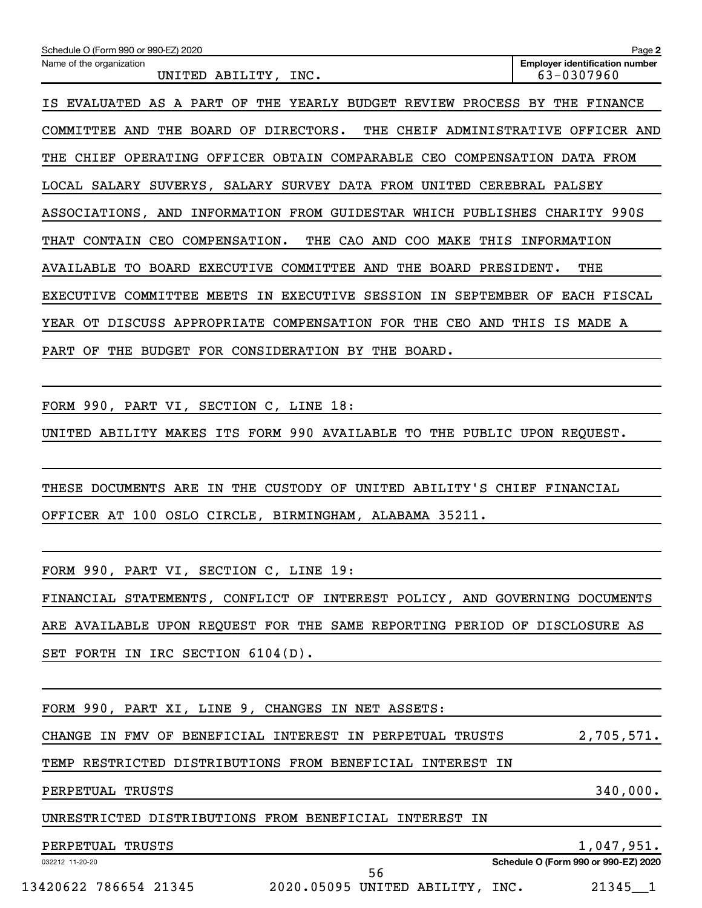Schedule O (Form 990 or 990-EZ) 2020

Name of the organization: UNITED ABILITY, INC.

Employer identification number: 63-0307960

IS EVALUATED AS A PART OF THE YEARLY BUDGET REVIEW PROCESS BY THE FINANCE COMMITTEE AND THE BOARD OF DIRECTORS. THE CHEIF ADMINISTRATIVE OFFICER AND THE CHIEF OPERATING OFFICER OBTAIN COMPARABLE CEO COMPENSATION DATA FROM LOCAL SALARY SUVERYS, SALARY SURVEY DATA FROM UNITED CEREBRAL PALSEY ASSOCIATIONS, AND INFORMATION FROM GUIDESTAR WHICH PUBLISHES CHARITY 990S THAT CONTAIN CEO COMPENSATION. THE CAO AND COO MAKE THIS INFORMATION AVAILABLE TO BOARD EXECUTIVE COMMITTEE AND THE BOARD PRESIDENT. THE EXECUTIVE COMMITTEE MEETS IN EXECUTIVE SESSION IN SEPTEMBER OF EACH FISCAL YEAR OT DISCUSS APPROPRIATE COMPENSATION FOR THE CEO AND THIS IS MADE A PART OF THE BUDGET FOR CONSIDERATION BY THE BOARD.

FORM 990, PART VI, SECTION C, LINE 18:

UNITED ABILITY MAKES ITS FORM 990 AVAILABLE TO THE PUBLIC UPON REQUEST.

THESE DOCUMENTS ARE IN THE CUSTODY OF UNITED ABILITY'S CHIEF FINANCIAL OFFICER AT 100 OSLO CIRCLE, BIRMINGHAM, ALABAMA 35211.

FORM 990, PART VI, SECTION C, LINE 19:

FINANCIAL STATEMENTS, CONFLICT OF INTEREST POLICY, AND GOVERNING DOCUMENTS ARE AVAILABLE UPON REQUEST FOR THE SAME REPORTING PERIOD OF DISCLOSURE AS SET FORTH IN IRC SECTION 6104(D).

FORM 990, PART XI, LINE 9, CHANGES IN NET ASSETS:

| | |
|---|---|
| CHANGE IN FMV OF BENEFICIAL INTEREST IN PERPETUAL TRUSTS | 2,705,571. |
| TEMP RESTRICTED DISTRIBUTIONS FROM BENEFICIAL INTEREST IN PERPETUAL TRUSTS | 340,000. |
| UNRESTRICTED DISTRIBUTIONS FROM BENEFICIAL INTEREST IN PERPETUAL TRUSTS | 1,047,951. |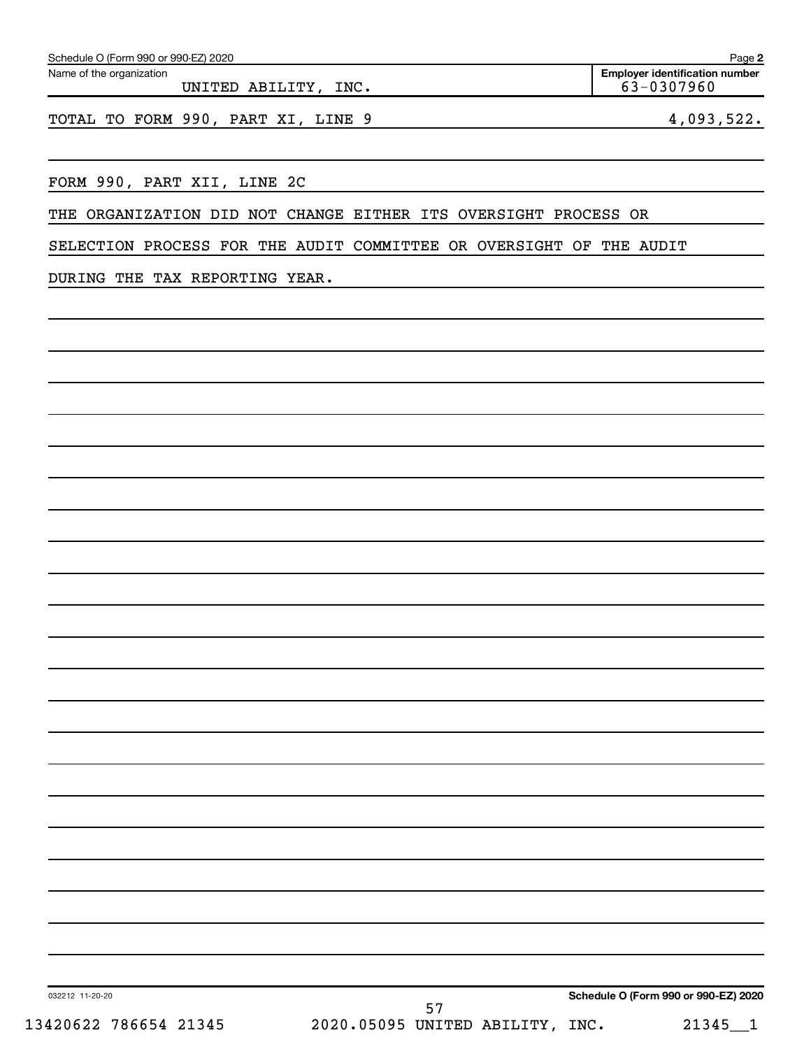Schedule O (Form 990 or 990-EZ) 2020

Name of the organization: UNITED ABILITY, INC.

Employer identification number: 63-0307960

TOTAL TO FORM 990, PART XI, LINE 9 4,093,522.

FORM 990, PART XII, LINE 2C

THE ORGANIZATION DID NOT CHANGE EITHER ITS OVERSIGHT PROCESS OR SELECTION PROCESS FOR THE AUDIT COMMITTEE OR OVERSIGHT OF THE AUDIT DURING THE TAX REPORTING YEAR.

032212 11-20-20

Schedule O (Form 990 or 990-EZ) 2020

13420622 786654 21345 2020.05095 UNITED ABILITY, INC. 21345__1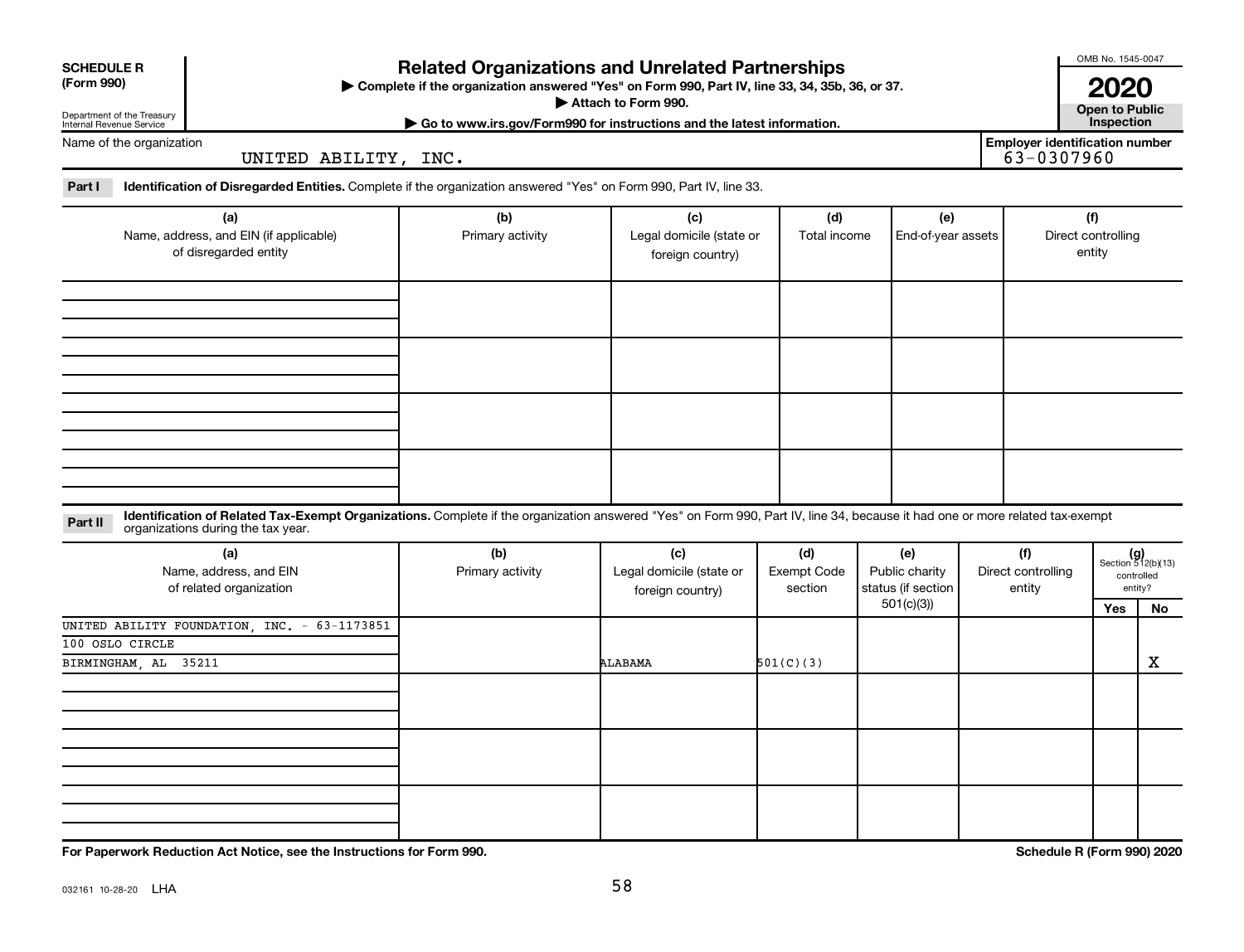**SCHEDULE R (Form 990)**

Department of the Treasury
Internal Revenue Service

# Related Organizations and Unrelated Partnerships

▶ Complete if the organization answered "Yes" on Form 990, Part IV, line 33, 34, 35b, 36, or 37.
▶ Attach to Form 990.
▶ Go to www.irs.gov/Form990 for instructions and the latest information.

OMB No. 1545-0047

**2020**

**Open to Public Inspection**

Name of the organization: UNITED ABILITY, INC.

Employer identification number: 63-0307960

**Part I** **Identification of Disregarded Entities.** Complete if the organization answered "Yes" on Form 990, Part IV, line 33.

| (a) Name, address, and EIN (if applicable) of disregarded entity | (b) Primary activity | (c) Legal domicile (state or foreign country) | (d) Total income | (e) End-of-year assets | (f) Direct controlling entity |
|---|---|---|---|---|---|
| | | | | | |
| | | | | | |
| | | | | | |
| | | | | | |

**Part II** **Identification of Related Tax-Exempt Organizations.** Complete if the organization answered "Yes" on Form 990, Part IV, line 34, because it had one or more related tax-exempt organizations during the tax year.

| (a) Name, address, and EIN of related organization | (b) Primary activity | (c) Legal domicile (state or foreign country) | (d) Exempt Code section | (e) Public charity status (if section 501(c)(3)) | (f) Direct controlling entity | (g) Section 512(b)(13) controlled entity? Yes | No |
|---|---|---|---|---|---|---|---|
| UNITED ABILITY FOUNDATION, INC. - 63-1173851<br>100 OSLO CIRCLE<br>BIRMINGHAM, AL 35211 | | ALABAMA | 501(C)(3) | | | | X |
| | | | | | | | |
| | | | | | | | |
| | | | | | | | |

**For Paperwork Reduction Act Notice, see the Instructions for Form 990.**

**Schedule R (Form 990) 2020**

032161 10-28-20 LHA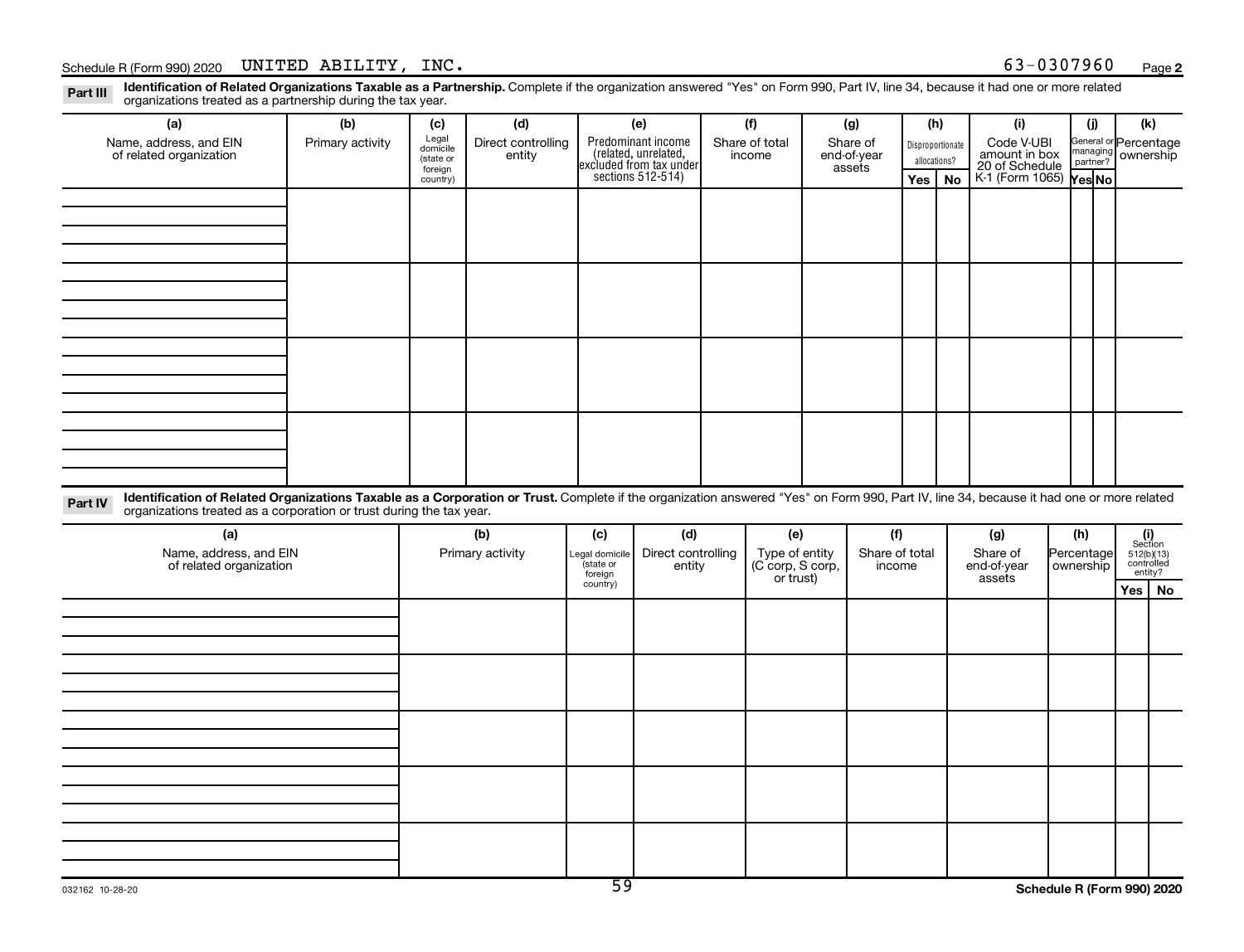Schedule R (Form 990) 2020 UNITED ABILITY, INC. 63-0307960 Page 2

**Part III** **Identification of Related Organizations Taxable as a Partnership.** Complete if the organization answered "Yes" on Form 990, Part IV, line 34, because it had one or more related organizations treated as a partnership during the tax year.

| (a) Name, address, and EIN of related organization | (b) Primary activity | (c) Legal domicile (state or foreign country) | (d) Direct controlling entity | (e) Predominant income (related, unrelated, excluded from tax under sections 512-514) | (f) Share of total income | (g) Share of end-of-year assets | (h) Disproportionate allocations? Yes | No | (i) Code V-UBI amount in box 20 of Schedule K-1 (Form 1065) | (j) General or managing partner? Yes | No | (k) Percentage ownership |
|---|---|---|---|---|---|---|---|---|---|---|---|---|
| | | | | | | | | | | | | |
| | | | | | | | | | | | | |
| | | | | | | | | | | | | |
| | | | | | | | | | | | | |

**Part IV** **Identification of Related Organizations Taxable as a Corporation or Trust.** Complete if the organization answered "Yes" on Form 990, Part IV, line 34, because it had one or more related organizations treated as a corporation or trust during the tax year.

| (a) Name, address, and EIN of related organization | (b) Primary activity | (c) Legal domicile (state or foreign country) | (d) Direct controlling entity | (e) Type of entity (C corp, S corp, or trust) | (f) Share of total income | (g) Share of end-of-year assets | (h) Percentage ownership | (i) Section 512(b)(13) controlled entity? Yes | No |
|---|---|---|---|---|---|---|---|---|---|
| | | | | | | | | | |
| | | | | | | | | | |
| | | | | | | | | | |
| | | | | | | | | | |
| | | | | | | | | | |

032162 10-28-20

Schedule R (Form 990) 2020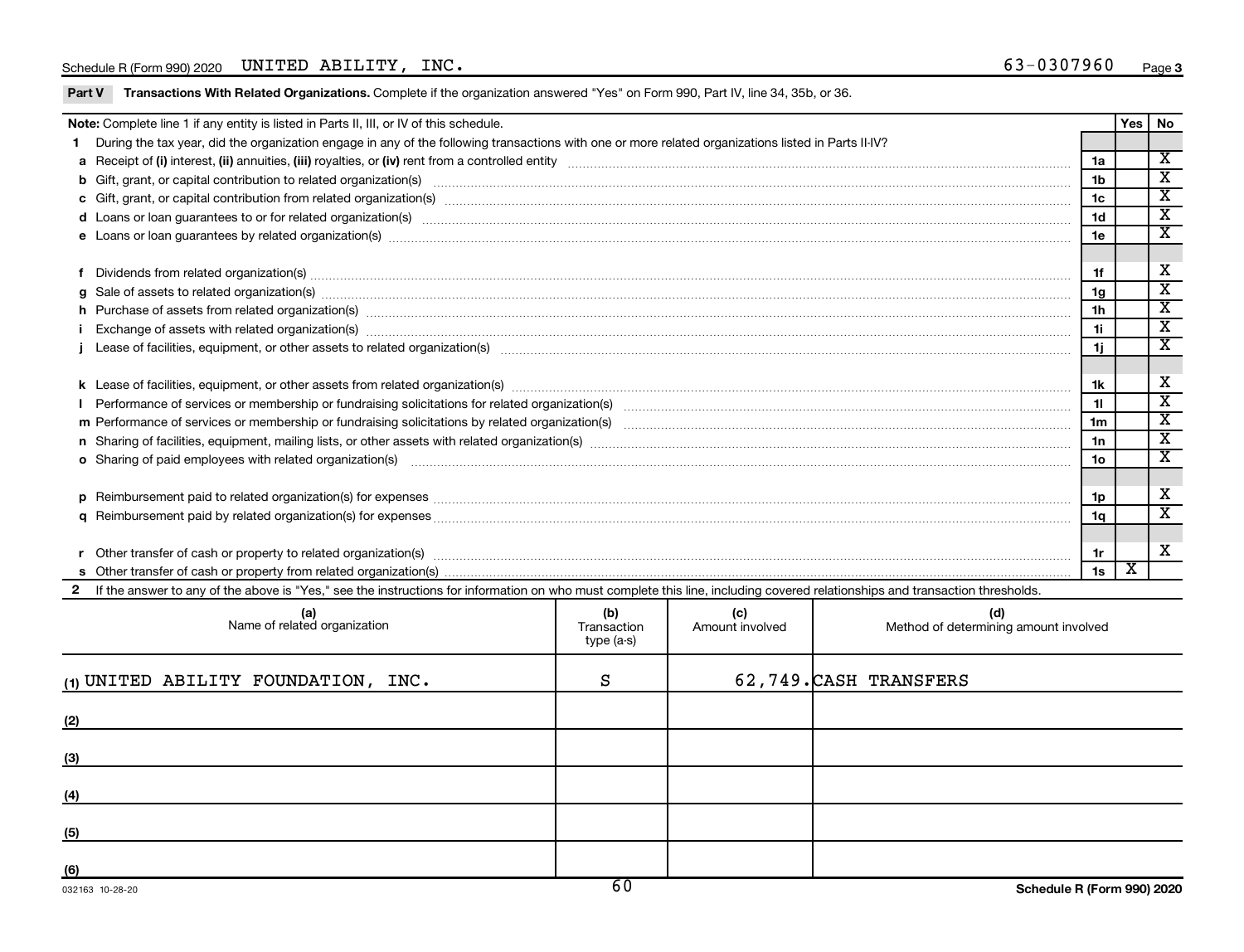Schedule R (Form 990) 2020 UNITED ABILITY, INC. 63-0307960

**Part V Transactions With Related Organizations.** Complete if the organization answered "Yes" on Form 990, Part IV, line 34, 35b, or 36.

| **Note:** Complete line 1 if any entity is listed in Parts II, III, or IV of this schedule. | | Yes | No |
|---|---|---|---|
| **1** During the tax year, did the organization engage in any of the following transactions with one or more related organizations listed in Parts II-IV? | | | |
| **a** Receipt of **(i)** interest, **(ii)** annuities, **(iii)** royalties, or **(iv)** rent from a controlled entity | 1a | | X |
| **b** Gift, grant, or capital contribution to related organization(s) | 1b | | X |
| **c** Gift, grant, or capital contribution from related organization(s) | 1c | | X |
| **d** Loans or loan guarantees to or for related organization(s) | 1d | | X |
| **e** Loans or loan guarantees by related organization(s) | 1e | | X |
| **f** Dividends from related organization(s) | 1f | | X |
| **g** Sale of assets to related organization(s) | 1g | | X |
| **h** Purchase of assets from related organization(s) | 1h | | X |
| **i** Exchange of assets with related organization(s) | 1i | | X |
| **j** Lease of facilities, equipment, or other assets to related organization(s) | 1j | | X |
| **k** Lease of facilities, equipment, or other assets from related organization(s) | 1k | | X |
| **l** Performance of services or membership or fundraising solicitations for related organization(s) | 1l | | X |
| **m** Performance of services or membership or fundraising solicitations by related organization(s) | 1m | | X |
| **n** Sharing of facilities, equipment, mailing lists, or other assets with related organization(s) | 1n | | X |
| **o** Sharing of paid employees with related organization(s) | 1o | | X |
| **p** Reimbursement paid to related organization(s) for expenses | 1p | | X |
| **q** Reimbursement paid by related organization(s) for expenses | 1q | | X |
| **r** Other transfer of cash or property to related organization(s) | 1r | | X |
| **s** Other transfer of cash or property from related organization(s) | 1s | X | |

**2** If the answer to any of the above is "Yes," see the instructions for information on who must complete this line, including covered relationships and transaction thresholds.

| (a) Name of related organization | (b) Transaction type (a-s) | (c) Amount involved | (d) Method of determining amount involved |
|---|---|---|---|
| (1) UNITED ABILITY FOUNDATION, INC. | S | 62,749. | CASH TRANSFERS |
| (2) | | | |
| (3) | | | |
| (4) | | | |
| (5) | | | |
| (6) | | | |

032163 10-28-20 **Schedule R (Form 990) 2020**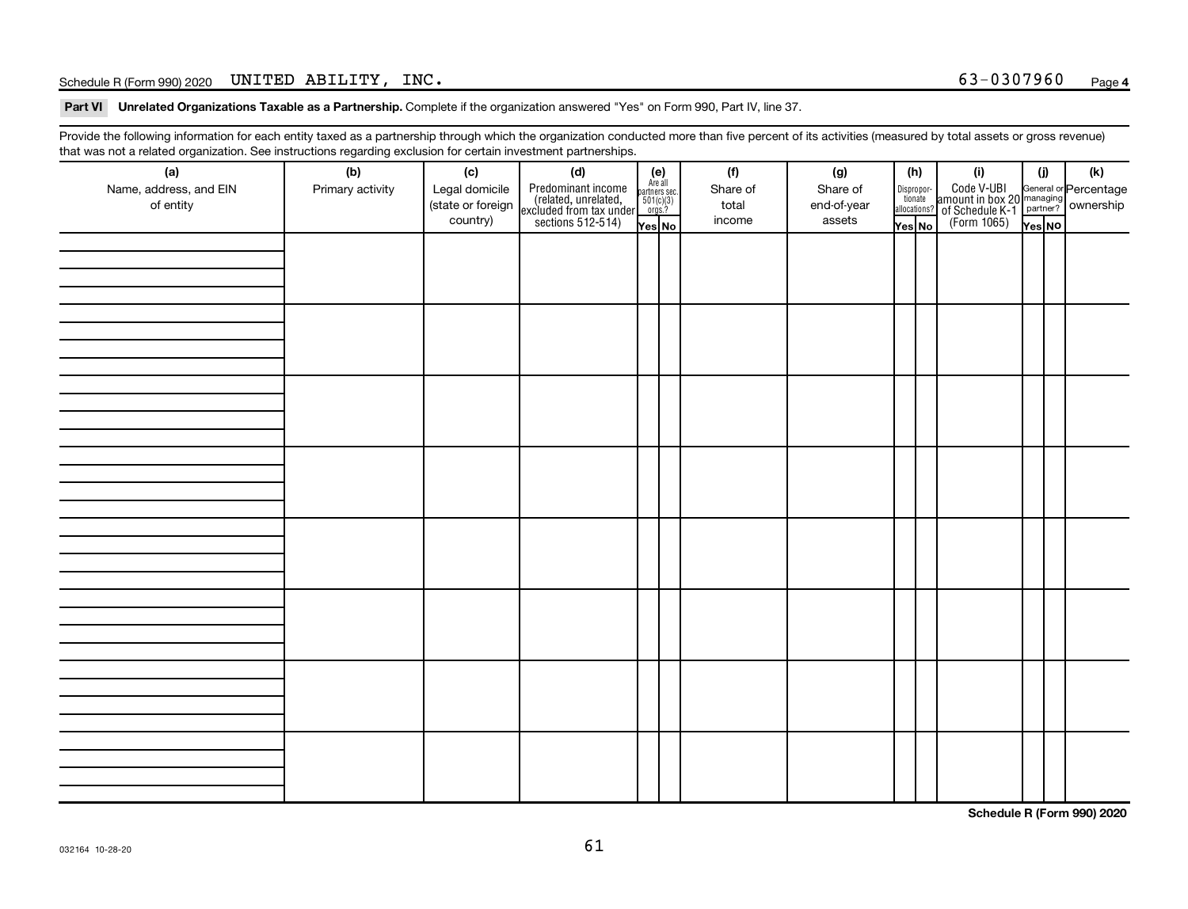Schedule R (Form 990) 2020 UNITED ABILITY, INC. 63-0307960

**Part VI Unrelated Organizations Taxable as a Partnership.** Complete if the organization answered "Yes" on Form 990, Part IV, line 37.

Provide the following information for each entity taxed as a partnership through which the organization conducted more than five percent of its activities (measured by total assets or gross revenue) that was not a related organization. See instructions regarding exclusion for certain investment partnerships.

| (a) Name, address, and EIN of entity | (b) Primary activity | (c) Legal domicile (state or foreign country) | (d) Predominant income (related, unrelated, excluded from tax under sections 512-514) | (e) Are all partners sec. 501(c)(3) orgs.? Yes | (e) No | (f) Share of total income | (g) Share of end-of-year assets | (h) Disproportionate allocations? Yes | (h) No | (i) Code V-UBI amount in box 20 of Schedule K-1 (Form 1065) | (j) General or managing partner? Yes | (j) No | (k) Percentage ownership |
|---|---|---|---|---|---|---|---|---|---|---|---|---|---|
| | | | | | | | | | | | | | |
| | | | | | | | | | | | | | |
| | | | | | | | | | | | | | |
| | | | | | | | | | | | | | |
| | | | | | | | | | | | | | |
| | | | | | | | | | | | | | |
| | | | | | | | | | | | | | |
| | | | | | | | | | | | | | |

**Schedule R (Form 990) 2020**

032164 10-28-20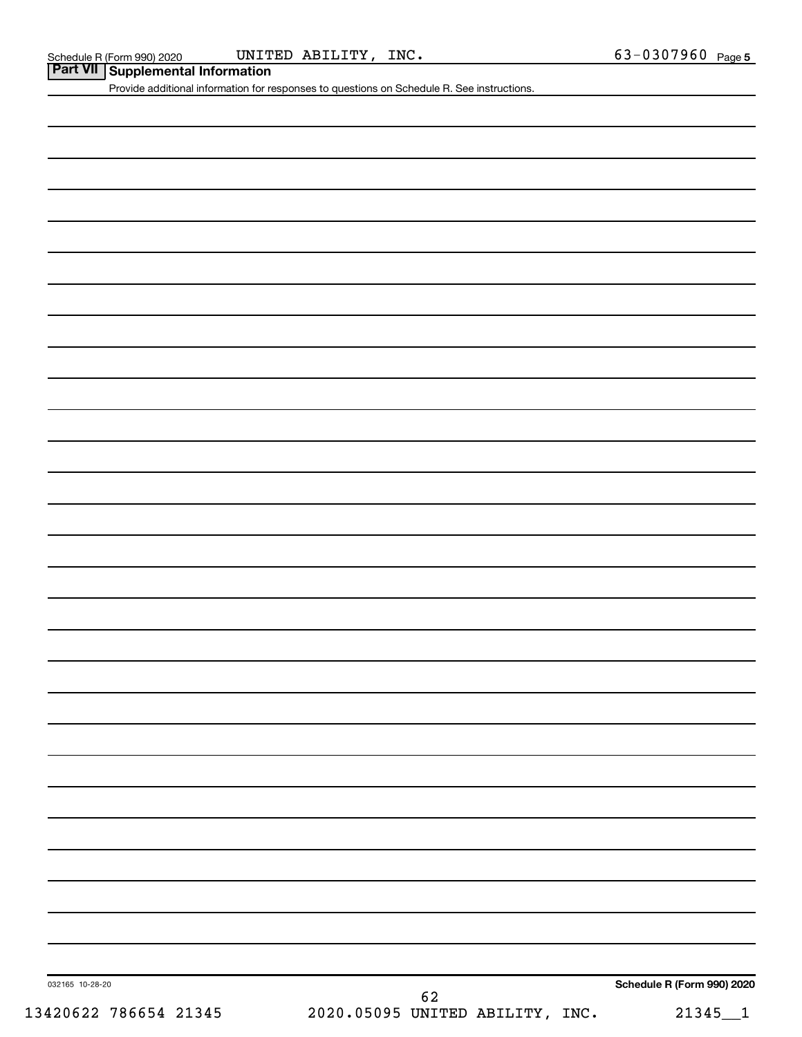Schedule R (Form 990) 2020 UNITED ABILITY, INC. 63-0307960 Page 5

## Part VII Supplemental Information

Provide additional information for responses to questions on Schedule R. See instructions.

032165 10-28-20

**Schedule R (Form 990) 2020**